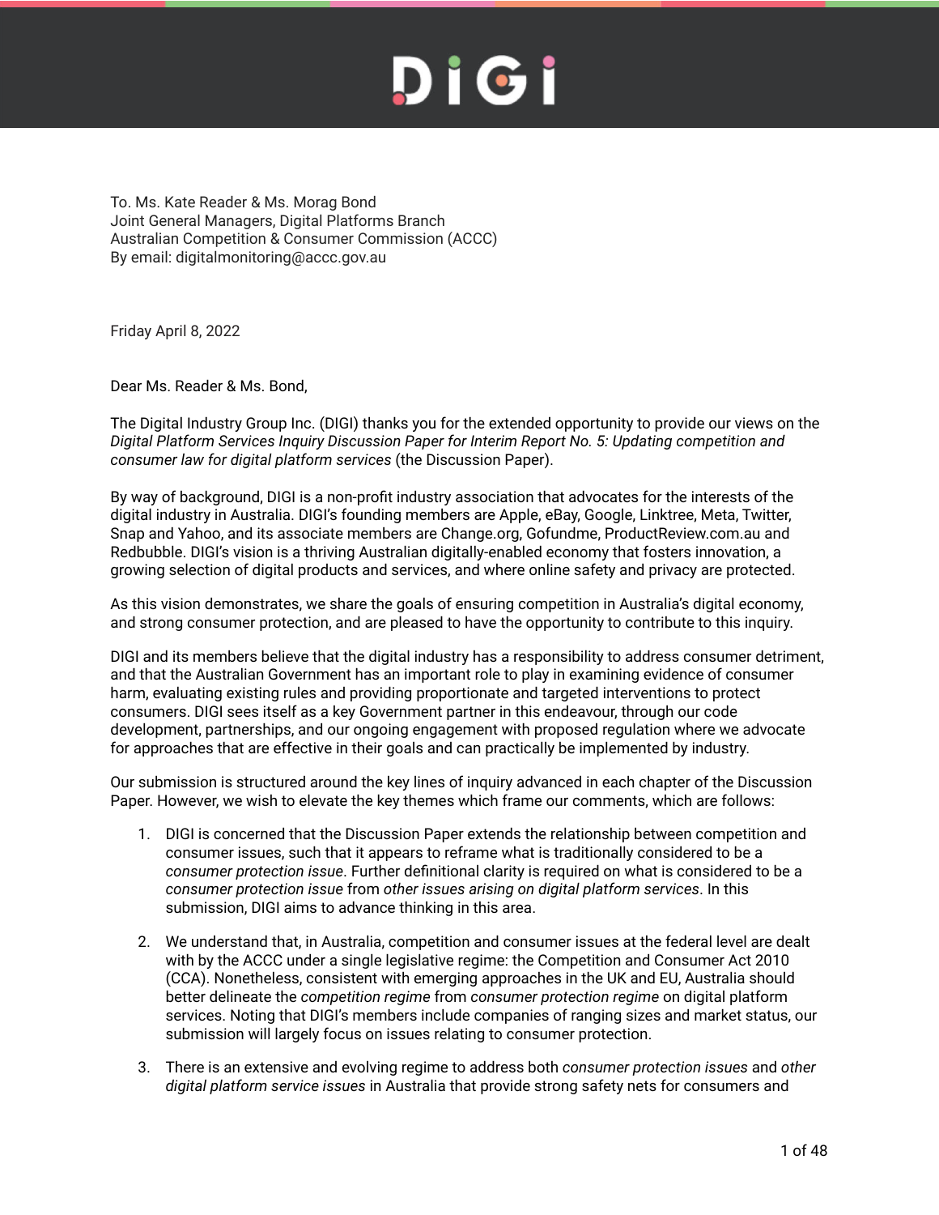# DIGI

To. Ms. Kate Reader & Ms. Morag Bond
Joint General Managers, Digital Platforms Branch
Australian Competition & Consumer Commission (ACCC)
By email: digitalmonitoring@accc.gov.au

Friday April 8, 2022

Dear Ms. Reader & Ms. Bond,

The Digital Industry Group Inc. (DIGI) thanks you for the extended opportunity to provide our views on the *Digital Platform Services Inquiry Discussion Paper for Interim Report No. 5: Updating competition and consumer law for digital platform services* (the Discussion Paper).

By way of background, DIGI is a non-profit industry association that advocates for the interests of the digital industry in Australia. DIGI's founding members are Apple, eBay, Google, Linktree, Meta, Twitter, Snap and Yahoo, and its associate members are Change.org, Gofundme, ProductReview.com.au and Redbubble. DIGI's vision is a thriving Australian digitally-enabled economy that fosters innovation, a growing selection of digital products and services, and where online safety and privacy are protected.

As this vision demonstrates, we share the goals of ensuring competition in Australia's digital economy, and strong consumer protection, and are pleased to have the opportunity to contribute to this inquiry.

DIGI and its members believe that the digital industry has a responsibility to address consumer detriment, and that the Australian Government has an important role to play in examining evidence of consumer harm, evaluating existing rules and providing proportionate and targeted interventions to protect consumers. DIGI sees itself as a key Government partner in this endeavour, through our code development, partnerships, and our ongoing engagement with proposed regulation where we advocate for approaches that are effective in their goals and can practically be implemented by industry.

Our submission is structured around the key lines of inquiry advanced in each chapter of the Discussion Paper. However, we wish to elevate the key themes which frame our comments, which are follows:

1. DIGI is concerned that the Discussion Paper extends the relationship between competition and consumer issues, such that it appears to reframe what is traditionally considered to be a *consumer protection issue*. Further definitional clarity is required on what is considered to be a *consumer protection issue* from *other issues arising on digital platform services*. In this submission, DIGI aims to advance thinking in this area.
2. We understand that, in Australia, competition and consumer issues at the federal level are dealt with by the ACCC under a single legislative regime: the Competition and Consumer Act 2010 (CCA). Nonetheless, consistent with emerging approaches in the UK and EU, Australia should better delineate the *competition regime* from *consumer protection regime* on digital platform services. Noting that DIGI's members include companies of ranging sizes and market status, our submission will largely focus on issues relating to consumer protection.
3. There is an extensive and evolving regime to address both *consumer protection issues* and *other digital platform service issues* in Australia that provide strong safety nets for consumers and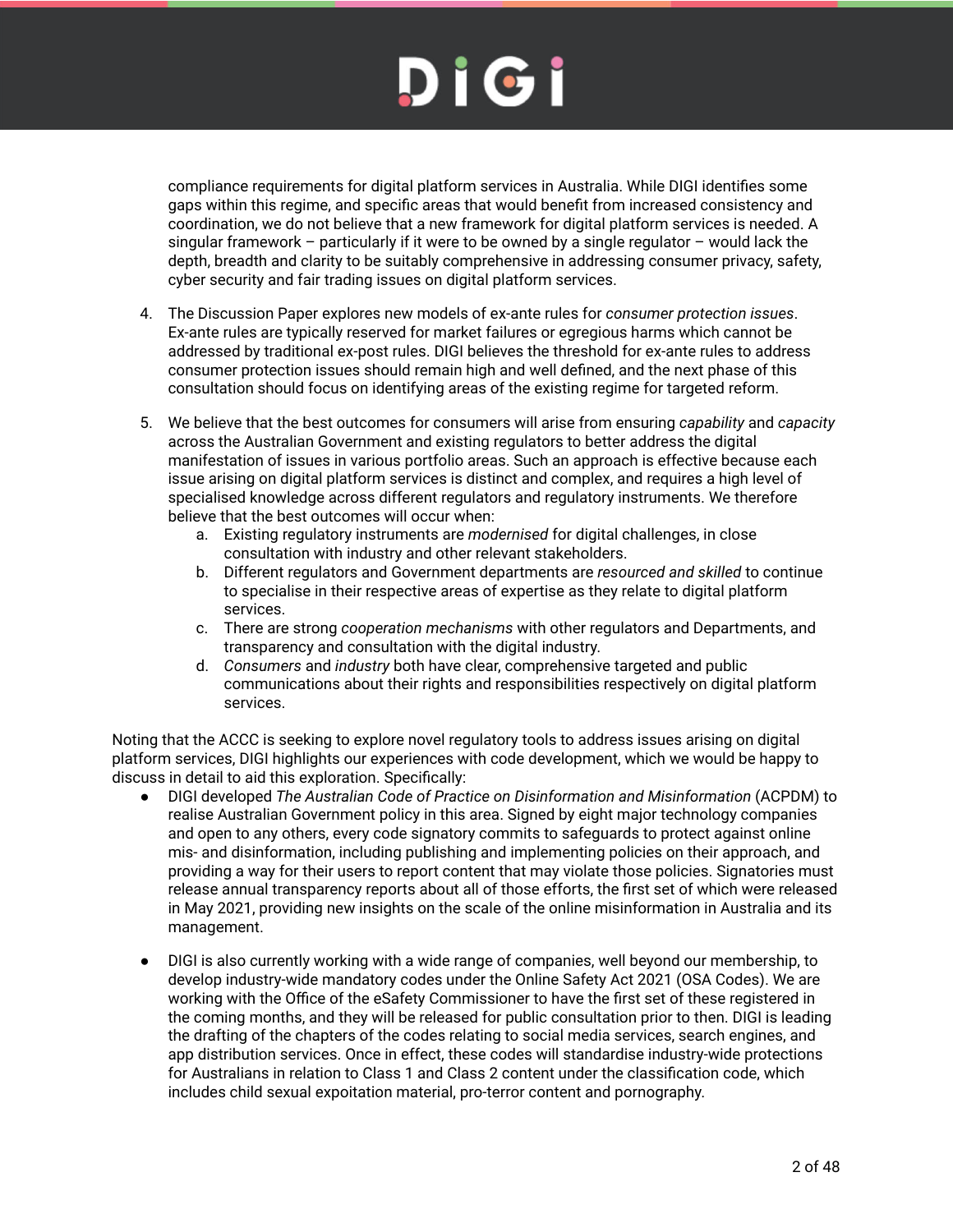compliance requirements for digital platform services in Australia. While DIGI identifies some gaps within this regime, and specific areas that would benefit from increased consistency and coordination, we do not believe that a new framework for digital platform services is needed. A singular framework – particularly if it were to be owned by a single regulator – would lack the depth, breadth and clarity to be suitably comprehensive in addressing consumer privacy, safety, cyber security and fair trading issues on digital platform services.

4. The Discussion Paper explores new models of ex-ante rules for *consumer protection issues*. Ex-ante rules are typically reserved for market failures or egregious harms which cannot be addressed by traditional ex-post rules. DIGI believes the threshold for ex-ante rules to address consumer protection issues should remain high and well defined, and the next phase of this consultation should focus on identifying areas of the existing regime for targeted reform.

5. We believe that the best outcomes for consumers will arise from ensuring *capability* and *capacity* across the Australian Government and existing regulators to better address the digital manifestation of issues in various portfolio areas. Such an approach is effective because each issue arising on digital platform services is distinct and complex, and requires a high level of specialised knowledge across different regulators and regulatory instruments. We therefore believe that the best outcomes will occur when:
   a. Existing regulatory instruments are *modernised* for digital challenges, in close consultation with industry and other relevant stakeholders.
   b. Different regulators and Government departments are *resourced and skilled* to continue to specialise in their respective areas of expertise as they relate to digital platform services.
   c. There are strong *cooperation mechanisms* with other regulators and Departments, and transparency and consultation with the digital industry.
   d. *Consumers* and *industry* both have clear, comprehensive targeted and public communications about their rights and responsibilities respectively on digital platform services.

Noting that the ACCC is seeking to explore novel regulatory tools to address issues arising on digital platform services, DIGI highlights our experiences with code development, which we would be happy to discuss in detail to aid this exploration. Specifically:

- DIGI developed *The Australian Code of Practice on Disinformation and Misinformation* (ACPDM) to realise Australian Government policy in this area. Signed by eight major technology companies and open to any others, every code signatory commits to safeguards to protect against online mis- and disinformation, including publishing and implementing policies on their approach, and providing a way for their users to report content that may violate those policies. Signatories must release annual transparency reports about all of those efforts, the first set of which were released in May 2021, providing new insights on the scale of the online misinformation in Australia and its management.

- DIGI is also currently working with a wide range of companies, well beyond our membership, to develop industry-wide mandatory codes under the Online Safety Act 2021 (OSA Codes). We are working with the Office of the eSafety Commissioner to have the first set of these registered in the coming months, and they will be released for public consultation prior to then. DIGI is leading the drafting of the chapters of the codes relating to social media services, search engines, and app distribution services. Once in effect, these codes will standardise industry-wide protections for Australians in relation to Class 1 and Class 2 content under the classification code, which includes child sexual expoitation material, pro-terror content and pornography.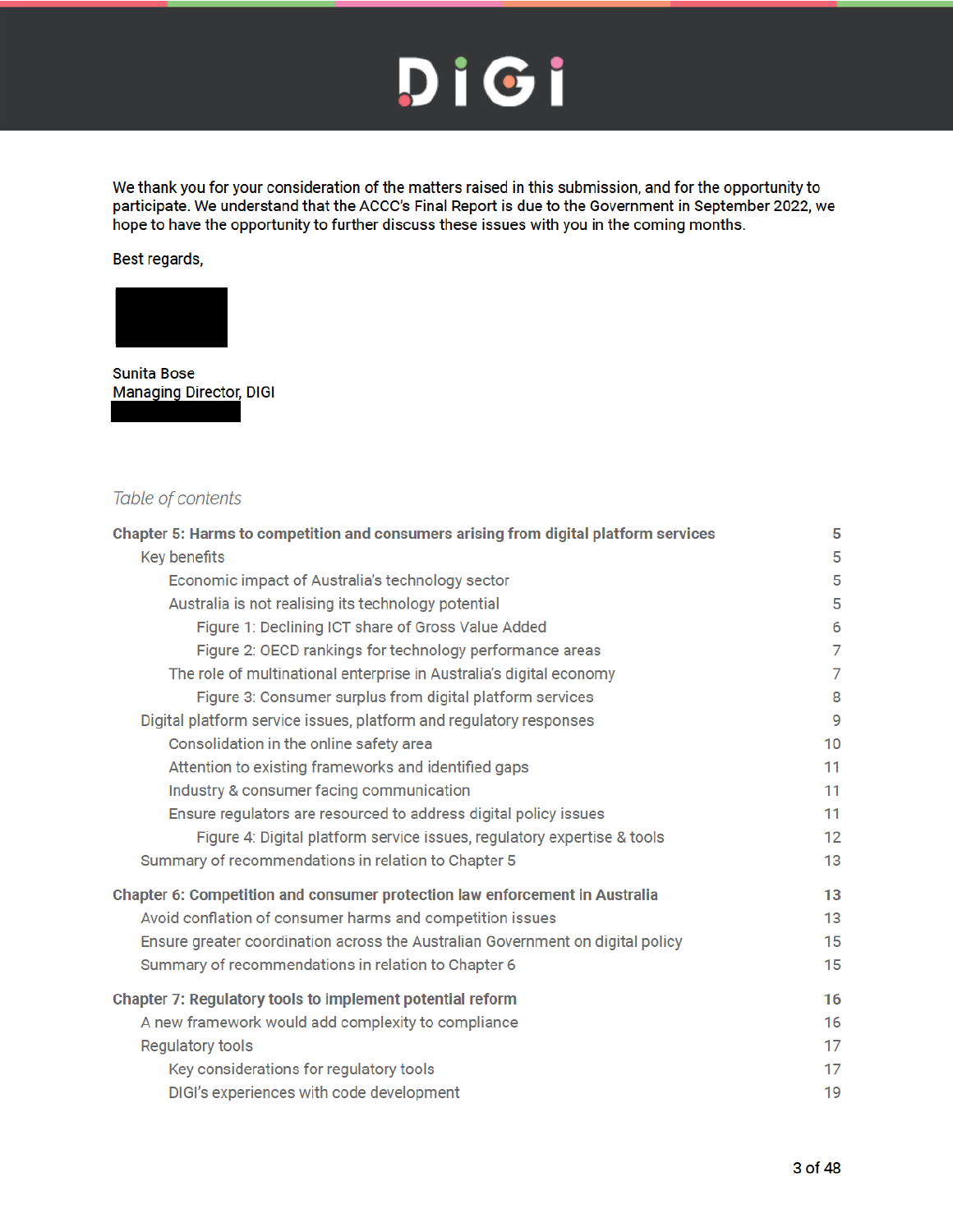We thank you for your consideration of the matters raised in this submission, and for the opportunity to participate. We understand that the ACCC's Final Report is due to the Government in September 2022, we hope to have the opportunity to further discuss these issues with you in the coming months.

Best regards,

Sunita Bose
Managing Director, DIGI

*Table of contents*

| | |
|---|---|
| **Chapter 5: Harms to competition and consumers arising from digital platform services** | **5** |
| Key benefits | 5 |
| Economic impact of Australia's technology sector | 5 |
| Australia is not realising its technology potential | 5 |
| Figure 1: Declining ICT share of Gross Value Added | 6 |
| Figure 2: OECD rankings for technology performance areas | 7 |
| The role of multinational enterprise in Australia's digital economy | 7 |
| Figure 3: Consumer surplus from digital platform services | 8 |
| Digital platform service issues, platform and regulatory responses | 9 |
| Consolidation in the online safety area | 10 |
| Attention to existing frameworks and identified gaps | 11 |
| Industry & consumer facing communication | 11 |
| Ensure regulators are resourced to address digital policy issues | 11 |
| Figure 4: Digital platform service issues, regulatory expertise & tools | 12 |
| Summary of recommendations in relation to Chapter 5 | 13 |
| **Chapter 6: Competition and consumer protection law enforcement in Australia** | **13** |
| Avoid conflation of consumer harms and competition issues | 13 |
| Ensure greater coordination across the Australian Government on digital policy | 15 |
| Summary of recommendations in relation to Chapter 6 | 15 |
| **Chapter 7: Regulatory tools to implement potential reform** | **16** |
| A new framework would add complexity to compliance | 16 |
| Regulatory tools | 17 |
| Key considerations for regulatory tools | 17 |
| DIGI's experiences with code development | 19 |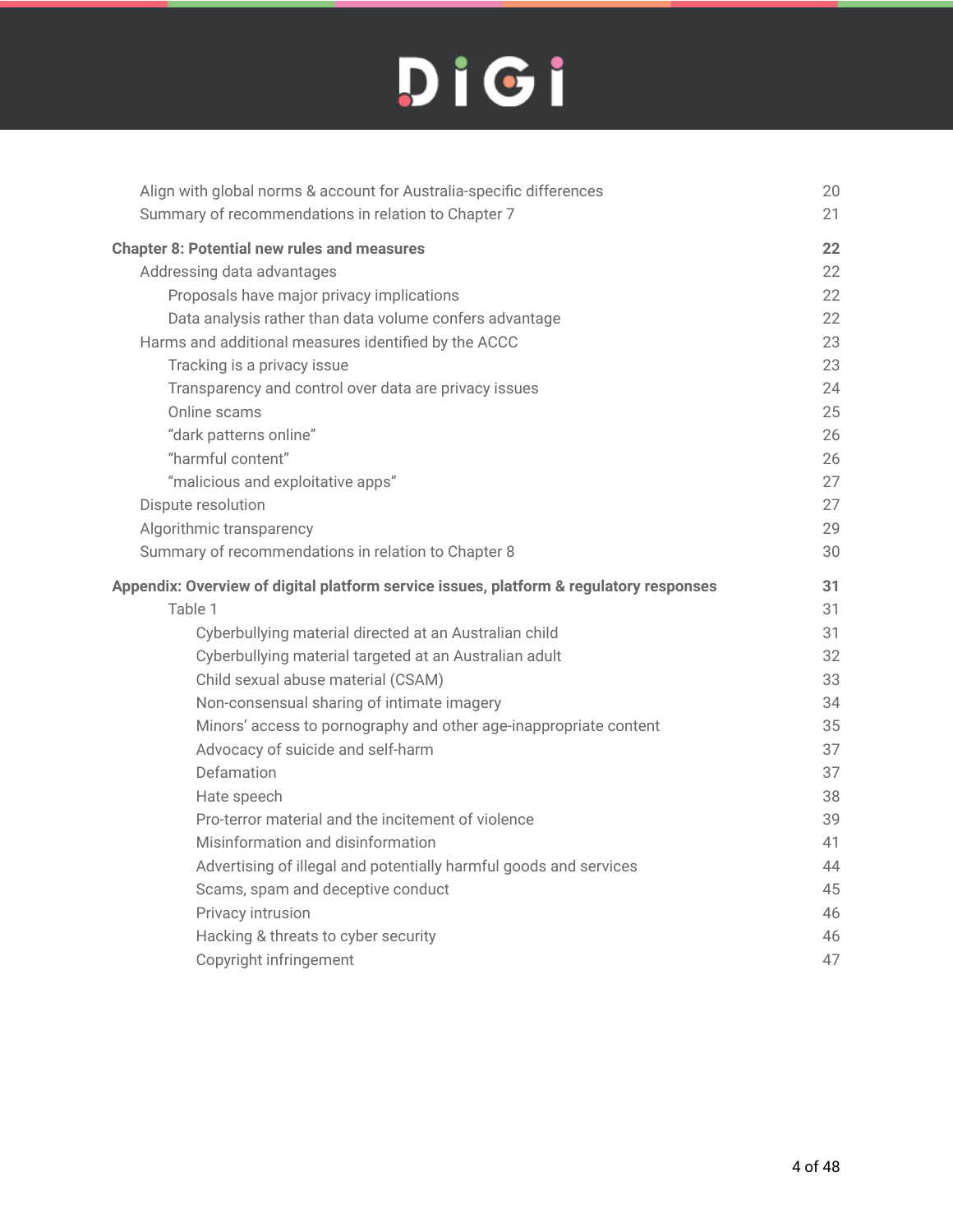- Align with global norms & account for Australia-specific differences — 20
- Summary of recommendations in relation to Chapter 7 — 21

**Chapter 8: Potential new rules and measures — 22**

- Addressing data advantages — 22
  - Proposals have major privacy implications — 22
  - Data analysis rather than data volume confers advantage — 22
- Harms and additional measures identified by the ACCC — 23
  - Tracking is a privacy issue — 23
  - Transparency and control over data are privacy issues — 24
  - Online scams — 25
  - "dark patterns online" — 26
  - "harmful content" — 26
  - "malicious and exploitative apps" — 27
- Dispute resolution — 27
- Algorithmic transparency — 29
- Summary of recommendations in relation to Chapter 8 — 30

**Appendix: Overview of digital platform service issues, platform & regulatory responses — 31**

- Table 1 — 31
  - Cyberbullying material directed at an Australian child — 31
  - Cyberbullying material targeted at an Australian adult — 32
  - Child sexual abuse material (CSAM) — 33
  - Non-consensual sharing of intimate imagery — 34
  - Minors' access to pornography and other age-inappropriate content — 35
  - Advocacy of suicide and self-harm — 37
  - Defamation — 37
  - Hate speech — 38
  - Pro-terror material and the incitement of violence — 39
  - Misinformation and disinformation — 41
  - Advertising of illegal and potentially harmful goods and services — 44
  - Scams, spam and deceptive conduct — 45
  - Privacy intrusion — 46
  - Hacking & threats to cyber security — 46
  - Copyright infringement — 47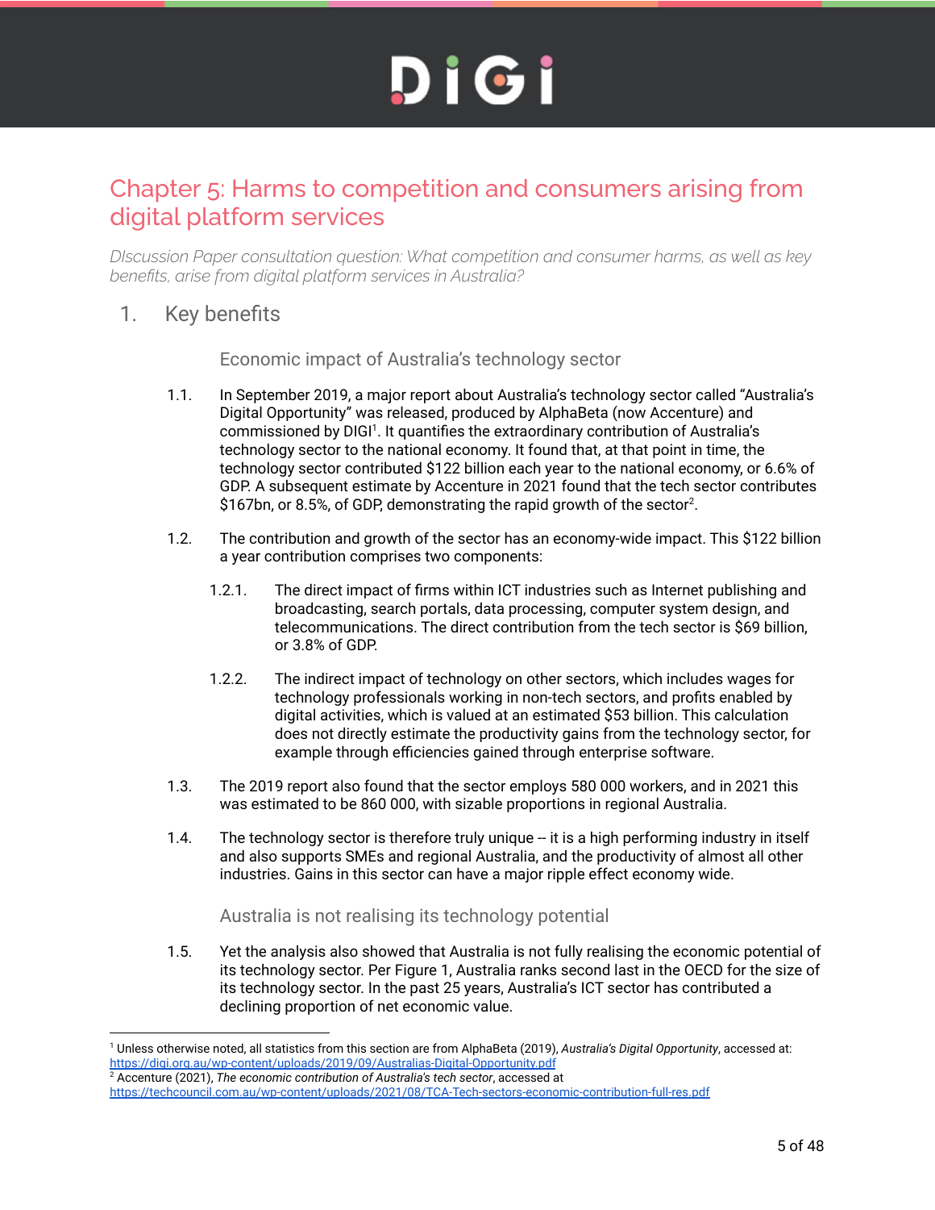# Chapter 5: Harms to competition and consumers arising from digital platform services

*DIscussion Paper consultation question: What competition and consumer harms, as well as key benefits, arise from digital platform services in Australia?*

## 1. Key benefits

### Economic impact of Australia's technology sector

1.1. In September 2019, a major report about Australia's technology sector called "Australia's Digital Opportunity" was released, produced by AlphaBeta (now Accenture) and commissioned by DIGI[1]. It quantifies the extraordinary contribution of Australia's technology sector to the national economy. It found that, at that point in time, the technology sector contributed $122 billion each year to the national economy, or 6.6% of GDP. A subsequent estimate by Accenture in 2021 found that the tech sector contributes $167bn, or 8.5%, of GDP, demonstrating the rapid growth of the sector[2].

1.2. The contribution and growth of the sector has an economy-wide impact. This $122 billion a year contribution comprises two components:

1.2.1. The direct impact of firms within ICT industries such as Internet publishing and broadcasting, search portals, data processing, computer system design, and telecommunications. The direct contribution from the tech sector is $69 billion, or 3.8% of GDP.

1.2.2. The indirect impact of technology on other sectors, which includes wages for technology professionals working in non-tech sectors, and profits enabled by digital activities, which is valued at an estimated $53 billion. This calculation does not directly estimate the productivity gains from the technology sector, for example through efficiencies gained through enterprise software.

1.3. The 2019 report also found that the sector employs 580 000 workers, and in 2021 this was estimated to be 860 000, with sizable proportions in regional Australia.

1.4. The technology sector is therefore truly unique -- it is a high performing industry in itself and also supports SMEs and regional Australia, and the productivity of almost all other industries. Gains in this sector can have a major ripple effect economy wide.

### Australia is not realising its technology potential

1.5. Yet the analysis also showed that Australia is not fully realising the economic potential of its technology sector. Per Figure 1, Australia ranks second last in the OECD for the size of its technology sector. In the past 25 years, Australia's ICT sector has contributed a declining proportion of net economic value.

---

[1] Unless otherwise noted, all statistics from this section are from AlphaBeta (2019), *Australia's Digital Opportunity*, accessed at: https://digi.org.au/wp-content/uploads/2019/09/Australias-Digital-Opportunity.pdf

[2] Accenture (2021), *The economic contribution of Australia's tech sector*, accessed at https://techcouncil.com.au/wp-content/uploads/2021/08/TCA-Tech-sectors-economic-contribution-full-res.pdf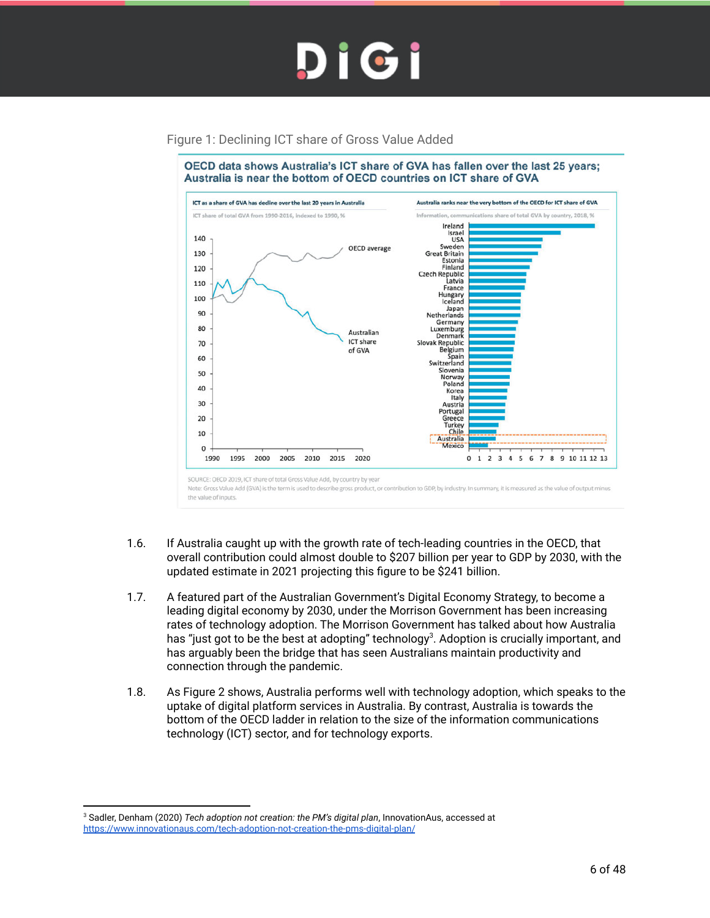Figure 1: Declining ICT share of Gross Value Added

**OECD data shows Australia's ICT share of GVA has fallen over the last 25 years; Australia is near the bottom of OECD countries on ICT share of GVA**

SOURCE: OECD 2019, ICT share of total Gross Value Add, by country by year

Note: Gross Value Add (GVA) is the term is used to describe gross product, or contribution to GDP, by industry. In summary, it is measured as the value of output minus the value of inputs.

1.6. If Australia caught up with the growth rate of tech-leading countries in the OECD, that overall contribution could almost double to $207 billion per year to GDP by 2030, with the updated estimate in 2021 projecting this figure to be $241 billion.

1.7. A featured part of the Australian Government's Digital Economy Strategy, to become a leading digital economy by 2030, under the Morrison Government has been increasing rates of technology adoption. The Morrison Government has talked about how Australia has "just got to be the best at adopting" technology[3]. Adoption is crucially important, and has arguably been the bridge that has seen Australians maintain productivity and connection through the pandemic.

1.8. As Figure 2 shows, Australia performs well with technology adoption, which speaks to the uptake of digital platform services in Australia. By contrast, Australia is towards the bottom of the OECD ladder in relation to the size of the information communications technology (ICT) sector, and for technology exports.

---

[3] Sadler, Denham (2020) *Tech adoption not creation: the PM's digital plan*, InnovationAus, accessed at https://www.innovationaus.com/tech-adoption-not-creation-the-pms-digital-plan/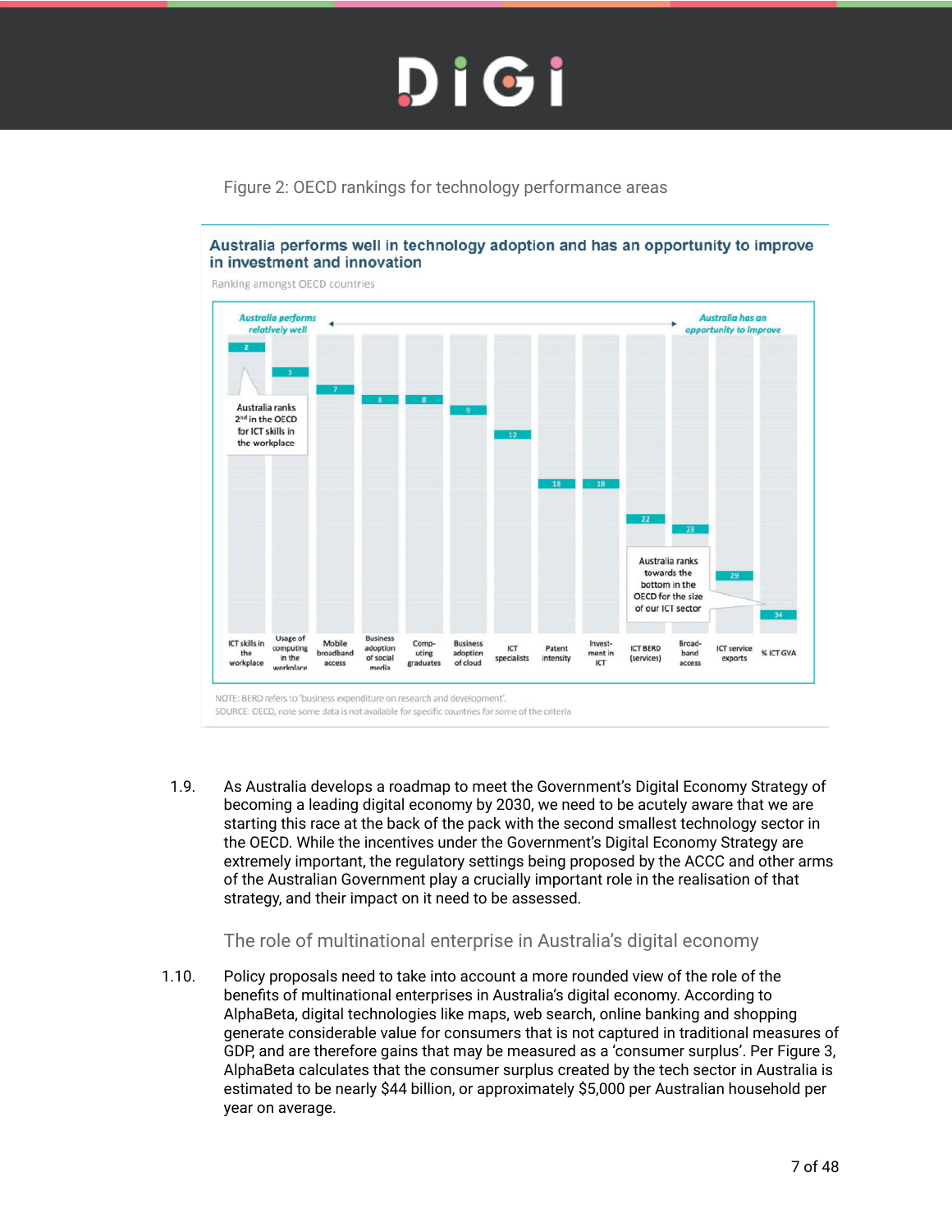Figure 2: OECD rankings for technology performance areas

**Australia performs well in technology adoption and has an opportunity to improve in investment and innovation**

Ranking amongst OECD countries

*Australia performs relatively well* ← → *Australia has an opportunity to improve*

| Area | Ranking |
|---|---|
| ICT skills in the workplace | 2 |
| Usage of computing in the workplace | 5 |
| Mobile broadband access | 7 |
| Business adoption of social media | 8 |
| Computing graduates | 8 |
| Business adoption of cloud | 9 |
| ICT specialists | 12 |
| Patent intensity | 18 |
| Investment in ICT | 18 |
| ICT BERD (services) | 22 |
| Broadband access | 23 |
| ICT service exports | 29 |
| % ICT GVA | 34 |

Australia ranks 2nd in the OECD for ICT skills in the workplace

Australia ranks towards the bottom in the OECD for the size of our ICT sector

NOTE: BERD refers to 'business expenditure on research and development'.
SOURCE: OECD, note some data is not available for specific countries for some of the criteria

1.9. As Australia develops a roadmap to meet the Government's Digital Economy Strategy of becoming a leading digital economy by 2030, we need to be acutely aware that we are starting this race at the back of the pack with the second smallest technology sector in the OECD. While the incentives under the Government's Digital Economy Strategy are extremely important, the regulatory settings being proposed by the ACCC and other arms of the Australian Government play a crucially important role in the realisation of that strategy, and their impact on it need to be assessed.

## The role of multinational enterprise in Australia's digital economy

1.10. Policy proposals need to take into account a more rounded view of the role of the benefits of multinational enterprises in Australia's digital economy. According to AlphaBeta, digital technologies like maps, web search, online banking and shopping generate considerable value for consumers that is not captured in traditional measures of GDP, and are therefore gains that may be measured as a 'consumer surplus'. Per Figure 3, AlphaBeta calculates that the consumer surplus created by the tech sector in Australia is estimated to be nearly $44 billion, or approximately $5,000 per Australian household per year on average.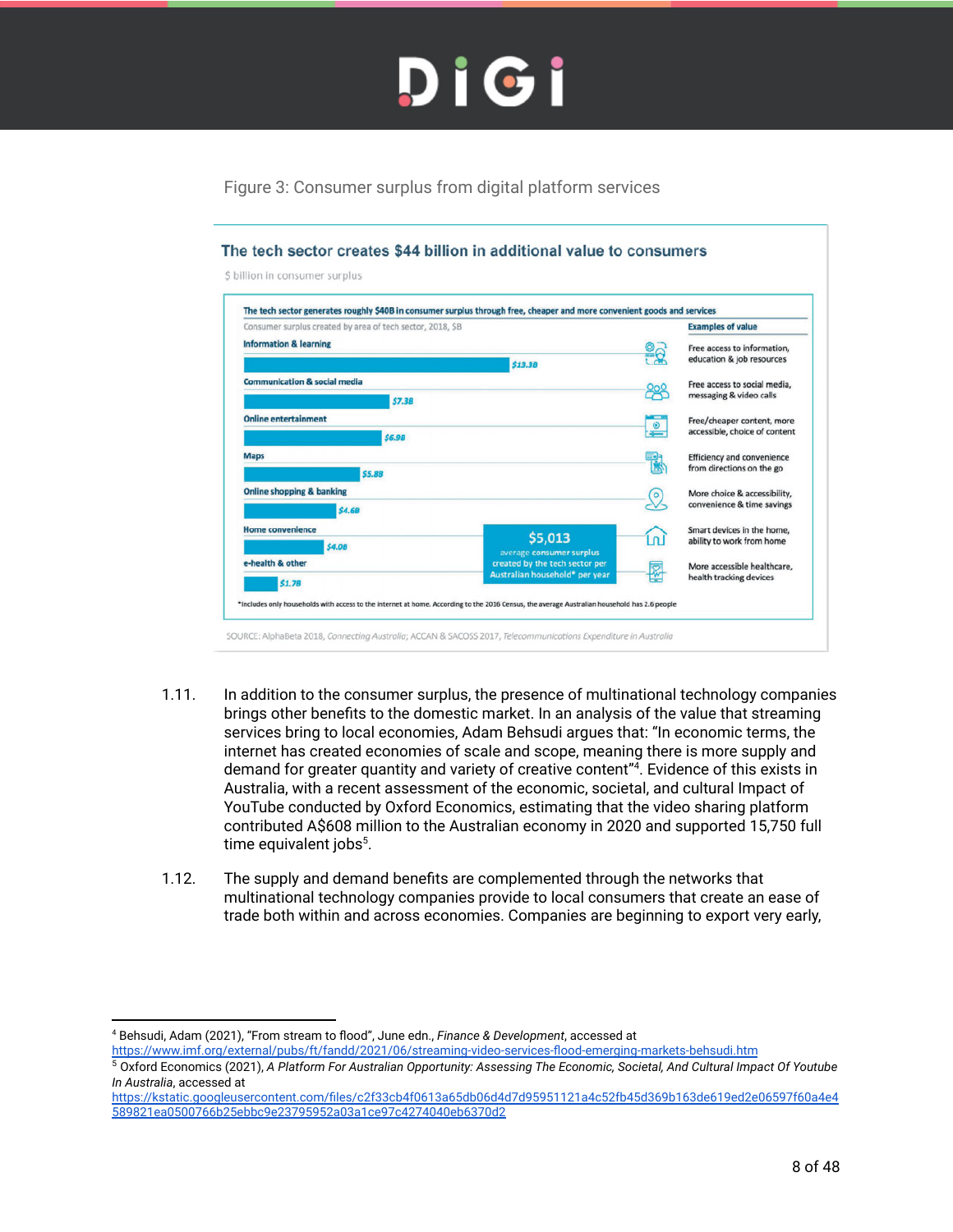Figure 3: Consumer surplus from digital platform services

**The tech sector creates $44 billion in additional value to consumers**

$ billion in consumer surplus

**The tech sector generates roughly $40B in consumer surplus through free, cheaper and more convenient goods and services**

Consumer surplus created by area of tech sector, 2018, $B

| Area | Consumer surplus | Examples of value |
| --- | --- | --- |
| Information & learning | $13.3B | Free access to information, education & job resources |
| Communication & social media | $7.3B | Free access to social media, messaging & video calls |
| Online entertainment | $6.9B | Free/cheaper content, more accessible, choice of content |
| Maps | $5.8B | Efficiency and convenience from directions on the go |
| Online shopping & banking | $4.6B | More choice & accessibility, convenience & time savings |
| Home convenience | $4.0B | Smart devices in the home, ability to work from home |
| e-health & other | $1.7B | More accessible healthcare, health tracking devices |

**$5,013** average consumer surplus created by the tech sector per Australian household* per year

*Includes only households with access to the internet at home. According to the 2016 Census, the average Australian household has 2.6 people

SOURCE: AlphaBeta 2018, *Connecting Australia*; ACCAN & SACOSS 2017, *Telecommunications Expenditure in Australia*

1.11. In addition to the consumer surplus, the presence of multinational technology companies brings other benefits to the domestic market. In an analysis of the value that streaming services bring to local economies, Adam Behsudi argues that: "In economic terms, the internet has created economies of scale and scope, meaning there is more supply and demand for greater quantity and variety of creative content"[4]. Evidence of this exists in Australia, with a recent assessment of the economic, societal, and cultural Impact of YouTube conducted by Oxford Economics, estimating that the video sharing platform contributed A$608 million to the Australian economy in 2020 and supported 15,750 full time equivalent jobs[5].

1.12. The supply and demand benefits are complemented through the networks that multinational technology companies provide to local consumers that create an ease of trade both within and across economies. Companies are beginning to export very early,

---

[4] Behsudi, Adam (2021), "From stream to flood", June edn., *Finance & Development*, accessed at https://www.imf.org/external/pubs/ft/fandd/2021/06/streaming-video-services-flood-emerging-markets-behsudi.htm

[5] Oxford Economics (2021), *A Platform For Australian Opportunity: Assessing The Economic, Societal, And Cultural Impact Of Youtube In Australia*, accessed at https://kstatic.googleusercontent.com/files/c2f33cb4f0613a65db06d4d7d95951121a4c52fb45d369b163de619ed2e06597f60a4e4589821ea0500766b25ebbc9e23795952a03a1ce97c4274040eb6370d2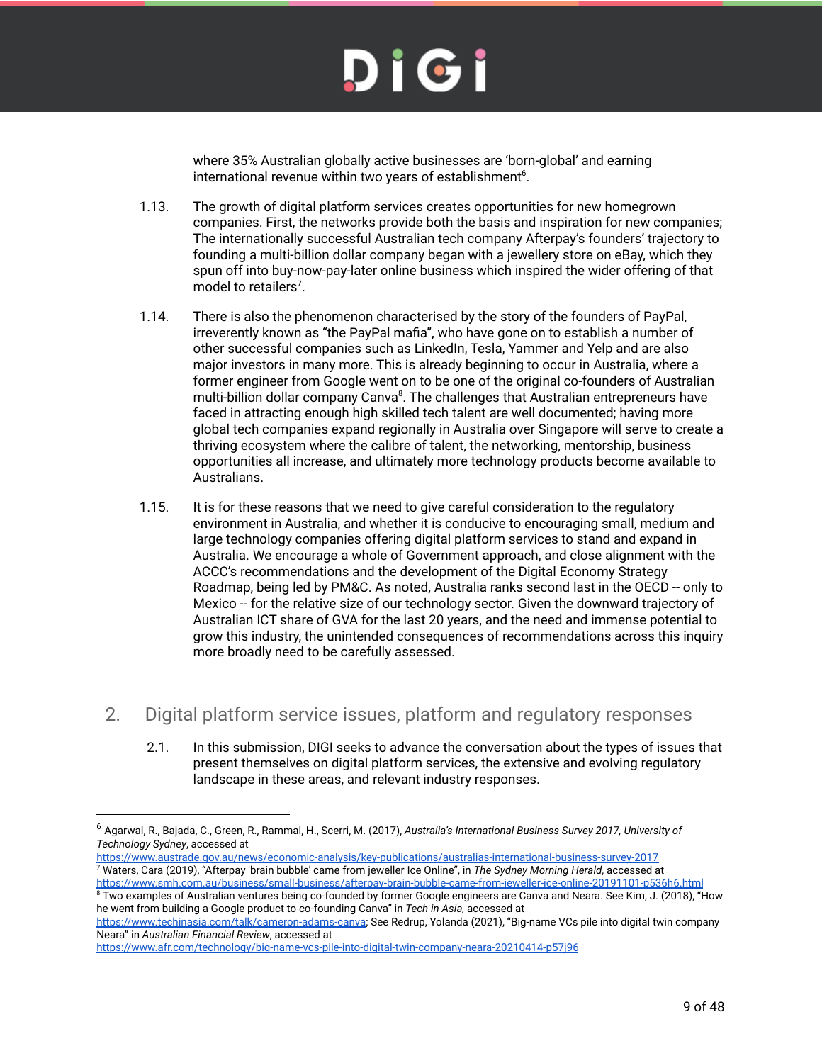where 35% Australian globally active businesses are 'born-global' and earning international revenue within two years of establishment[6].

1.13. The growth of digital platform services creates opportunities for new homegrown companies. First, the networks provide both the basis and inspiration for new companies; The internationally successful Australian tech company Afterpay's founders' trajectory to founding a multi-billion dollar company began with a jewellery store on eBay, which they spun off into buy-now-pay-later online business which inspired the wider offering of that model to retailers[7].

1.14. There is also the phenomenon characterised by the story of the founders of PayPal, irreverently known as "the PayPal mafia", who have gone on to establish a number of other successful companies such as LinkedIn, Tesla, Yammer and Yelp and are also major investors in many more. This is already beginning to occur in Australia, where a former engineer from Google went on to be one of the original co-founders of Australian multi-billion dollar company Canva[8]. The challenges that Australian entrepreneurs have faced in attracting enough high skilled tech talent are well documented; having more global tech companies expand regionally in Australia over Singapore will serve to create a thriving ecosystem where the calibre of talent, the networking, mentorship, business opportunities all increase, and ultimately more technology products become available to Australians.

1.15. It is for these reasons that we need to give careful consideration to the regulatory environment in Australia, and whether it is conducive to encouraging small, medium and large technology companies offering digital platform services to stand and expand in Australia. We encourage a whole of Government approach, and close alignment with the ACCC's recommendations and the development of the Digital Economy Strategy Roadmap, being led by PM&C. As noted, Australia ranks second last in the OECD -- only to Mexico -- for the relative size of our technology sector. Given the downward trajectory of Australian ICT share of GVA for the last 20 years, and the need and immense potential to grow this industry, the unintended consequences of recommendations across this inquiry more broadly need to be carefully assessed.

## 2. Digital platform service issues, platform and regulatory responses

2.1. In this submission, DIGI seeks to advance the conversation about the types of issues that present themselves on digital platform services, the extensive and evolving regulatory landscape in these areas, and relevant industry responses.

---

[6] Agarwal, R., Bajada, C., Green, R., Rammal, H., Scerri, M. (2017), *Australia's International Business Survey 2017, University of Technology Sydney*, accessed at https://www.austrade.gov.au/news/economic-analysis/key-publications/australias-international-business-survey-2017

[7] Waters, Cara (2019), "Afterpay 'brain bubble' came from jeweller Ice Online", in *The Sydney Morning Herald*, accessed at https://www.smh.com.au/business/small-business/afterpay-brain-bubble-came-from-jeweller-ice-online-20191101-p536h6.html

[8] Two examples of Australian ventures being co-founded by former Google engineers are Canva and Neara. See Kim, J. (2018), "How he went from building a Google product to co-founding Canva" in *Tech in Asia*, accessed at https://www.techinasia.com/talk/cameron-adams-canva; See Redrup, Yolanda (2021), "Big-name VCs pile into digital twin company Neara" in *Australian Financial Review*, accessed at https://www.afr.com/technology/big-name-vcs-pile-into-digital-twin-company-neara-20210414-p57j96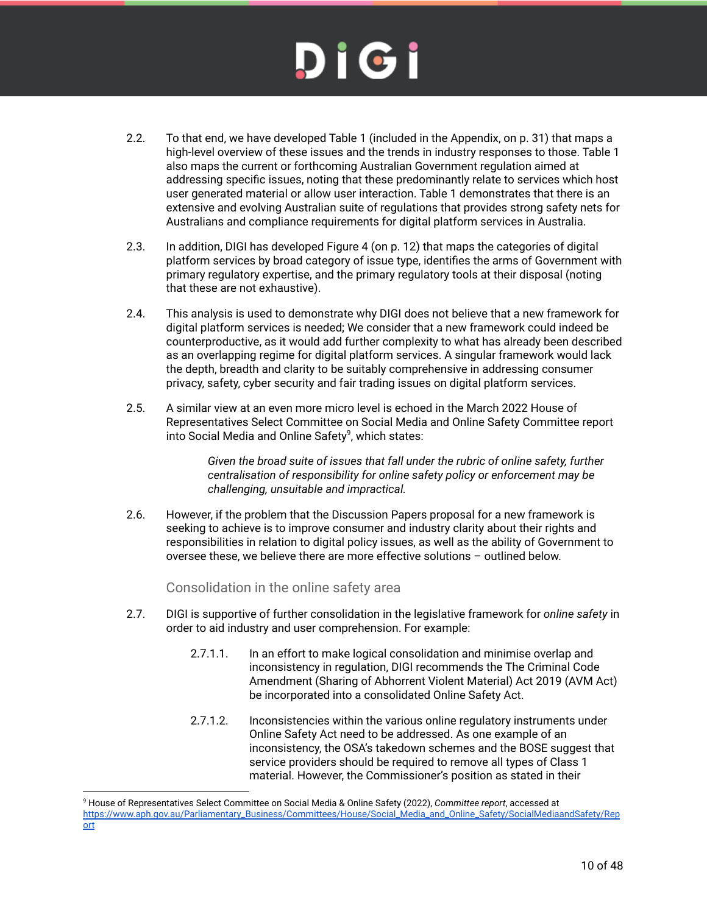2.2. To that end, we have developed Table 1 (included in the Appendix, on p. 31) that maps a high-level overview of these issues and the trends in industry responses to those. Table 1 also maps the current or forthcoming Australian Government regulation aimed at addressing specific issues, noting that these predominantly relate to services which host user generated material or allow user interaction. Table 1 demonstrates that there is an extensive and evolving Australian suite of regulations that provides strong safety nets for Australians and compliance requirements for digital platform services in Australia.

2.3. In addition, DIGI has developed Figure 4 (on p. 12) that maps the categories of digital platform services by broad category of issue type, identifies the arms of Government with primary regulatory expertise, and the primary regulatory tools at their disposal (noting that these are not exhaustive).

2.4. This analysis is used to demonstrate why DIGI does not believe that a new framework for digital platform services is needed; We consider that a new framework could indeed be counterproductive, as it would add further complexity to what has already been described as an overlapping regime for digital platform services. A singular framework would lack the depth, breadth and clarity to be suitably comprehensive in addressing consumer privacy, safety, cyber security and fair trading issues on digital platform services.

2.5. A similar view at an even more micro level is echoed in the March 2022 House of Representatives Select Committee on Social Media and Online Safety Committee report into Social Media and Online Safety[9], which states:

> *Given the broad suite of issues that fall under the rubric of online safety, further centralisation of responsibility for online safety policy or enforcement may be challenging, unsuitable and impractical.*

2.6. However, if the problem that the Discussion Papers proposal for a new framework is seeking to achieve is to improve consumer and industry clarity about their rights and responsibilities in relation to digital policy issues, as well as the ability of Government to oversee these, we believe there are more effective solutions – outlined below.

### Consolidation in the online safety area

2.7. DIGI is supportive of further consolidation in the legislative framework for *online safety* in order to aid industry and user comprehension. For example:

2.7.1.1. In an effort to make logical consolidation and minimise overlap and inconsistency in regulation, DIGI recommends the The Criminal Code Amendment (Sharing of Abhorrent Violent Material) Act 2019 (AVM Act) be incorporated into a consolidated Online Safety Act.

2.7.1.2. Inconsistencies within the various online regulatory instruments under Online Safety Act need to be addressed. As one example of an inconsistency, the OSA's takedown schemes and the BOSE suggest that service providers should be required to remove all types of Class 1 material. However, the Commissioner's position as stated in their

---

[9] House of Representatives Select Committee on Social Media & Online Safety (2022), *Committee report*, accessed at https://www.aph.gov.au/Parliamentary_Business/Committees/House/Social_Media_and_Online_Safety/SocialMediaandSafety/Report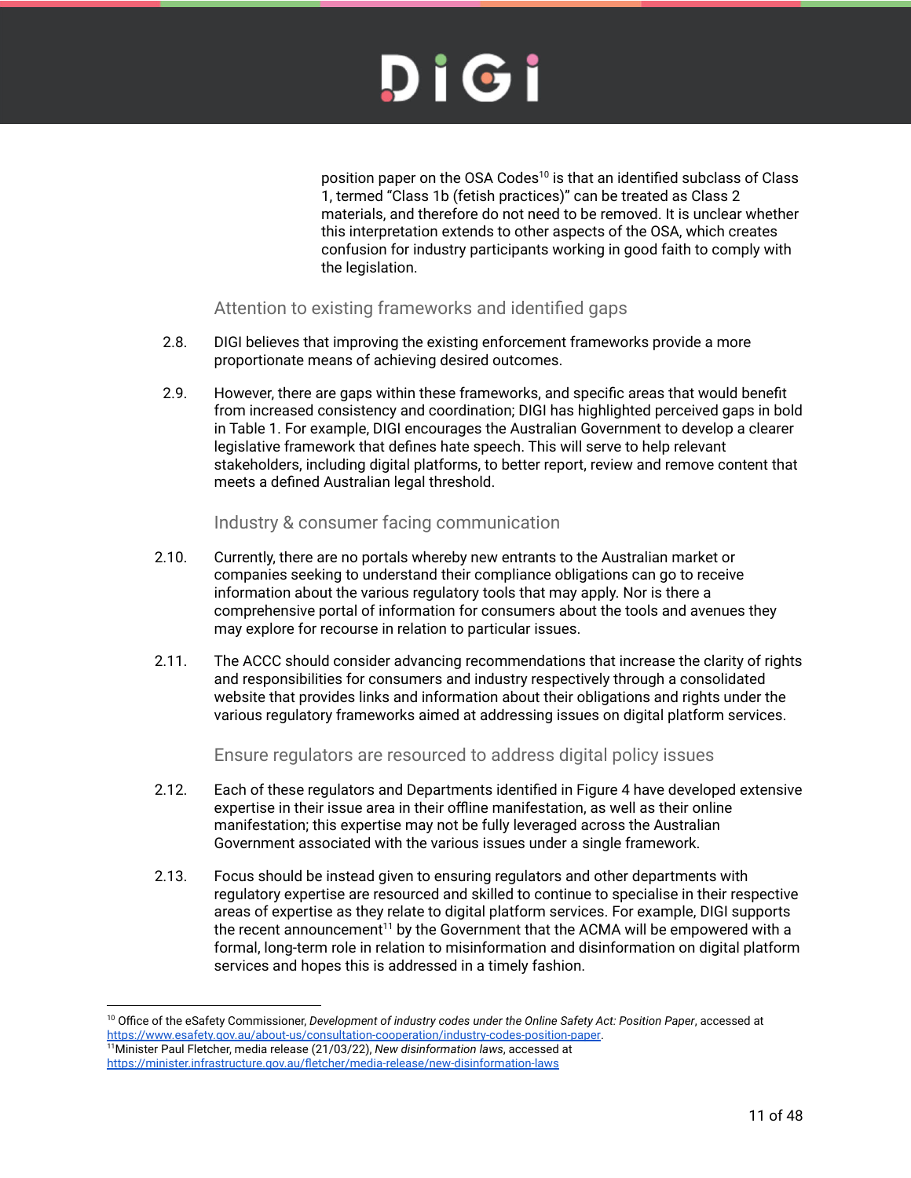position paper on the OSA Codes[10] is that an identified subclass of Class 1, termed "Class 1b (fetish practices)" can be treated as Class 2 materials, and therefore do not need to be removed. It is unclear whether this interpretation extends to other aspects of the OSA, which creates confusion for industry participants working in good faith to comply with the legislation.

### Attention to existing frameworks and identified gaps

2.8. DIGI believes that improving the existing enforcement frameworks provide a more proportionate means of achieving desired outcomes.

2.9. However, there are gaps within these frameworks, and specific areas that would benefit from increased consistency and coordination; DIGI has highlighted perceived gaps in bold in Table 1. For example, DIGI encourages the Australian Government to develop a clearer legislative framework that defines hate speech. This will serve to help relevant stakeholders, including digital platforms, to better report, review and remove content that meets a defined Australian legal threshold.

### Industry & consumer facing communication

2.10. Currently, there are no portals whereby new entrants to the Australian market or companies seeking to understand their compliance obligations can go to receive information about the various regulatory tools that may apply. Nor is there a comprehensive portal of information for consumers about the tools and avenues they may explore for recourse in relation to particular issues.

2.11. The ACCC should consider advancing recommendations that increase the clarity of rights and responsibilities for consumers and industry respectively through a consolidated website that provides links and information about their obligations and rights under the various regulatory frameworks aimed at addressing issues on digital platform services.

### Ensure regulators are resourced to address digital policy issues

2.12. Each of these regulators and Departments identified in Figure 4 have developed extensive expertise in their issue area in their offline manifestation, as well as their online manifestation; this expertise may not be fully leveraged across the Australian Government associated with the various issues under a single framework.

2.13. Focus should be instead given to ensuring regulators and other departments with regulatory expertise are resourced and skilled to continue to specialise in their respective areas of expertise as they relate to digital platform services. For example, DIGI supports the recent announcement[11] by the Government that the ACMA will be empowered with a formal, long-term role in relation to misinformation and disinformation on digital platform services and hopes this is addressed in a timely fashion.

---

[10] Office of the eSafety Commissioner, *Development of industry codes under the Online Safety Act: Position Paper*, accessed at https://www.esafety.gov.au/about-us/consultation-cooperation/industry-codes-position-paper.

[11] Minister Paul Fletcher, media release (21/03/22), *New disinformation laws*, accessed at https://minister.infrastructure.gov.au/fletcher/media-release/new-disinformation-laws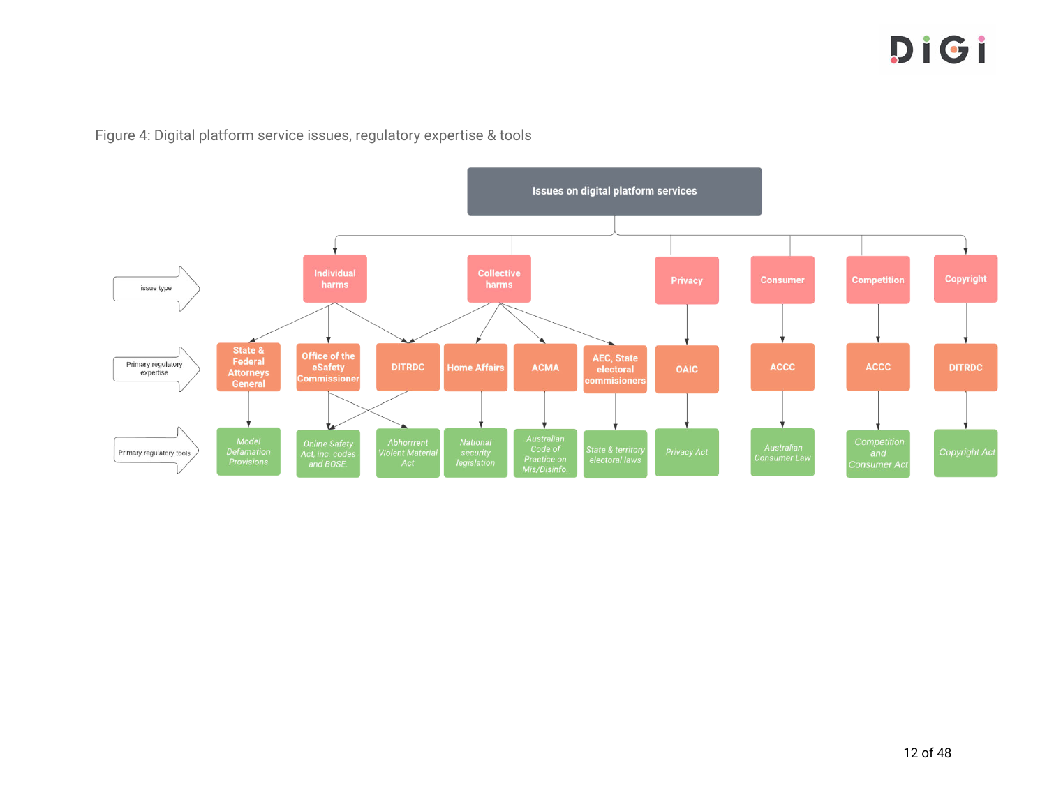Figure 4: Digital platform service issues, regulatory expertise & tools

**Issues on digital platform services**

| Issue type | Primary regulatory expertise | Primary regulatory tools |
|---|---|---|
| Individual harms | State & Federal Attorneys General | Model Defamation Provisions |
| Individual harms | Office of the eSafety Commissioner | Online Safety Act, inc. codes and BOSE; Abhorrrent Violent Material Act |
| Individual harms; Collective harms | DITRDC | Online Safety Act, inc. codes and BOSE |
| Collective harms | Home Affairs | National security legislation |
| Collective harms | ACMA | Australian Code of Practice on Mis/Disinfo. |
| Collective harms | AEC, State electoral commisioners | State & territory electoral laws |
| Privacy | OAIC | Privacy Act |
| Consumer | ACCC | Australian Consumer Law |
| Competition | ACCC | Competition and Consumer Act |
| Copyright | DITRDC | Copyright Act |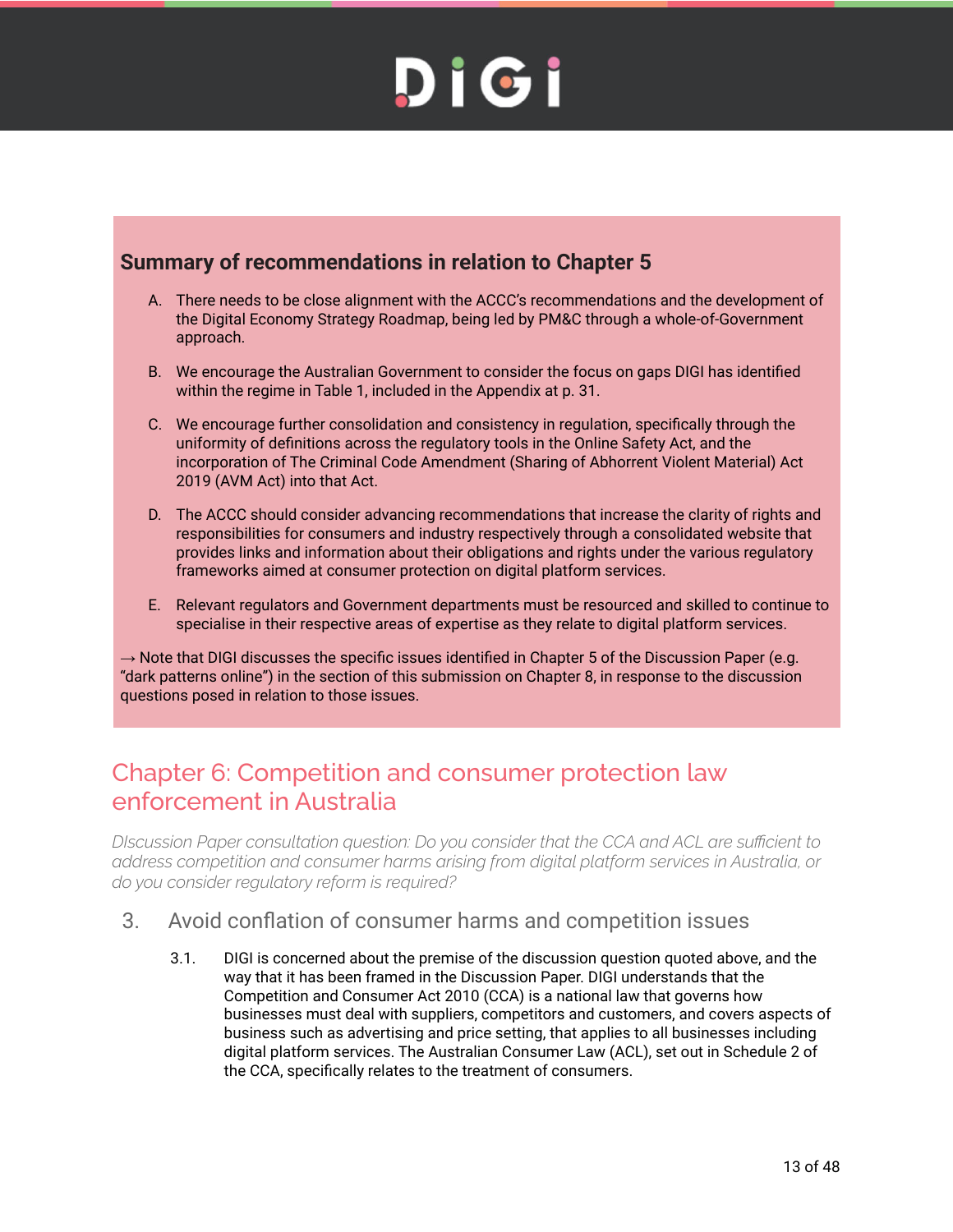### Summary of recommendations in relation to Chapter 5

A. There needs to be close alignment with the ACCC's recommendations and the development of the Digital Economy Strategy Roadmap, being led by PM&C through a whole-of-Government approach.

B. We encourage the Australian Government to consider the focus on gaps DIGI has identified within the regime in Table 1, included in the Appendix at p. 31.

C. We encourage further consolidation and consistency in regulation, specifically through the uniformity of definitions across the regulatory tools in the Online Safety Act, and the incorporation of The Criminal Code Amendment (Sharing of Abhorrent Violent Material) Act 2019 (AVM Act) into that Act.

D. The ACCC should consider advancing recommendations that increase the clarity of rights and responsibilities for consumers and industry respectively through a consolidated website that provides links and information about their obligations and rights under the various regulatory frameworks aimed at consumer protection on digital platform services.

E. Relevant regulators and Government departments must be resourced and skilled to continue to specialise in their respective areas of expertise as they relate to digital platform services.

→ Note that DIGI discusses the specific issues identified in Chapter 5 of the Discussion Paper (e.g. "dark patterns online") in the section of this submission on Chapter 8, in response to the discussion questions posed in relation to those issues.

## Chapter 6: Competition and consumer protection law enforcement in Australia

*DIscussion Paper consultation question: Do you consider that the CCA and ACL are sufficient to address competition and consumer harms arising from digital platform services in Australia, or do you consider regulatory reform is required?*

### 3. Avoid conflation of consumer harms and competition issues

3.1. DIGI is concerned about the premise of the discussion question quoted above, and the way that it has been framed in the Discussion Paper. DIGI understands that the Competition and Consumer Act 2010 (CCA) is a national law that governs how businesses must deal with suppliers, competitors and customers, and covers aspects of business such as advertising and price setting, that applies to all businesses including digital platform services. The Australian Consumer Law (ACL), set out in Schedule 2 of the CCA, specifically relates to the treatment of consumers.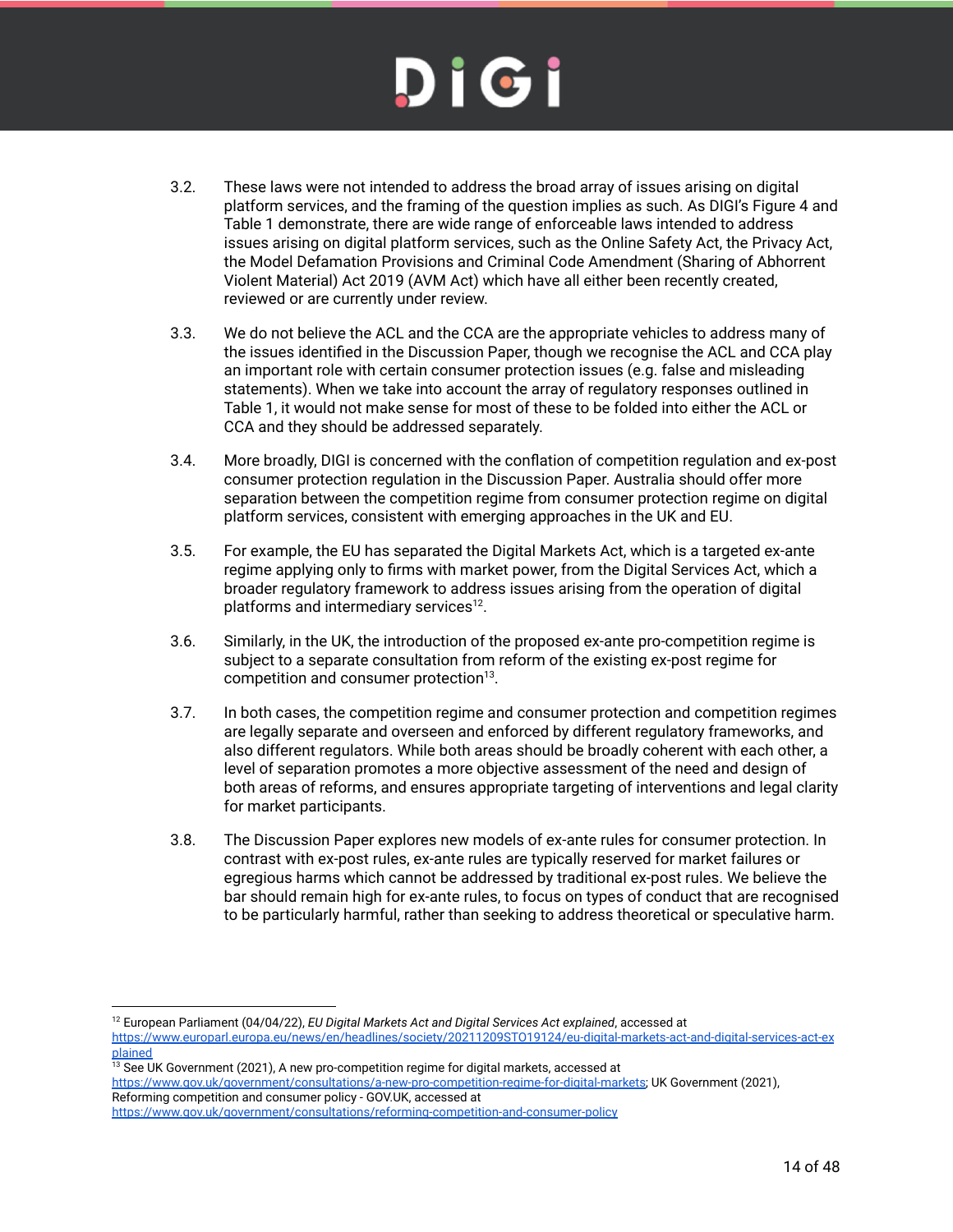3.2. These laws were not intended to address the broad array of issues arising on digital platform services, and the framing of the question implies as such. As DIGI's Figure 4 and Table 1 demonstrate, there are wide range of enforceable laws intended to address issues arising on digital platform services, such as the Online Safety Act, the Privacy Act, the Model Defamation Provisions and Criminal Code Amendment (Sharing of Abhorrent Violent Material) Act 2019 (AVM Act) which have all either been recently created, reviewed or are currently under review.

3.3. We do not believe the ACL and the CCA are the appropriate vehicles to address many of the issues identified in the Discussion Paper, though we recognise the ACL and CCA play an important role with certain consumer protection issues (e.g. false and misleading statements). When we take into account the array of regulatory responses outlined in Table 1, it would not make sense for most of these to be folded into either the ACL or CCA and they should be addressed separately.

3.4. More broadly, DIGI is concerned with the conflation of competition regulation and ex-post consumer protection regulation in the Discussion Paper. Australia should offer more separation between the competition regime from consumer protection regime on digital platform services, consistent with emerging approaches in the UK and EU.

3.5. For example, the EU has separated the Digital Markets Act, which is a targeted ex-ante regime applying only to firms with market power, from the Digital Services Act, which a broader regulatory framework to address issues arising from the operation of digital platforms and intermediary services[12].

3.6. Similarly, in the UK, the introduction of the proposed ex-ante pro-competition regime is subject to a separate consultation from reform of the existing ex-post regime for competition and consumer protection[13].

3.7. In both cases, the competition regime and consumer protection and competition regimes are legally separate and overseen and enforced by different regulatory frameworks, and also different regulators. While both areas should be broadly coherent with each other, a level of separation promotes a more objective assessment of the need and design of both areas of reforms, and ensures appropriate targeting of interventions and legal clarity for market participants.

3.8. The Discussion Paper explores new models of ex-ante rules for consumer protection. In contrast with ex-post rules, ex-ante rules are typically reserved for market failures or egregious harms which cannot be addressed by traditional ex-post rules. We believe the bar should remain high for ex-ante rules, to focus on types of conduct that are recognised to be particularly harmful, rather than seeking to address theoretical or speculative harm.

---

[12] European Parliament (04/04/22), *EU Digital Markets Act and Digital Services Act explained*, accessed at https://www.europarl.europa.eu/news/en/headlines/society/20211209STO19124/eu-digital-markets-act-and-digital-services-act-explained

[13] See UK Government (2021), A new pro-competition regime for digital markets, accessed at https://www.gov.uk/government/consultations/a-new-pro-competition-regime-for-digital-markets; UK Government (2021), Reforming competition and consumer policy - GOV.UK, accessed at https://www.gov.uk/government/consultations/reforming-competition-and-consumer-policy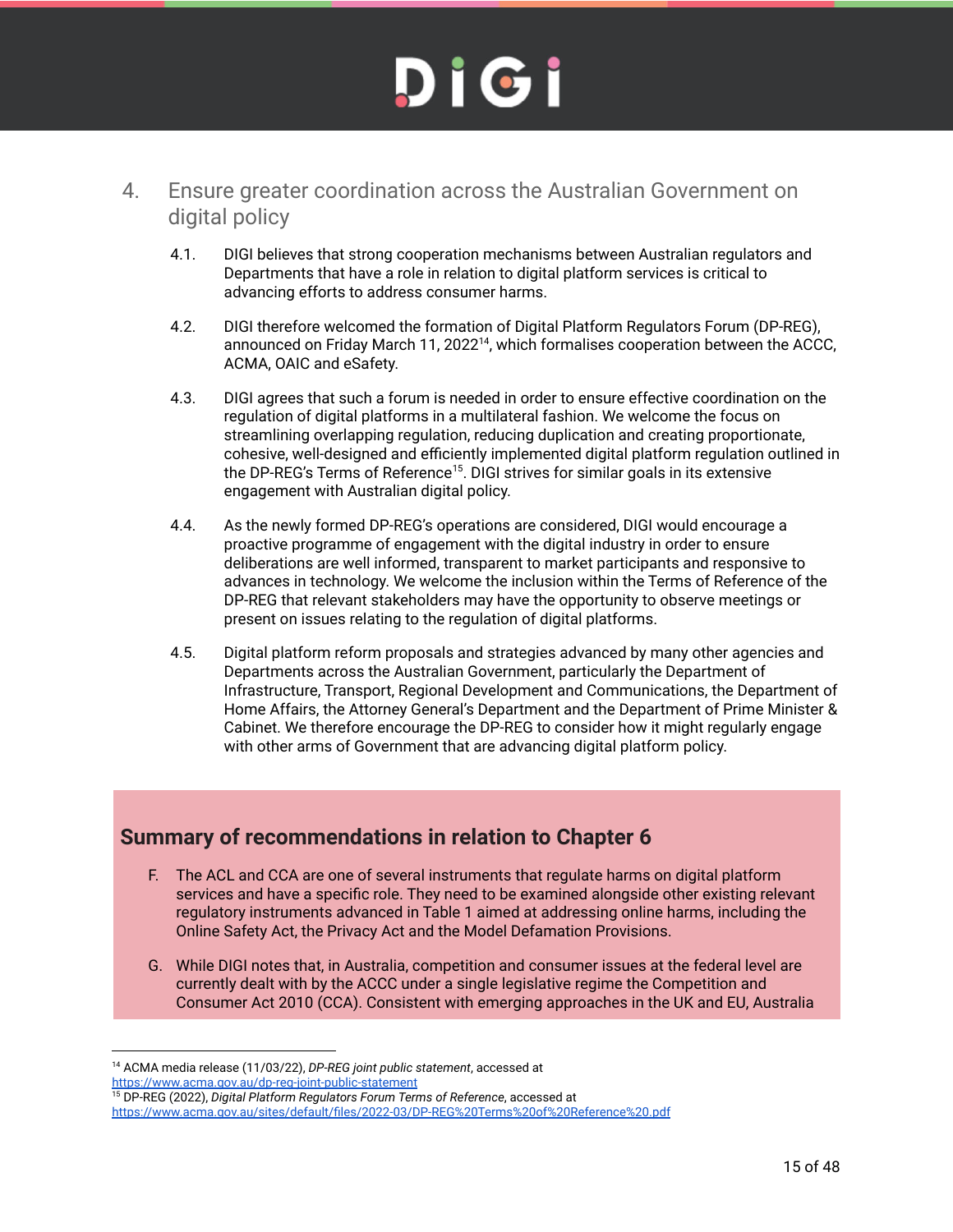## 4. Ensure greater coordination across the Australian Government on digital policy

4.1. DIGI believes that strong cooperation mechanisms between Australian regulators and Departments that have a role in relation to digital platform services is critical to advancing efforts to address consumer harms.

4.2. DIGI therefore welcomed the formation of Digital Platform Regulators Forum (DP-REG), announced on Friday March 11, 2022[14], which formalises cooperation between the ACCC, ACMA, OAIC and eSafety.

4.3. DIGI agrees that such a forum is needed in order to ensure effective coordination on the regulation of digital platforms in a multilateral fashion. We welcome the focus on streamlining overlapping regulation, reducing duplication and creating proportionate, cohesive, well-designed and efficiently implemented digital platform regulation outlined in the DP-REG's Terms of Reference[15]. DIGI strives for similar goals in its extensive engagement with Australian digital policy.

4.4. As the newly formed DP-REG's operations are considered, DIGI would encourage a proactive programme of engagement with the digital industry in order to ensure deliberations are well informed, transparent to market participants and responsive to advances in technology. We welcome the inclusion within the Terms of Reference of the DP-REG that relevant stakeholders may have the opportunity to observe meetings or present on issues relating to the regulation of digital platforms.

4.5. Digital platform reform proposals and strategies advanced by many other agencies and Departments across the Australian Government, particularly the Department of Infrastructure, Transport, Regional Development and Communications, the Department of Home Affairs, the Attorney General's Department and the Department of Prime Minister & Cabinet. We therefore encourage the DP-REG to consider how it might regularly engage with other arms of Government that are advancing digital platform policy.

### Summary of recommendations in relation to Chapter 6

F. The ACL and CCA are one of several instruments that regulate harms on digital platform services and have a specific role. They need to be examined alongside other existing relevant regulatory instruments advanced in Table 1 aimed at addressing online harms, including the Online Safety Act, the Privacy Act and the Model Defamation Provisions.

G. While DIGI notes that, in Australia, competition and consumer issues at the federal level are currently dealt with by the ACCC under a single legislative regime the Competition and Consumer Act 2010 (CCA). Consistent with emerging approaches in the UK and EU, Australia

---

[14] ACMA media release (11/03/22), *DP-REG joint public statement*, accessed at https://www.acma.gov.au/dp-reg-joint-public-statement

[15] DP-REG (2022), *Digital Platform Regulators Forum Terms of Reference*, accessed at https://www.acma.gov.au/sites/default/files/2022-03/DP-REG%20Terms%20of%20Reference%20.pdf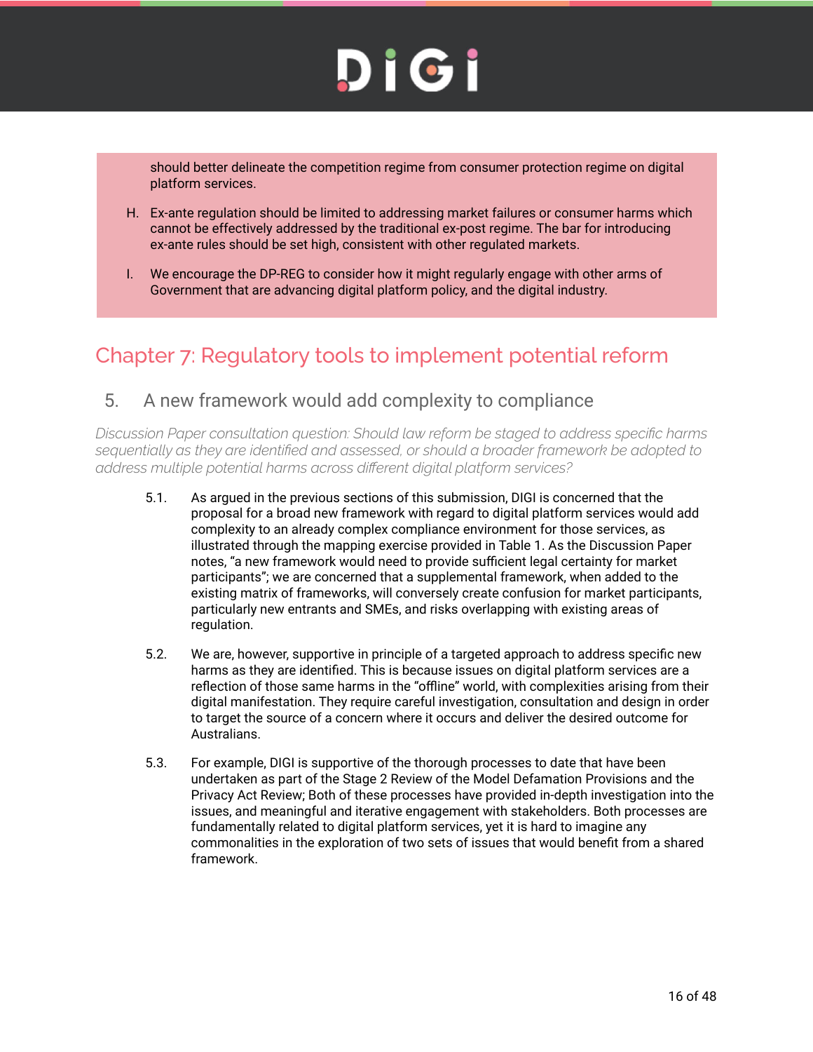should better delineate the competition regime from consumer protection regime on digital platform services.

H. Ex-ante regulation should be limited to addressing market failures or consumer harms which cannot be effectively addressed by the traditional ex-post regime. The bar for introducing ex-ante rules should be set high, consistent with other regulated markets.

I. We encourage the DP-REG to consider how it might regularly engage with other arms of Government that are advancing digital platform policy, and the digital industry.

# Chapter 7: Regulatory tools to implement potential reform

## 5. A new framework would add complexity to compliance

*Discussion Paper consultation question: Should law reform be staged to address specific harms sequentially as they are identified and assessed, or should a broader framework be adopted to address multiple potential harms across different digital platform services?*

5.1. As argued in the previous sections of this submission, DIGI is concerned that the proposal for a broad new framework with regard to digital platform services would add complexity to an already complex compliance environment for those services, as illustrated through the mapping exercise provided in Table 1. As the Discussion Paper notes, "a new framework would need to provide sufficient legal certainty for market participants"; we are concerned that a supplemental framework, when added to the existing matrix of frameworks, will conversely create confusion for market participants, particularly new entrants and SMEs, and risks overlapping with existing areas of regulation.

5.2. We are, however, supportive in principle of a targeted approach to address specific new harms as they are identified. This is because issues on digital platform services are a reflection of those same harms in the "offline" world, with complexities arising from their digital manifestation. They require careful investigation, consultation and design in order to target the source of a concern where it occurs and deliver the desired outcome for Australians.

5.3. For example, DIGI is supportive of the thorough processes to date that have been undertaken as part of the Stage 2 Review of the Model Defamation Provisions and the Privacy Act Review; Both of these processes have provided in-depth investigation into the issues, and meaningful and iterative engagement with stakeholders. Both processes are fundamentally related to digital platform services, yet it is hard to imagine any commonalities in the exploration of two sets of issues that would benefit from a shared framework.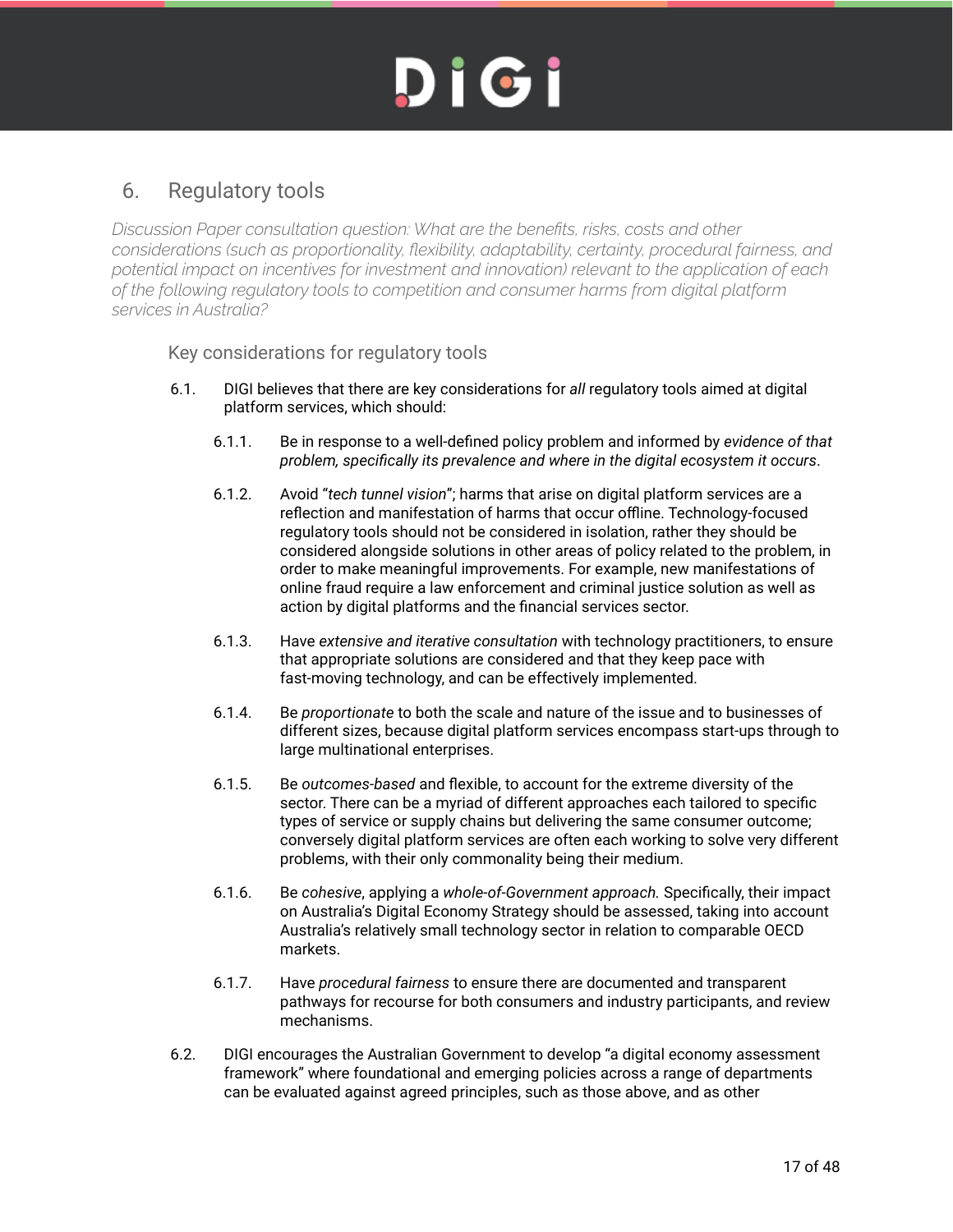## 6. Regulatory tools

*Discussion Paper consultation question: What are the benefits, risks, costs and other considerations (such as proportionality, flexibility, adaptability, certainty, procedural fairness, and potential impact on incentives for investment and innovation) relevant to the application of each of the following regulatory tools to competition and consumer harms from digital platform services in Australia?*

### Key considerations for regulatory tools

6.1. DIGI believes that there are key considerations for *all* regulatory tools aimed at digital platform services, which should:

6.1.1. Be in response to a well-defined policy problem and informed by *evidence of that problem, specifically its prevalence and where in the digital ecosystem it occurs*.

6.1.2. Avoid "*tech tunnel vision*"; harms that arise on digital platform services are a reflection and manifestation of harms that occur offline. Technology-focused regulatory tools should not be considered in isolation, rather they should be considered alongside solutions in other areas of policy related to the problem, in order to make meaningful improvements. For example, new manifestations of online fraud require a law enforcement and criminal justice solution as well as action by digital platforms and the financial services sector.

6.1.3. Have *extensive and iterative consultation* with technology practitioners, to ensure that appropriate solutions are considered and that they keep pace with fast-moving technology, and can be effectively implemented.

6.1.4. Be *proportionate* to both the scale and nature of the issue and to businesses of different sizes, because digital platform services encompass start-ups through to large multinational enterprises.

6.1.5. Be *outcomes-based* and flexible, to account for the extreme diversity of the sector. There can be a myriad of different approaches each tailored to specific types of service or supply chains but delivering the same consumer outcome; conversely digital platform services are often each working to solve very different problems, with their only commonality being their medium.

6.1.6. Be *cohesive*, applying a *whole-of-Government approach.* Specifically, their impact on Australia's Digital Economy Strategy should be assessed, taking into account Australia's relatively small technology sector in relation to comparable OECD markets.

6.1.7. Have *procedural fairness* to ensure there are documented and transparent pathways for recourse for both consumers and industry participants, and review mechanisms.

6.2. DIGI encourages the Australian Government to develop "a digital economy assessment framework" where foundational and emerging policies across a range of departments can be evaluated against agreed principles, such as those above, and as other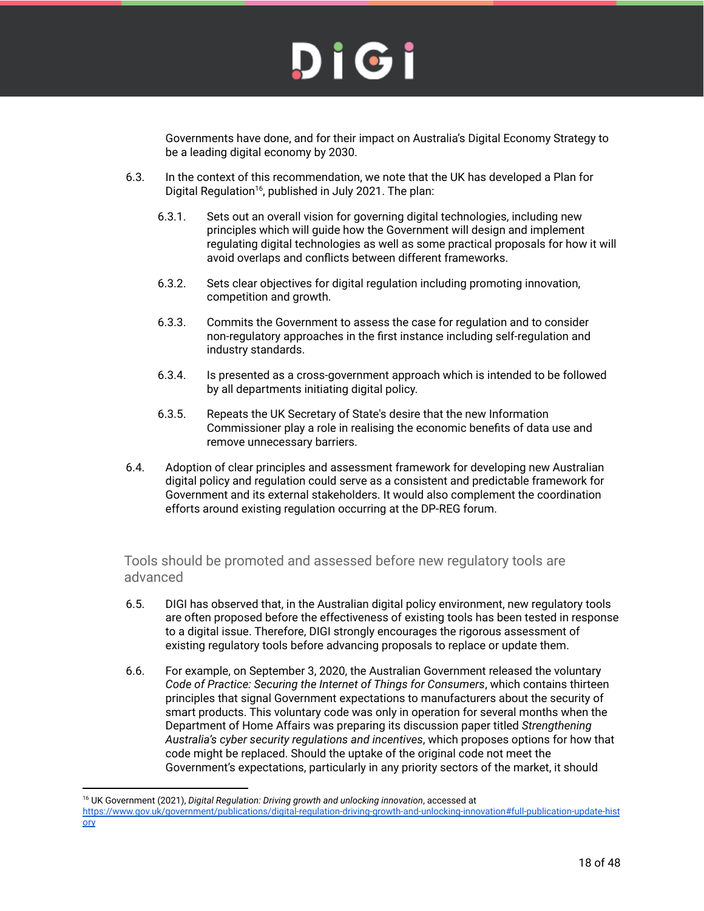Governments have done, and for their impact on Australia's Digital Economy Strategy to be a leading digital economy by 2030.

6.3. In the context of this recommendation, we note that the UK has developed a Plan for Digital Regulation[16], published in July 2021. The plan:

- 6.3.1. Sets out an overall vision for governing digital technologies, including new principles which will guide how the Government will design and implement regulating digital technologies as well as some practical proposals for how it will avoid overlaps and conflicts between different frameworks.
- 6.3.2. Sets clear objectives for digital regulation including promoting innovation, competition and growth.
- 6.3.3. Commits the Government to assess the case for regulation and to consider non-regulatory approaches in the first instance including self-regulation and industry standards.
- 6.3.4. Is presented as a cross-government approach which is intended to be followed by all departments initiating digital policy.
- 6.3.5. Repeats the UK Secretary of State's desire that the new Information Commissioner play a role in realising the economic benefits of data use and remove unnecessary barriers.

6.4. Adoption of clear principles and assessment framework for developing new Australian digital policy and regulation could serve as a consistent and predictable framework for Government and its external stakeholders. It would also complement the coordination efforts around existing regulation occurring at the DP-REG forum.

## Tools should be promoted and assessed before new regulatory tools are advanced

6.5. DIGI has observed that, in the Australian digital policy environment, new regulatory tools are often proposed before the effectiveness of existing tools has been tested in response to a digital issue. Therefore, DIGI strongly encourages the rigorous assessment of existing regulatory tools before advancing proposals to replace or update them.

6.6. For example, on September 3, 2020, the Australian Government released the voluntary *Code of Practice: Securing the Internet of Things for Consumers*, which contains thirteen principles that signal Government expectations to manufacturers about the security of smart products. This voluntary code was only in operation for several months when the Department of Home Affairs was preparing its discussion paper titled *Strengthening Australia's cyber security regulations and incentives*, which proposes options for how that code might be replaced. Should the uptake of the original code not meet the Government's expectations, particularly in any priority sectors of the market, it should

[16] UK Government (2021), *Digital Regulation: Driving growth and unlocking innovation*, accessed at https://www.gov.uk/government/publications/digital-regulation-driving-growth-and-unlocking-innovation#full-publication-update-history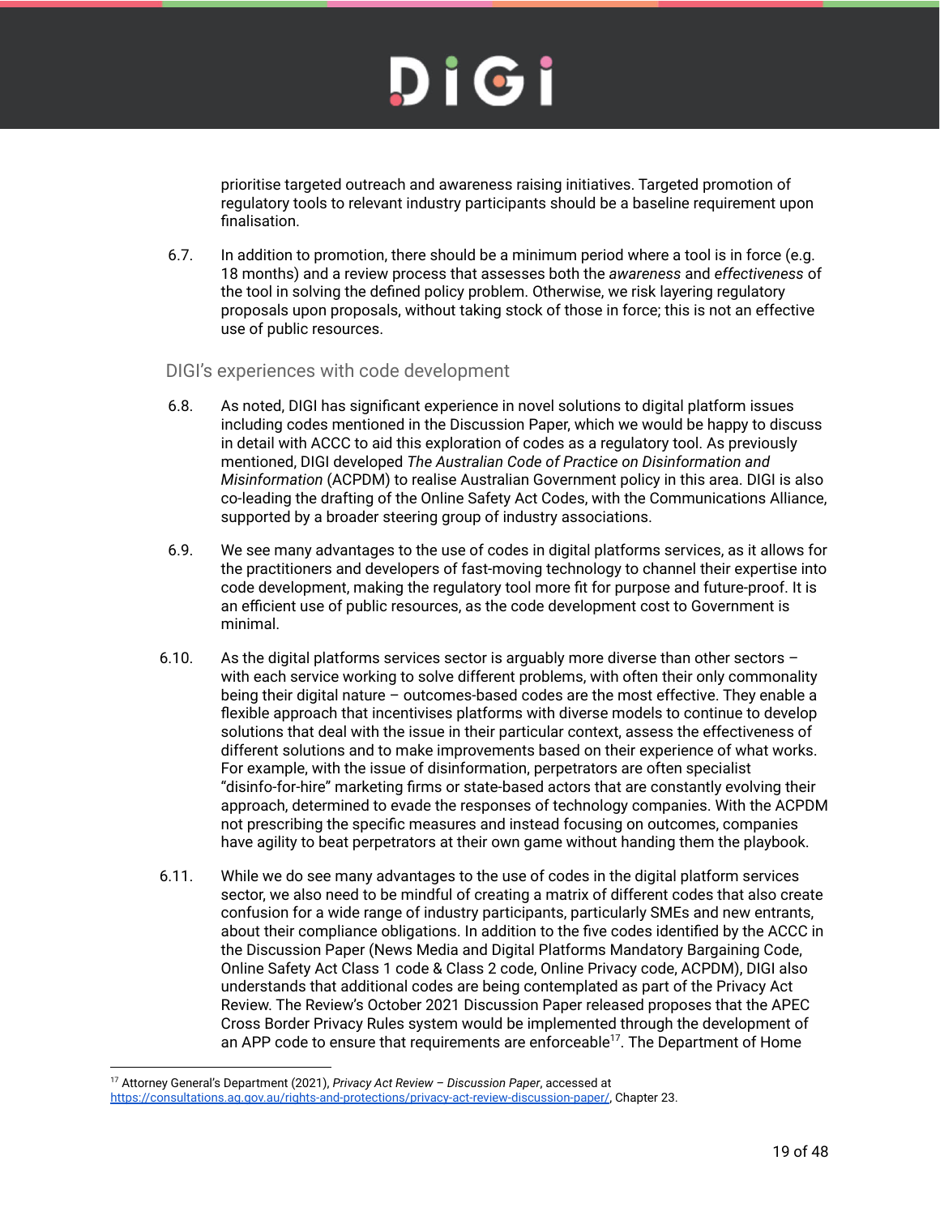prioritise targeted outreach and awareness raising initiatives. Targeted promotion of regulatory tools to relevant industry participants should be a baseline requirement upon finalisation.

6.7. In addition to promotion, there should be a minimum period where a tool is in force (e.g. 18 months) and a review process that assesses both the *awareness* and *effectiveness* of the tool in solving the defined policy problem. Otherwise, we risk layering regulatory proposals upon proposals, without taking stock of those in force; this is not an effective use of public resources.

## DIGI's experiences with code development

6.8. As noted, DIGI has significant experience in novel solutions to digital platform issues including codes mentioned in the Discussion Paper, which we would be happy to discuss in detail with ACCC to aid this exploration of codes as a regulatory tool. As previously mentioned, DIGI developed *The Australian Code of Practice on Disinformation and Misinformation* (ACPDM) to realise Australian Government policy in this area. DIGI is also co-leading the drafting of the Online Safety Act Codes, with the Communications Alliance, supported by a broader steering group of industry associations.

6.9. We see many advantages to the use of codes in digital platforms services, as it allows for the practitioners and developers of fast-moving technology to channel their expertise into code development, making the regulatory tool more fit for purpose and future-proof. It is an efficient use of public resources, as the code development cost to Government is minimal.

6.10. As the digital platforms services sector is arguably more diverse than other sectors – with each service working to solve different problems, with often their only commonality being their digital nature – outcomes-based codes are the most effective. They enable a flexible approach that incentivises platforms with diverse models to continue to develop solutions that deal with the issue in their particular context, assess the effectiveness of different solutions and to make improvements based on their experience of what works. For example, with the issue of disinformation, perpetrators are often specialist "disinfo-for-hire" marketing firms or state-based actors that are constantly evolving their approach, determined to evade the responses of technology companies. With the ACPDM not prescribing the specific measures and instead focusing on outcomes, companies have agility to beat perpetrators at their own game without handing them the playbook.

6.11. While we do see many advantages to the use of codes in the digital platform services sector, we also need to be mindful of creating a matrix of different codes that also create confusion for a wide range of industry participants, particularly SMEs and new entrants, about their compliance obligations. In addition to the five codes identified by the ACCC in the Discussion Paper (News Media and Digital Platforms Mandatory Bargaining Code, Online Safety Act Class 1 code & Class 2 code, Online Privacy code, ACPDM), DIGI also understands that additional codes are being contemplated as part of the Privacy Act Review. The Review's October 2021 Discussion Paper released proposes that the APEC Cross Border Privacy Rules system would be implemented through the development of an APP code to ensure that requirements are enforceable[17]. The Department of Home

---

[17] Attorney General's Department (2021), *Privacy Act Review – Discussion Paper*, accessed at https://consultations.ag.gov.au/rights-and-protections/privacy-act-review-discussion-paper/, Chapter 23.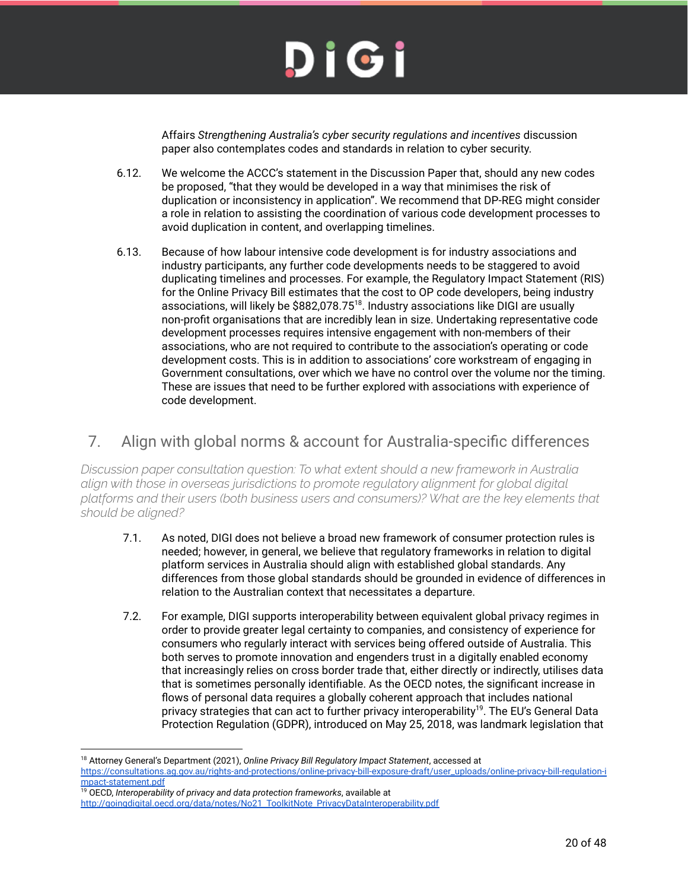Affairs *Strengthening Australia's cyber security regulations and incentives* discussion paper also contemplates codes and standards in relation to cyber security.

6.12. We welcome the ACCC's statement in the Discussion Paper that, should any new codes be proposed, "that they would be developed in a way that minimises the risk of duplication or inconsistency in application". We recommend that DP-REG might consider a role in relation to assisting the coordination of various code development processes to avoid duplication in content, and overlapping timelines.

6.13. Because of how labour intensive code development is for industry associations and industry participants, any further code developments needs to be staggered to avoid duplicating timelines and processes. For example, the Regulatory Impact Statement (RIS) for the Online Privacy Bill estimates that the cost to OP code developers, being industry associations, will likely be $882,078.75[18]. Industry associations like DIGI are usually non-profit organisations that are incredibly lean in size. Undertaking representative code development processes requires intensive engagement with non-members of their associations, who are not required to contribute to the association's operating or code development costs. This is in addition to associations' core workstream of engaging in Government consultations, over which we have no control over the volume nor the timing. These are issues that need to be further explored with associations with experience of code development.

## 7. Align with global norms & account for Australia-specific differences

*Discussion paper consultation question: To what extent should a new framework in Australia align with those in overseas jurisdictions to promote regulatory alignment for global digital platforms and their users (both business users and consumers)? What are the key elements that should be aligned?*

7.1. As noted, DIGI does not believe a broad new framework of consumer protection rules is needed; however, in general, we believe that regulatory frameworks in relation to digital platform services in Australia should align with established global standards. Any differences from those global standards should be grounded in evidence of differences in relation to the Australian context that necessitates a departure.

7.2. For example, DIGI supports interoperability between equivalent global privacy regimes in order to provide greater legal certainty to companies, and consistency of experience for consumers who regularly interact with services being offered outside of Australia. This both serves to promote innovation and engenders trust in a digitally enabled economy that increasingly relies on cross border trade that, either directly or indirectly, utilises data that is sometimes personally identifiable. As the OECD notes, the significant increase in flows of personal data requires a globally coherent approach that includes national privacy strategies that can act to further privacy interoperability[19]. The EU's General Data Protection Regulation (GDPR), introduced on May 25, 2018, was landmark legislation that

---

[18] Attorney General's Department (2021), *Online Privacy Bill Regulatory Impact Statement*, accessed at https://consultations.ag.gov.au/rights-and-protections/online-privacy-bill-exposure-draft/user_uploads/online-privacy-bill-regulation-impact-statement.pdf

[19] OECD, *Interoperability of privacy and data protection frameworks*, available at http://goingdigital.oecd.org/data/notes/No21_ToolkitNote_PrivacyDataInteroperability.pdf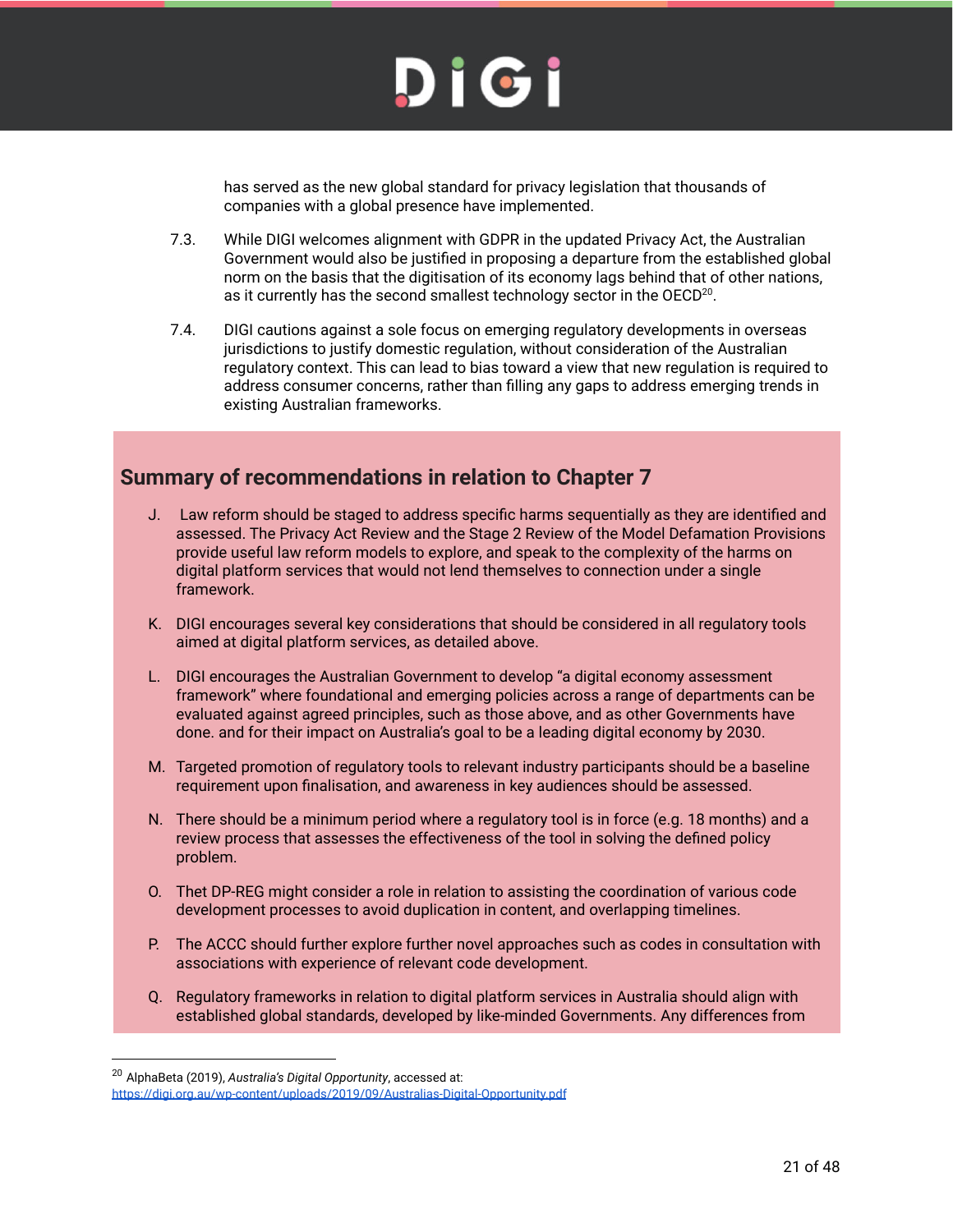has served as the new global standard for privacy legislation that thousands of companies with a global presence have implemented.

7.3. While DIGI welcomes alignment with GDPR in the updated Privacy Act, the Australian Government would also be justified in proposing a departure from the established global norm on the basis that the digitisation of its economy lags behind that of other nations, as it currently has the second smallest technology sector in the OECD[20].

7.4. DIGI cautions against a sole focus on emerging regulatory developments in overseas jurisdictions to justify domestic regulation, without consideration of the Australian regulatory context. This can lead to bias toward a view that new regulation is required to address consumer concerns, rather than filling any gaps to address emerging trends in existing Australian frameworks.

## Summary of recommendations in relation to Chapter 7

J. Law reform should be staged to address specific harms sequentially as they are identified and assessed. The Privacy Act Review and the Stage 2 Review of the Model Defamation Provisions provide useful law reform models to explore, and speak to the complexity of the harms on digital platform services that would not lend themselves to connection under a single framework.

K. DIGI encourages several key considerations that should be considered in all regulatory tools aimed at digital platform services, as detailed above.

L. DIGI encourages the Australian Government to develop "a digital economy assessment framework" where foundational and emerging policies across a range of departments can be evaluated against agreed principles, such as those above, and as other Governments have done. and for their impact on Australia's goal to be a leading digital economy by 2030.

M. Targeted promotion of regulatory tools to relevant industry participants should be a baseline requirement upon finalisation, and awareness in key audiences should be assessed.

N. There should be a minimum period where a regulatory tool is in force (e.g. 18 months) and a review process that assesses the effectiveness of the tool in solving the defined policy problem.

O. Thet DP-REG might consider a role in relation to assisting the coordination of various code development processes to avoid duplication in content, and overlapping timelines.

P. The ACCC should further explore further novel approaches such as codes in consultation with associations with experience of relevant code development.

Q. Regulatory frameworks in relation to digital platform services in Australia should align with established global standards, developed by like-minded Governments. Any differences from

[20] AlphaBeta (2019), *Australia's Digital Opportunity*, accessed at: https://digi.org.au/wp-content/uploads/2019/09/Australias-Digital-Opportunity.pdf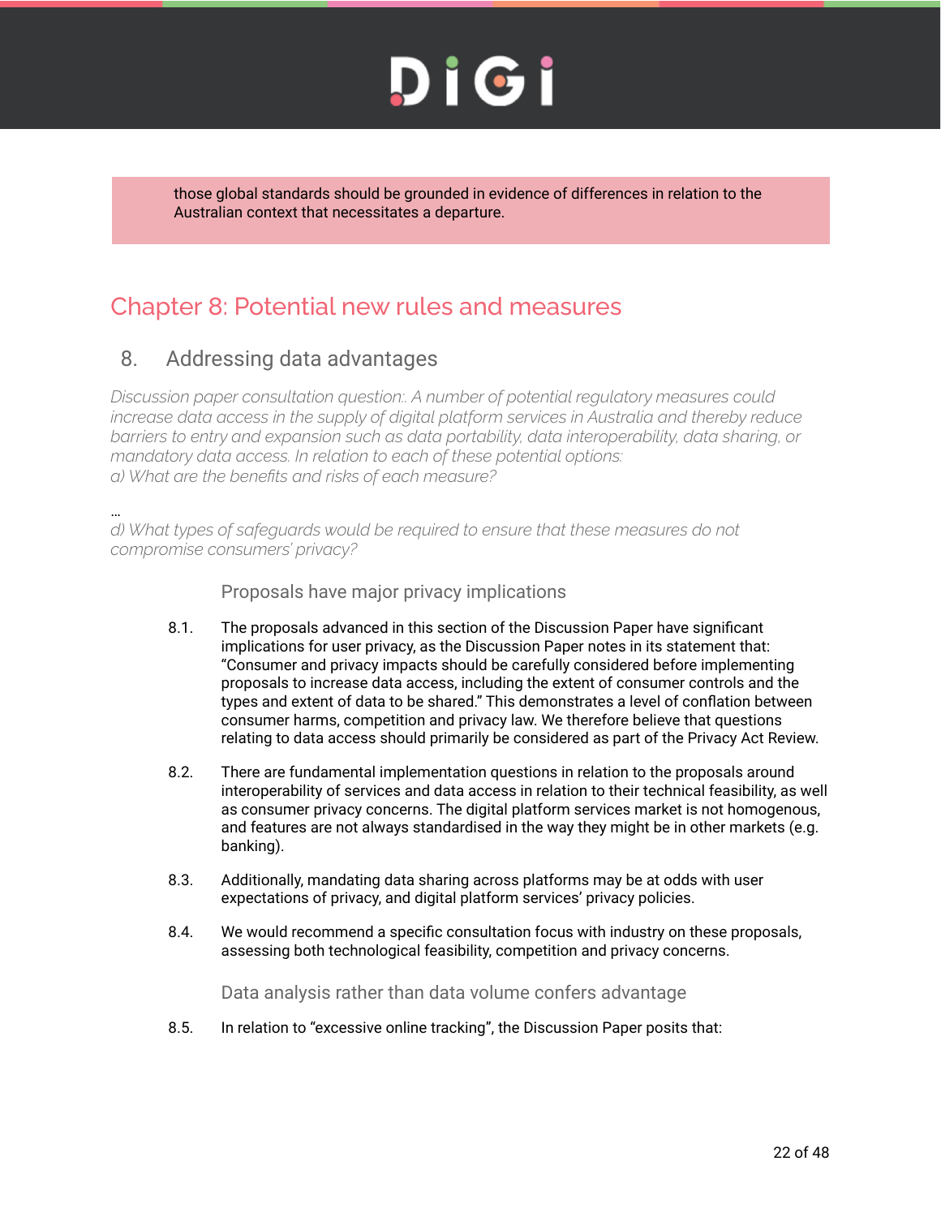those global standards should be grounded in evidence of differences in relation to the Australian context that necessitates a departure.

# Chapter 8: Potential new rules and measures

## 8. Addressing data advantages

*Discussion paper consultation question:. A number of potential regulatory measures could increase data access in the supply of digital platform services in Australia and thereby reduce barriers to entry and expansion such as data portability, data interoperability, data sharing, or mandatory data access. In relation to each of these potential options:*
*a) What are the benefits and risks of each measure?*

…
*d) What types of safeguards would be required to ensure that these measures do not compromise consumers' privacy?*

### Proposals have major privacy implications

8.1. The proposals advanced in this section of the Discussion Paper have significant implications for user privacy, as the Discussion Paper notes in its statement that: "Consumer and privacy impacts should be carefully considered before implementing proposals to increase data access, including the extent of consumer controls and the types and extent of data to be shared." This demonstrates a level of conflation between consumer harms, competition and privacy law. We therefore believe that questions relating to data access should primarily be considered as part of the Privacy Act Review.

8.2. There are fundamental implementation questions in relation to the proposals around interoperability of services and data access in relation to their technical feasibility, as well as consumer privacy concerns. The digital platform services market is not homogenous, and features are not always standardised in the way they might be in other markets (e.g. banking).

8.3. Additionally, mandating data sharing across platforms may be at odds with user expectations of privacy, and digital platform services' privacy policies.

8.4. We would recommend a specific consultation focus with industry on these proposals, assessing both technological feasibility, competition and privacy concerns.

### Data analysis rather than data volume confers advantage

8.5. In relation to "excessive online tracking", the Discussion Paper posits that: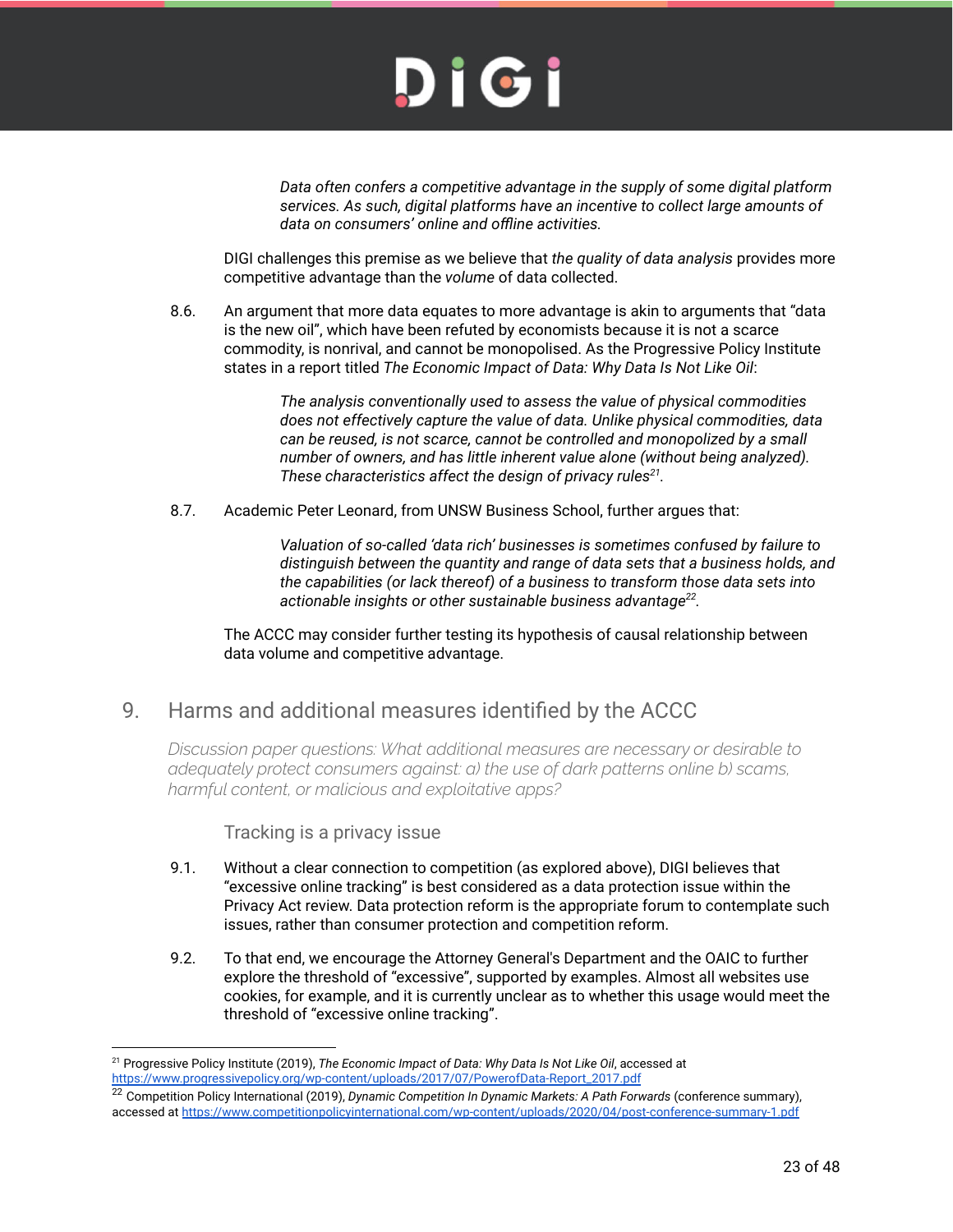> *Data often confers a competitive advantage in the supply of some digital platform services. As such, digital platforms have an incentive to collect large amounts of data on consumers' online and offline activities.*

DIGI challenges this premise as we believe that *the quality of data analysis* provides more competitive advantage than the *volume* of data collected.

8.6. An argument that more data equates to more advantage is akin to arguments that "data is the new oil", which have been refuted by economists because it is not a scarce commodity, is nonrival, and cannot be monopolised. As the Progressive Policy Institute states in a report titled *The Economic Impact of Data: Why Data Is Not Like Oil*:

> *The analysis conventionally used to assess the value of physical commodities does not effectively capture the value of data. Unlike physical commodities, data can be reused, is not scarce, cannot be controlled and monopolized by a small number of owners, and has little inherent value alone (without being analyzed). These characteristics affect the design of privacy rules*[21].

8.7. Academic Peter Leonard, from UNSW Business School, further argues that:

> *Valuation of so-called 'data rich' businesses is sometimes confused by failure to distinguish between the quantity and range of data sets that a business holds, and the capabilities (or lack thereof) of a business to transform those data sets into actionable insights or other sustainable business advantage*[22].

The ACCC may consider further testing its hypothesis of causal relationship between data volume and competitive advantage.

## 9. Harms and additional measures identified by the ACCC

*Discussion paper questions: What additional measures are necessary or desirable to adequately protect consumers against: a) the use of dark patterns online b) scams, harmful content, or malicious and exploitative apps?*

### Tracking is a privacy issue

9.1. Without a clear connection to competition (as explored above), DIGI believes that "excessive online tracking" is best considered as a data protection issue within the Privacy Act review. Data protection reform is the appropriate forum to contemplate such issues, rather than consumer protection and competition reform.

9.2. To that end, we encourage the Attorney General's Department and the OAIC to further explore the threshold of "excessive", supported by examples. Almost all websites use cookies, for example, and it is currently unclear as to whether this usage would meet the threshold of "excessive online tracking".

---

[21] Progressive Policy Institute (2019), *The Economic Impact of Data: Why Data Is Not Like Oil*, accessed at https://www.progressivepolicy.org/wp-content/uploads/2017/07/PowerofData-Report_2017.pdf

[22] Competition Policy International (2019), *Dynamic Competition In Dynamic Markets: A Path Forwards* (conference summary), accessed at https://www.competitionpolicyinternational.com/wp-content/uploads/2020/04/post-conference-summary-1.pdf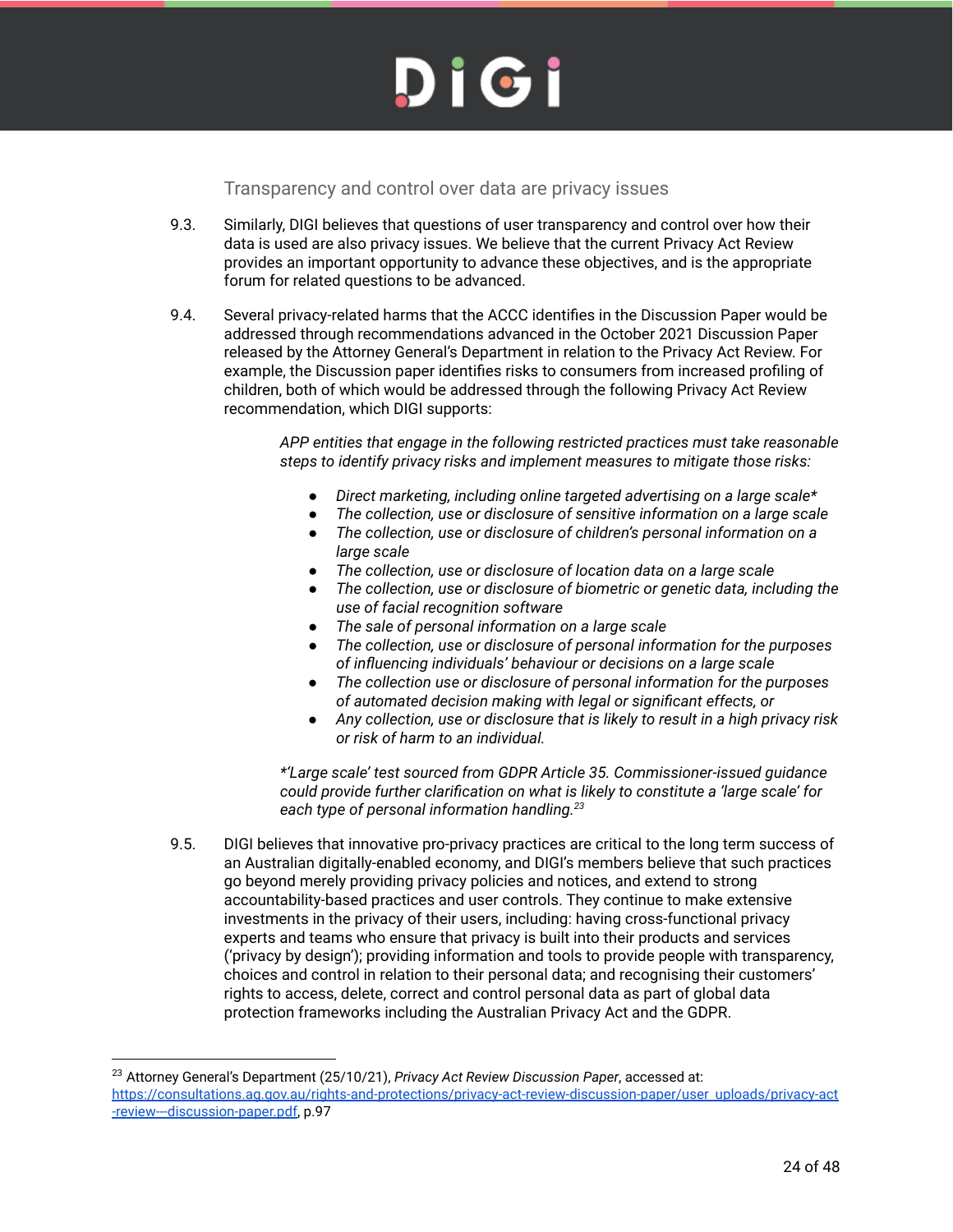### Transparency and control over data are privacy issues

9.3. Similarly, DIGI believes that questions of user transparency and control over how their data is used are also privacy issues. We believe that the current Privacy Act Review provides an important opportunity to advance these objectives, and is the appropriate forum for related questions to be advanced.

9.4. Several privacy-related harms that the ACCC identifies in the Discussion Paper would be addressed through recommendations advanced in the October 2021 Discussion Paper released by the Attorney General's Department in relation to the Privacy Act Review. For example, the Discussion paper identifies risks to consumers from increased profiling of children, both of which would be addressed through the following Privacy Act Review recommendation, which DIGI supports:

> *APP entities that engage in the following restricted practices must take reasonable steps to identify privacy risks and implement measures to mitigate those risks:*
>
> - *Direct marketing, including online targeted advertising on a large scale**
> - *The collection, use or disclosure of sensitive information on a large scale*
> - *The collection, use or disclosure of children's personal information on a large scale*
> - *The collection, use or disclosure of location data on a large scale*
> - *The collection, use or disclosure of biometric or genetic data, including the use of facial recognition software*
> - *The sale of personal information on a large scale*
> - *The collection, use or disclosure of personal information for the purposes of influencing individuals' behaviour or decisions on a large scale*
> - *The collection use or disclosure of personal information for the purposes of automated decision making with legal or significant effects, or*
> - *Any collection, use or disclosure that is likely to result in a high privacy risk or risk of harm to an individual.*
>
> **'Large scale' test sourced from GDPR Article 35. Commissioner-issued guidance could provide further clarification on what is likely to constitute a 'large scale' for each type of personal information handling.*[23]

9.5. DIGI believes that innovative pro-privacy practices are critical to the long term success of an Australian digitally-enabled economy, and DIGI's members believe that such practices go beyond merely providing privacy policies and notices, and extend to strong accountability-based practices and user controls. They continue to make extensive investments in the privacy of their users, including: having cross-functional privacy experts and teams who ensure that privacy is built into their products and services ('privacy by design'); providing information and tools to provide people with transparency, choices and control in relation to their personal data; and recognising their customers' rights to access, delete, correct and control personal data as part of global data protection frameworks including the Australian Privacy Act and the GDPR.

---

[23] Attorney General's Department (25/10/21), *Privacy Act Review Discussion Paper*, accessed at: https://consultations.ag.gov.au/rights-and-protections/privacy-act-review-discussion-paper/user_uploads/privacy-act-review---discussion-paper.pdf, p.97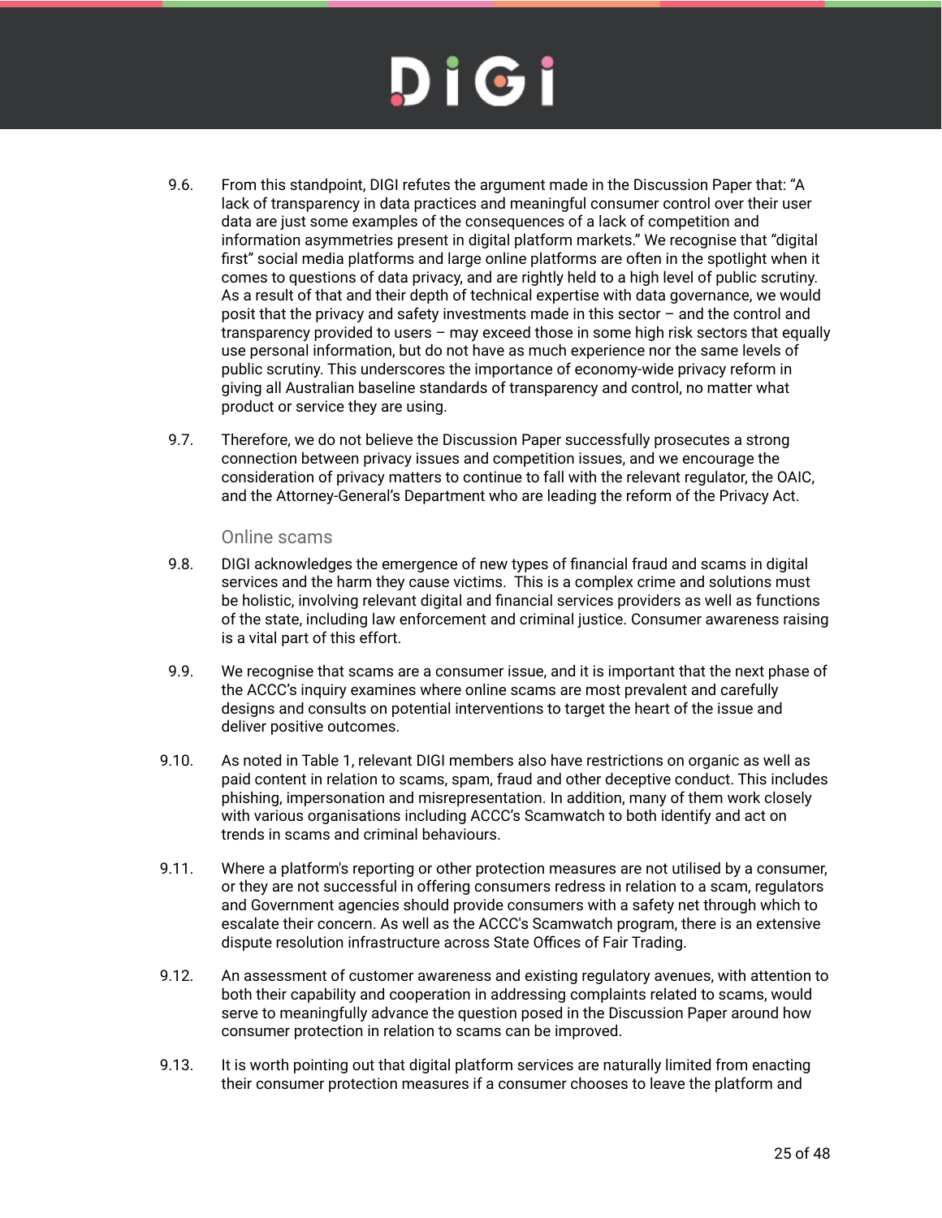9.6. From this standpoint, DIGI refutes the argument made in the Discussion Paper that: "A lack of transparency in data practices and meaningful consumer control over their user data are just some examples of the consequences of a lack of competition and information asymmetries present in digital platform markets." We recognise that "digital first" social media platforms and large online platforms are often in the spotlight when it comes to questions of data privacy, and are rightly held to a high level of public scrutiny. As a result of that and their depth of technical expertise with data governance, we would posit that the privacy and safety investments made in this sector – and the control and transparency provided to users – may exceed those in some high risk sectors that equally use personal information, but do not have as much experience nor the same levels of public scrutiny. This underscores the importance of economy-wide privacy reform in giving all Australian baseline standards of transparency and control, no matter what product or service they are using.

9.7. Therefore, we do not believe the Discussion Paper successfully prosecutes a strong connection between privacy issues and competition issues, and we encourage the consideration of privacy matters to continue to fall with the relevant regulator, the OAIC, and the Attorney-General's Department who are leading the reform of the Privacy Act.

### Online scams

9.8. DIGI acknowledges the emergence of new types of financial fraud and scams in digital services and the harm they cause victims. This is a complex crime and solutions must be holistic, involving relevant digital and financial services providers as well as functions of the state, including law enforcement and criminal justice. Consumer awareness raising is a vital part of this effort.

9.9. We recognise that scams are a consumer issue, and it is important that the next phase of the ACCC's inquiry examines where online scams are most prevalent and carefully designs and consults on potential interventions to target the heart of the issue and deliver positive outcomes.

9.10. As noted in Table 1, relevant DIGI members also have restrictions on organic as well as paid content in relation to scams, spam, fraud and other deceptive conduct. This includes phishing, impersonation and misrepresentation. In addition, many of them work closely with various organisations including ACCC's Scamwatch to both identify and act on trends in scams and criminal behaviours.

9.11. Where a platform's reporting or other protection measures are not utilised by a consumer, or they are not successful in offering consumers redress in relation to a scam, regulators and Government agencies should provide consumers with a safety net through which to escalate their concern. As well as the ACCC's Scamwatch program, there is an extensive dispute resolution infrastructure across State Offices of Fair Trading.

9.12. An assessment of customer awareness and existing regulatory avenues, with attention to both their capability and cooperation in addressing complaints related to scams, would serve to meaningfully advance the question posed in the Discussion Paper around how consumer protection in relation to scams can be improved.

9.13. It is worth pointing out that digital platform services are naturally limited from enacting their consumer protection measures if a consumer chooses to leave the platform and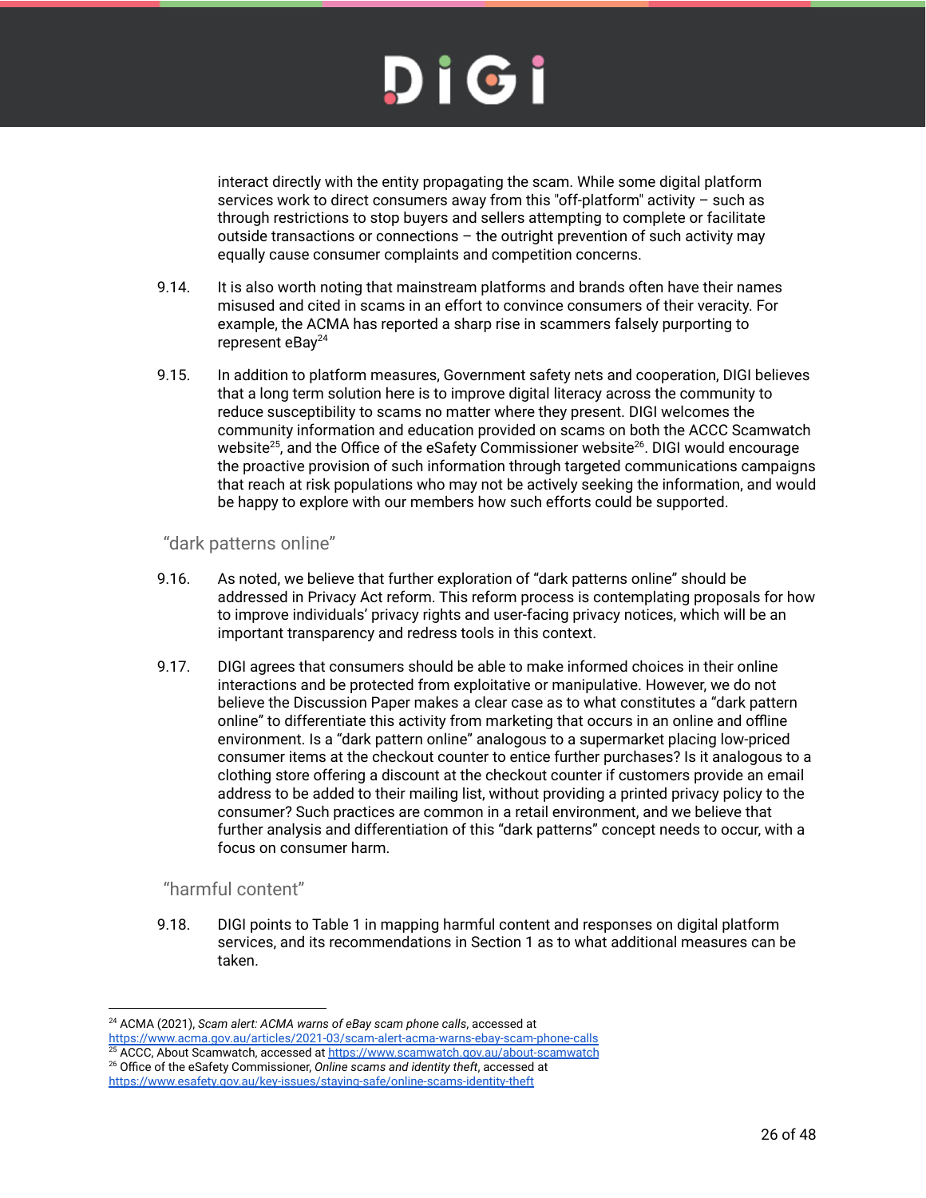interact directly with the entity propagating the scam. While some digital platform services work to direct consumers away from this "off-platform" activity – such as through restrictions to stop buyers and sellers attempting to complete or facilitate outside transactions or connections – the outright prevention of such activity may equally cause consumer complaints and competition concerns.

9.14. It is also worth noting that mainstream platforms and brands often have their names misused and cited in scams in an effort to convince consumers of their veracity. For example, the ACMA has reported a sharp rise in scammers falsely purporting to represent eBay[24]

9.15. In addition to platform measures, Government safety nets and cooperation, DIGI believes that a long term solution here is to improve digital literacy across the community to reduce susceptibility to scams no matter where they present. DIGI welcomes the community information and education provided on scams on both the ACCC Scamwatch website[25], and the Office of the eSafety Commissioner website[26]. DIGI would encourage the proactive provision of such information through targeted communications campaigns that reach at risk populations who may not be actively seeking the information, and would be happy to explore with our members how such efforts could be supported.

### "dark patterns online"

9.16. As noted, we believe that further exploration of "dark patterns online" should be addressed in Privacy Act reform. This reform process is contemplating proposals for how to improve individuals' privacy rights and user-facing privacy notices, which will be an important transparency and redress tools in this context.

9.17. DIGI agrees that consumers should be able to make informed choices in their online interactions and be protected from exploitative or manipulative. However, we do not believe the Discussion Paper makes a clear case as to what constitutes a "dark pattern online" to differentiate this activity from marketing that occurs in an online and offline environment. Is a "dark pattern online" analogous to a supermarket placing low-priced consumer items at the checkout counter to entice further purchases? Is it analogous to a clothing store offering a discount at the checkout counter if customers provide an email address to be added to their mailing list, without providing a printed privacy policy to the consumer? Such practices are common in a retail environment, and we believe that further analysis and differentiation of this "dark patterns" concept needs to occur, with a focus on consumer harm.

### "harmful content"

9.18. DIGI points to Table 1 in mapping harmful content and responses on digital platform services, and its recommendations in Section 1 as to what additional measures can be taken.

---

[24] ACMA (2021), *Scam alert: ACMA warns of eBay scam phone calls*, accessed at https://www.acma.gov.au/articles/2021-03/scam-alert-acma-warns-ebay-scam-phone-calls

[25] ACCC, About Scamwatch, accessed at https://www.scamwatch.gov.au/about-scamwatch

[26] Office of the eSafety Commissioner, *Online scams and identity theft*, accessed at https://www.esafety.gov.au/key-issues/staying-safe/online-scams-identity-theft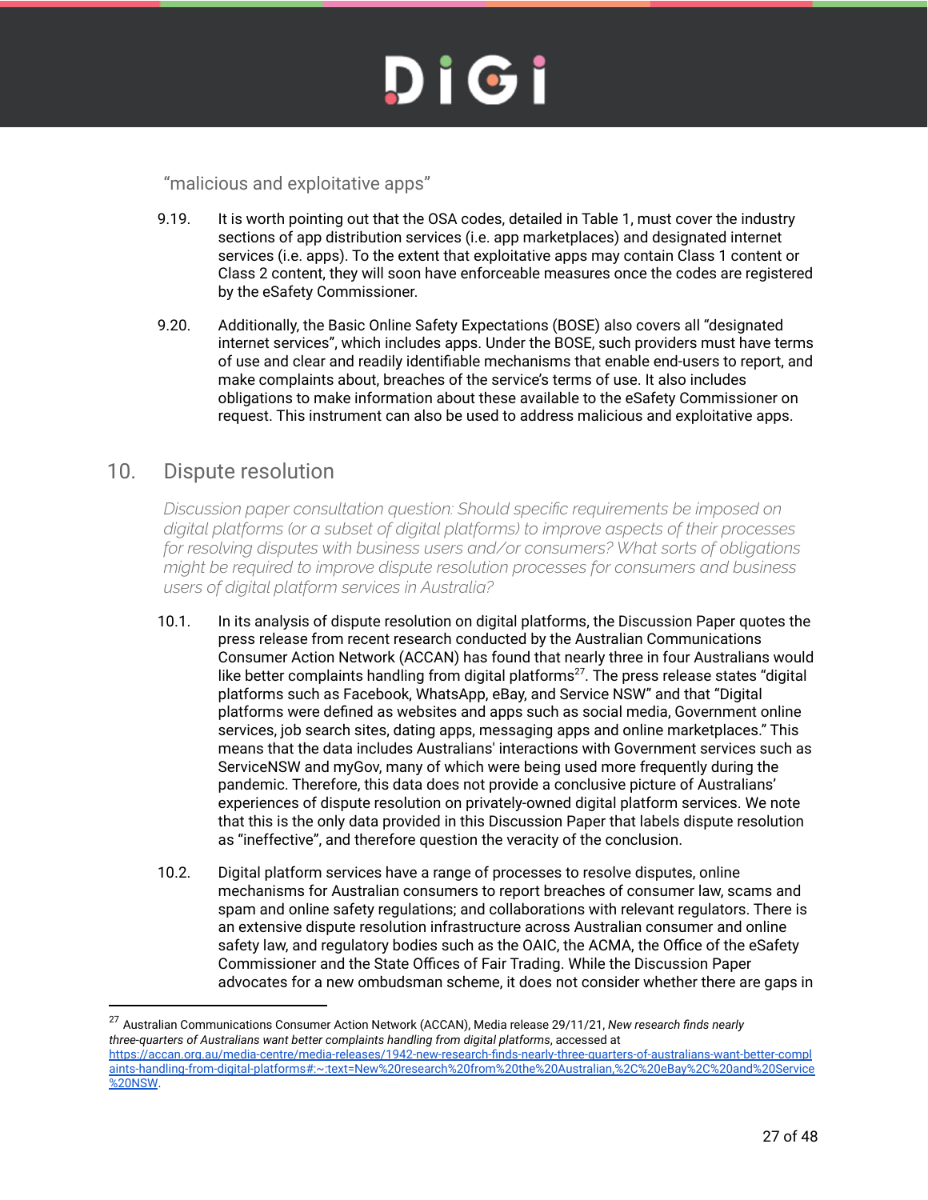"malicious and exploitative apps"

9.19. It is worth pointing out that the OSA codes, detailed in Table 1, must cover the industry sections of app distribution services (i.e. app marketplaces) and designated internet services (i.e. apps). To the extent that exploitative apps may contain Class 1 content or Class 2 content, they will soon have enforceable measures once the codes are registered by the eSafety Commissioner.

9.20. Additionally, the Basic Online Safety Expectations (BOSE) also covers all "designated internet services", which includes apps. Under the BOSE, such providers must have terms of use and clear and readily identifiable mechanisms that enable end-users to report, and make complaints about, breaches of the service's terms of use. It also includes obligations to make information about these available to the eSafety Commissioner on request. This instrument can also be used to address malicious and exploitative apps.

## 10. Dispute resolution

*Discussion paper consultation question: Should specific requirements be imposed on digital platforms (or a subset of digital platforms) to improve aspects of their processes for resolving disputes with business users and/or consumers? What sorts of obligations might be required to improve dispute resolution processes for consumers and business users of digital platform services in Australia?*

10.1. In its analysis of dispute resolution on digital platforms, the Discussion Paper quotes the press release from recent research conducted by the Australian Communications Consumer Action Network (ACCAN) has found that nearly three in four Australians would like better complaints handling from digital platforms[27]. The press release states "digital platforms such as Facebook, WhatsApp, eBay, and Service NSW" and that "Digital platforms were defined as websites and apps such as social media, Government online services, job search sites, dating apps, messaging apps and online marketplaces." This means that the data includes Australians' interactions with Government services such as ServiceNSW and myGov, many of which were being used more frequently during the pandemic. Therefore, this data does not provide a conclusive picture of Australians' experiences of dispute resolution on privately-owned digital platform services. We note that this is the only data provided in this Discussion Paper that labels dispute resolution as "ineffective", and therefore question the veracity of the conclusion.

10.2. Digital platform services have a range of processes to resolve disputes, online mechanisms for Australian consumers to report breaches of consumer law, scams and spam and online safety regulations; and collaborations with relevant regulators. There is an extensive dispute resolution infrastructure across Australian consumer and online safety law, and regulatory bodies such as the OAIC, the ACMA, the Office of the eSafety Commissioner and the State Offices of Fair Trading. While the Discussion Paper advocates for a new ombudsman scheme, it does not consider whether there are gaps in

---

[27] Australian Communications Consumer Action Network (ACCAN), Media release 29/11/21, *New research finds nearly three-quarters of Australians want better complaints handling from digital platforms*, accessed at https://accan.org.au/media-centre/media-releases/1942-new-research-finds-nearly-three-quarters-of-australians-want-better-complaints-handling-from-digital-platforms#:~:text=New%20research%20from%20the%20Australian,%2C%20eBay%2C%20and%20Service%20NSW.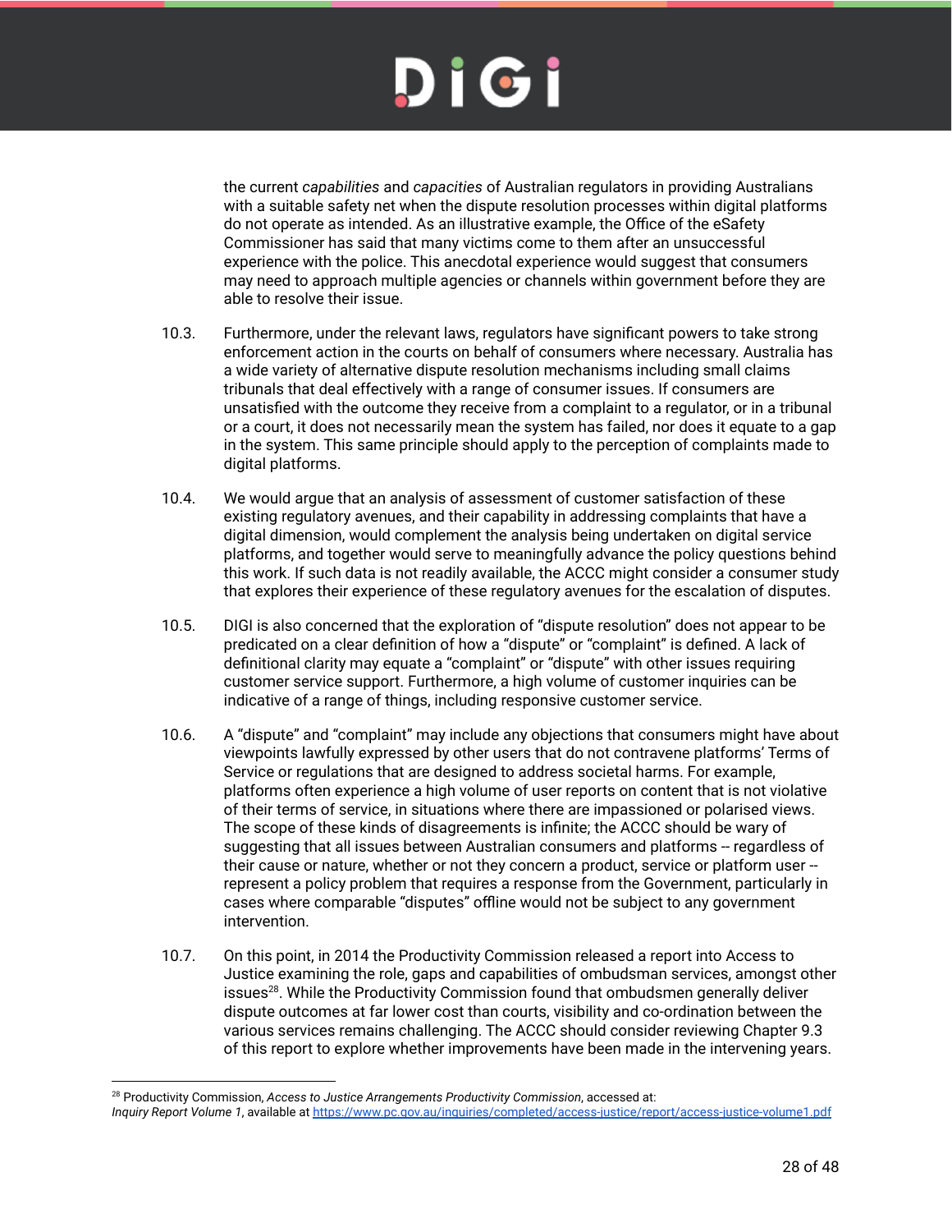the current *capabilities* and *capacities* of Australian regulators in providing Australians with a suitable safety net when the dispute resolution processes within digital platforms do not operate as intended. As an illustrative example, the Office of the eSafety Commissioner has said that many victims come to them after an unsuccessful experience with the police. This anecdotal experience would suggest that consumers may need to approach multiple agencies or channels within government before they are able to resolve their issue.

10.3. Furthermore, under the relevant laws, regulators have significant powers to take strong enforcement action in the courts on behalf of consumers where necessary. Australia has a wide variety of alternative dispute resolution mechanisms including small claims tribunals that deal effectively with a range of consumer issues. If consumers are unsatisfied with the outcome they receive from a complaint to a regulator, or in a tribunal or a court, it does not necessarily mean the system has failed, nor does it equate to a gap in the system. This same principle should apply to the perception of complaints made to digital platforms.

10.4. We would argue that an analysis of assessment of customer satisfaction of these existing regulatory avenues, and their capability in addressing complaints that have a digital dimension, would complement the analysis being undertaken on digital service platforms, and together would serve to meaningfully advance the policy questions behind this work. If such data is not readily available, the ACCC might consider a consumer study that explores their experience of these regulatory avenues for the escalation of disputes.

10.5. DIGI is also concerned that the exploration of “dispute resolution” does not appear to be predicated on a clear definition of how a “dispute” or “complaint” is defined. A lack of definitional clarity may equate a “complaint” or “dispute” with other issues requiring customer service support. Furthermore, a high volume of customer inquiries can be indicative of a range of things, including responsive customer service.

10.6. A “dispute” and “complaint” may include any objections that consumers might have about viewpoints lawfully expressed by other users that do not contravene platforms’ Terms of Service or regulations that are designed to address societal harms. For example, platforms often experience a high volume of user reports on content that is not violative of their terms of service, in situations where there are impassioned or polarised views. The scope of these kinds of disagreements is infinite; the ACCC should be wary of suggesting that all issues between Australian consumers and platforms -- regardless of their cause or nature, whether or not they concern a product, service or platform user -- represent a policy problem that requires a response from the Government, particularly in cases where comparable “disputes” offline would not be subject to any government intervention.

10.7. On this point, in 2014 the Productivity Commission released a report into Access to Justice examining the role, gaps and capabilities of ombudsman services, amongst other issues[28]. While the Productivity Commission found that ombudsmen generally deliver dispute outcomes at far lower cost than courts, visibility and co-ordination between the various services remains challenging. The ACCC should consider reviewing Chapter 9.3 of this report to explore whether improvements have been made in the intervening years.

---

[28] Productivity Commission, *Access to Justice Arrangements Productivity Commission*, accessed at: *Inquiry Report Volume 1*, available at https://www.pc.gov.au/inquiries/completed/access-justice/report/access-justice-volume1.pdf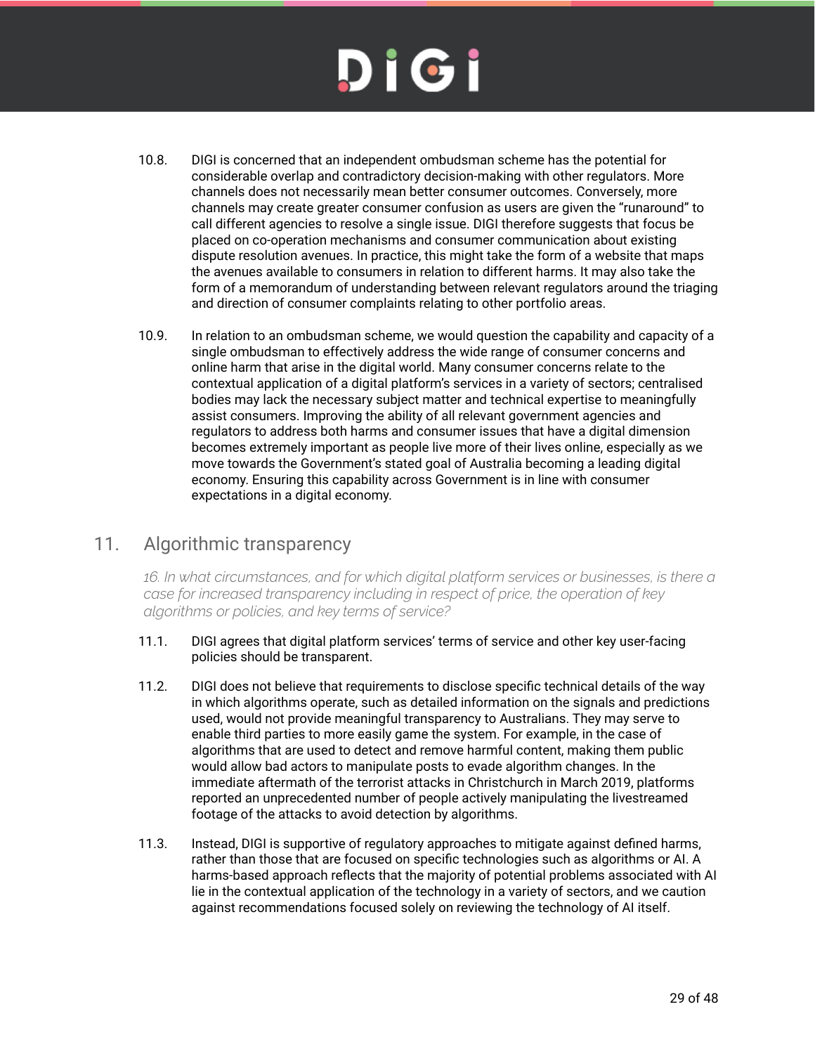10.8. DIGI is concerned that an independent ombudsman scheme has the potential for considerable overlap and contradictory decision-making with other regulators. More channels does not necessarily mean better consumer outcomes. Conversely, more channels may create greater consumer confusion as users are given the "runaround" to call different agencies to resolve a single issue. DIGI therefore suggests that focus be placed on co-operation mechanisms and consumer communication about existing dispute resolution avenues. In practice, this might take the form of a website that maps the avenues available to consumers in relation to different harms. It may also take the form of a memorandum of understanding between relevant regulators around the triaging and direction of consumer complaints relating to other portfolio areas.

10.9. In relation to an ombudsman scheme, we would question the capability and capacity of a single ombudsman to effectively address the wide range of consumer concerns and online harm that arise in the digital world. Many consumer concerns relate to the contextual application of a digital platform's services in a variety of sectors; centralised bodies may lack the necessary subject matter and technical expertise to meaningfully assist consumers. Improving the ability of all relevant government agencies and regulators to address both harms and consumer issues that have a digital dimension becomes extremely important as people live more of their lives online, especially as we move towards the Government's stated goal of Australia becoming a leading digital economy. Ensuring this capability across Government is in line with consumer expectations in a digital economy.

## 11. Algorithmic transparency

*16. In what circumstances, and for which digital platform services or businesses, is there a case for increased transparency including in respect of price, the operation of key algorithms or policies, and key terms of service?*

11.1. DIGI agrees that digital platform services' terms of service and other key user-facing policies should be transparent.

11.2. DIGI does not believe that requirements to disclose specific technical details of the way in which algorithms operate, such as detailed information on the signals and predictions used, would not provide meaningful transparency to Australians. They may serve to enable third parties to more easily game the system. For example, in the case of algorithms that are used to detect and remove harmful content, making them public would allow bad actors to manipulate posts to evade algorithm changes. In the immediate aftermath of the terrorist attacks in Christchurch in March 2019, platforms reported an unprecedented number of people actively manipulating the livestreamed footage of the attacks to avoid detection by algorithms.

11.3. Instead, DIGI is supportive of regulatory approaches to mitigate against defined harms, rather than those that are focused on specific technologies such as algorithms or AI. A harms-based approach reflects that the majority of potential problems associated with AI lie in the contextual application of the technology in a variety of sectors, and we caution against recommendations focused solely on reviewing the technology of AI itself.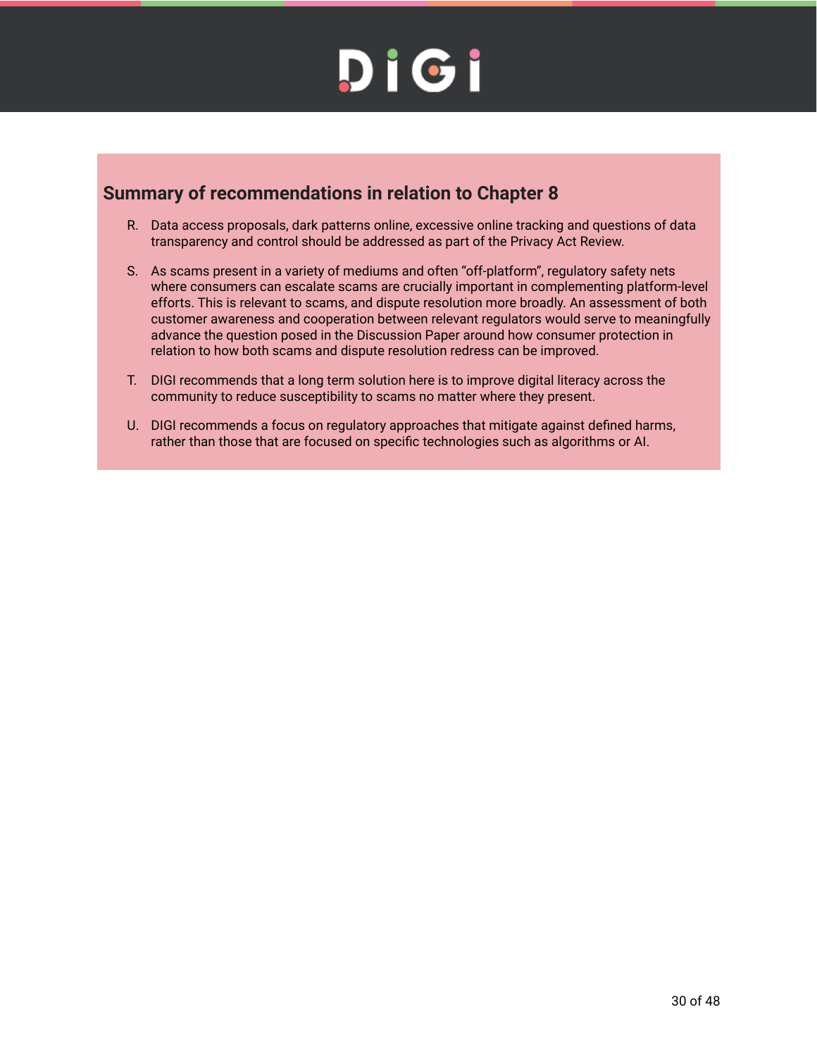## Summary of recommendations in relation to Chapter 8

R. Data access proposals, dark patterns online, excessive online tracking and questions of data transparency and control should be addressed as part of the Privacy Act Review.

S. As scams present in a variety of mediums and often "off-platform", regulatory safety nets where consumers can escalate scams are crucially important in complementing platform-level efforts. This is relevant to scams, and dispute resolution more broadly. An assessment of both customer awareness and cooperation between relevant regulators would serve to meaningfully advance the question posed in the Discussion Paper around how consumer protection in relation to how both scams and dispute resolution redress can be improved.

T. DIGI recommends that a long term solution here is to improve digital literacy across the community to reduce susceptibility to scams no matter where they present.

U. DIGI recommends a focus on regulatory approaches that mitigate against defined harms, rather than those that are focused on specific technologies such as algorithms or AI.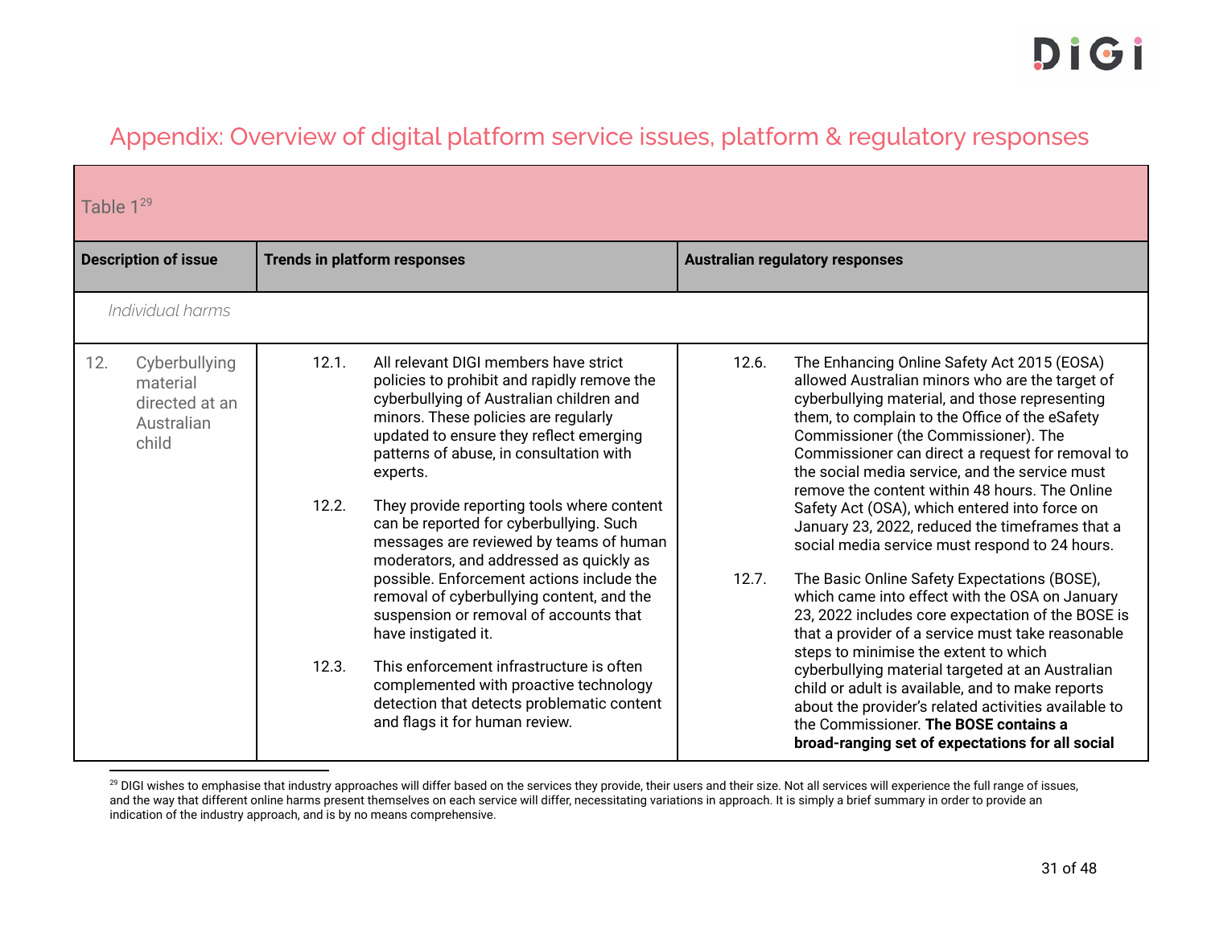## Appendix: Overview of digital platform service issues, platform & regulatory responses

| Table 1[29] | | |
|---|---|---|
| **Description of issue** | **Trends in platform responses** | **Australian regulatory responses** |
| *Individual harms* | | |
| 12. Cyberbullying material directed at an Australian child | 12.1. All relevant DIGI members have strict policies to prohibit and rapidly remove the cyberbullying of Australian children and minors. These policies are regularly updated to ensure they reflect emerging patterns of abuse, in consultation with experts.<br><br>12.2. They provide reporting tools where content can be reported for cyberbullying. Such messages are reviewed by teams of human moderators, and addressed as quickly as possible. Enforcement actions include the removal of cyberbullying content, and the suspension or removal of accounts that have instigated it.<br><br>12.3. This enforcement infrastructure is often complemented with proactive technology detection that detects problematic content and flags it for human review. | 12.6. The Enhancing Online Safety Act 2015 (EOSA) allowed Australian minors who are the target of cyberbullying material, and those representing them, to complain to the Office of the eSafety Commissioner (the Commissioner). The Commissioner can direct a request for removal to the social media service, and the service must remove the content within 48 hours. The Online Safety Act (OSA), which entered into force on January 23, 2022, reduced the timeframes that a social media service must respond to 24 hours.<br><br>12.7. The Basic Online Safety Expectations (BOSE), which came into effect with the OSA on January 23, 2022 includes core expectation of the BOSE is that a provider of a service must take reasonable steps to minimise the extent to which cyberbullying material targeted at an Australian child or adult is available, and to make reports about the provider's related activities available to the Commissioner. **The BOSE contains a broad-ranging set of expectations for all social** |

[29] DIGI wishes to emphasise that industry approaches will differ based on the services they provide, their users and their size. Not all services will experience the full range of issues, and the way that different online harms present themselves on each service will differ, necessitating variations in approach. It is simply a brief summary in order to provide an indication of the industry approach, and is by no means comprehensive.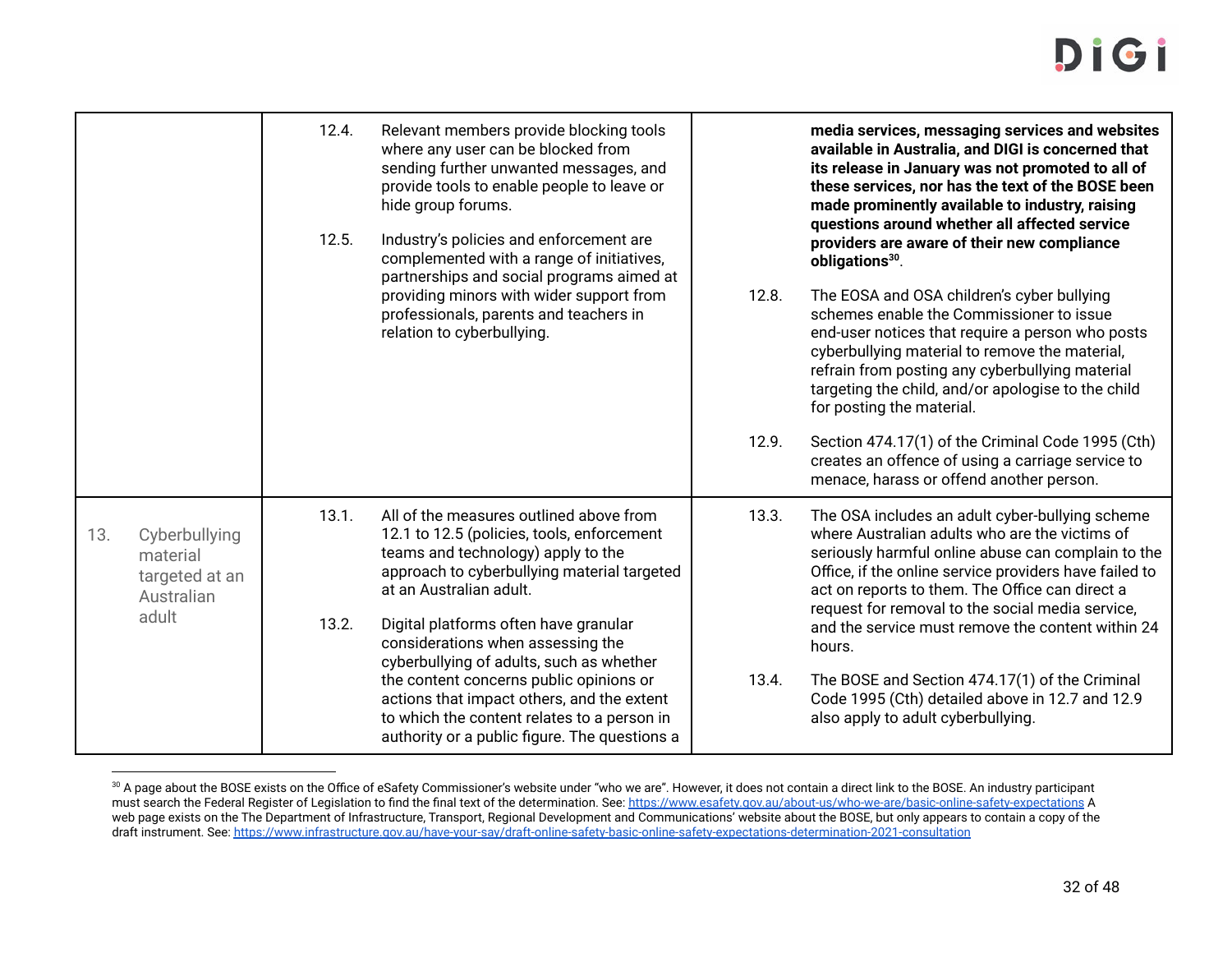| | | |
|---|---|---|
| | 12.4. Relevant members provide blocking tools where any user can be blocked from sending further unwanted messages, and provide tools to enable people to leave or hide group forums.<br><br>12.5. Industry's policies and enforcement are complemented with a range of initiatives, partnerships and social programs aimed at providing minors with wider support from professionals, parents and teachers in relation to cyberbullying. | **media services, messaging services and websites available in Australia, and DIGI is concerned that its release in January was not promoted to all of these services, nor has the text of the BOSE been made prominently available to industry, raising questions around whether all affected service providers are aware of their new compliance obligations**[30].<br><br>12.8. The EOSA and OSA children's cyber bullying schemes enable the Commissioner to issue end-user notices that require a person who posts cyberbullying material to remove the material, refrain from posting any cyberbullying material targeting the child, and/or apologise to the child for posting the material.<br><br>12.9. Section 474.17(1) of the Criminal Code 1995 (Cth) creates an offence of using a carriage service to menace, harass or offend another person. |
| 13. Cyberbullying material targeted at an Australian adult | 13.1. All of the measures outlined above from 12.1 to 12.5 (policies, tools, enforcement teams and technology) apply to the approach to cyberbullying material targeted at an Australian adult.<br><br>13.2. Digital platforms often have granular considerations when assessing the cyberbullying of adults, such as whether the content concerns public opinions or actions that impact others, and the extent to which the content relates to a person in authority or a public figure. The questions a | 13.3. The OSA includes an adult cyber-bullying scheme where Australian adults who are the victims of seriously harmful online abuse can complain to the Office, if the online service providers have failed to act on reports to them. The Office can direct a request for removal to the social media service, and the service must remove the content within 24 hours.<br><br>13.4. The BOSE and Section 474.17(1) of the Criminal Code 1995 (Cth) detailed above in 12.7 and 12.9 also apply to adult cyberbullying. |

[30] A page about the BOSE exists on the Office of eSafety Commissioner's website under "who we are". However, it does not contain a direct link to the BOSE. An industry participant must search the Federal Register of Legislation to find the final text of the determination. See: https://www.esafety.gov.au/about-us/who-we-are/basic-online-safety-expectations A web page exists on the The Department of Infrastructure, Transport, Regional Development and Communications' website about the BOSE, but only appears to contain a copy of the draft instrument. See: https://www.infrastructure.gov.au/have-your-say/draft-online-safety-basic-online-safety-expectations-determination-2021-consultation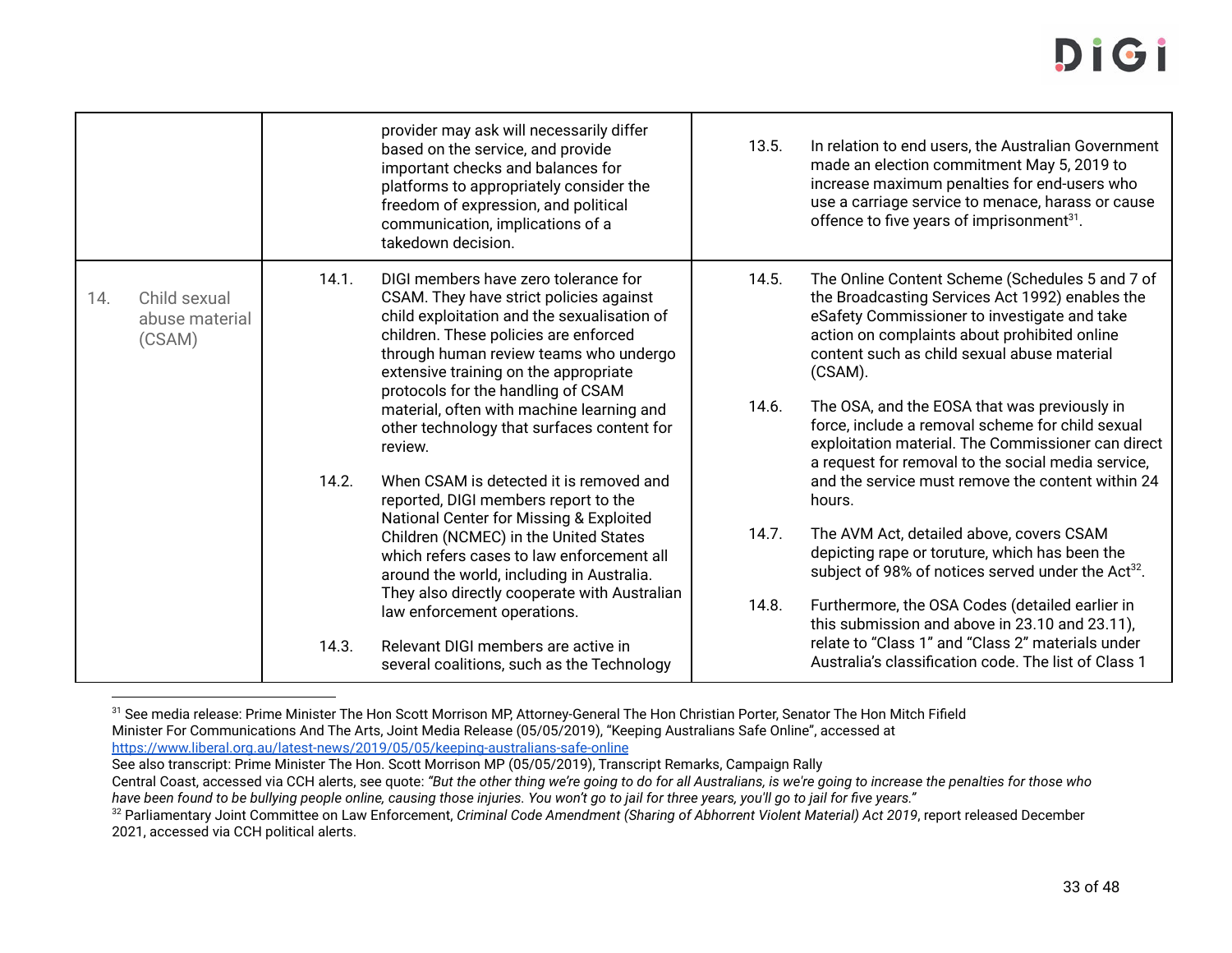| | | |
|---|---|---|
| | provider may ask will necessarily differ based on the service, and provide important checks and balances for platforms to appropriately consider the freedom of expression, and political communication, implications of a takedown decision. | 13.5. In relation to end users, the Australian Government made an election commitment May 5, 2019 to increase maximum penalties for end-users who use a carriage service to menace, harass or cause offence to five years of imprisonment[31]. |
| 14. Child sexual abuse material (CSAM) | 14.1. DIGI members have zero tolerance for CSAM. They have strict policies against child exploitation and the sexualisation of children. These policies are enforced through human review teams who undergo extensive training on the appropriate protocols for the handling of CSAM material, often with machine learning and other technology that surfaces content for review.<br><br>14.2. When CSAM is detected it is removed and reported, DIGI members report to the National Center for Missing & Exploited Children (NCMEC) in the United States which refers cases to law enforcement all around the world, including in Australia. They also directly cooperate with Australian law enforcement operations.<br><br>14.3. Relevant DIGI members are active in several coalitions, such as the Technology | 14.5. The Online Content Scheme (Schedules 5 and 7 of the Broadcasting Services Act 1992) enables the eSafety Commissioner to investigate and take action on complaints about prohibited online content such as child sexual abuse material (CSAM).<br><br>14.6. The OSA, and the EOSA that was previously in force, include a removal scheme for child sexual exploitation material. The Commissioner can direct a request for removal to the social media service, and the service must remove the content within 24 hours.<br><br>14.7. The AVM Act, detailed above, covers CSAM depicting rape or toruture, which has been the subject of 98% of notices served under the Act[32].<br><br>14.8. Furthermore, the OSA Codes (detailed earlier in this submission and above in 23.10 and 23.11), relate to "Class 1" and "Class 2" materials under Australia's classification code. The list of Class 1 |

[31] See media release: Prime Minister The Hon Scott Morrison MP, Attorney-General The Hon Christian Porter, Senator The Hon Mitch Fifield Minister For Communications And The Arts, Joint Media Release (05/05/2019), "Keeping Australians Safe Online", accessed at https://www.liberal.org.au/latest-news/2019/05/05/keeping-australians-safe-online
See also transcript: Prime Minister The Hon. Scott Morrison MP (05/05/2019), Transcript Remarks, Campaign Rally Central Coast, accessed via CCH alerts, see quote: *"But the other thing we're going to do for all Australians, is we're going to increase the penalties for those who have been found to be bullying people online, causing those injuries. You won't go to jail for three years, you'll go to jail for five years."*

[32] Parliamentary Joint Committee on Law Enforcement, *Criminal Code Amendment (Sharing of Abhorrent Violent Material) Act 2019*, report released December 2021, accessed via CCH political alerts.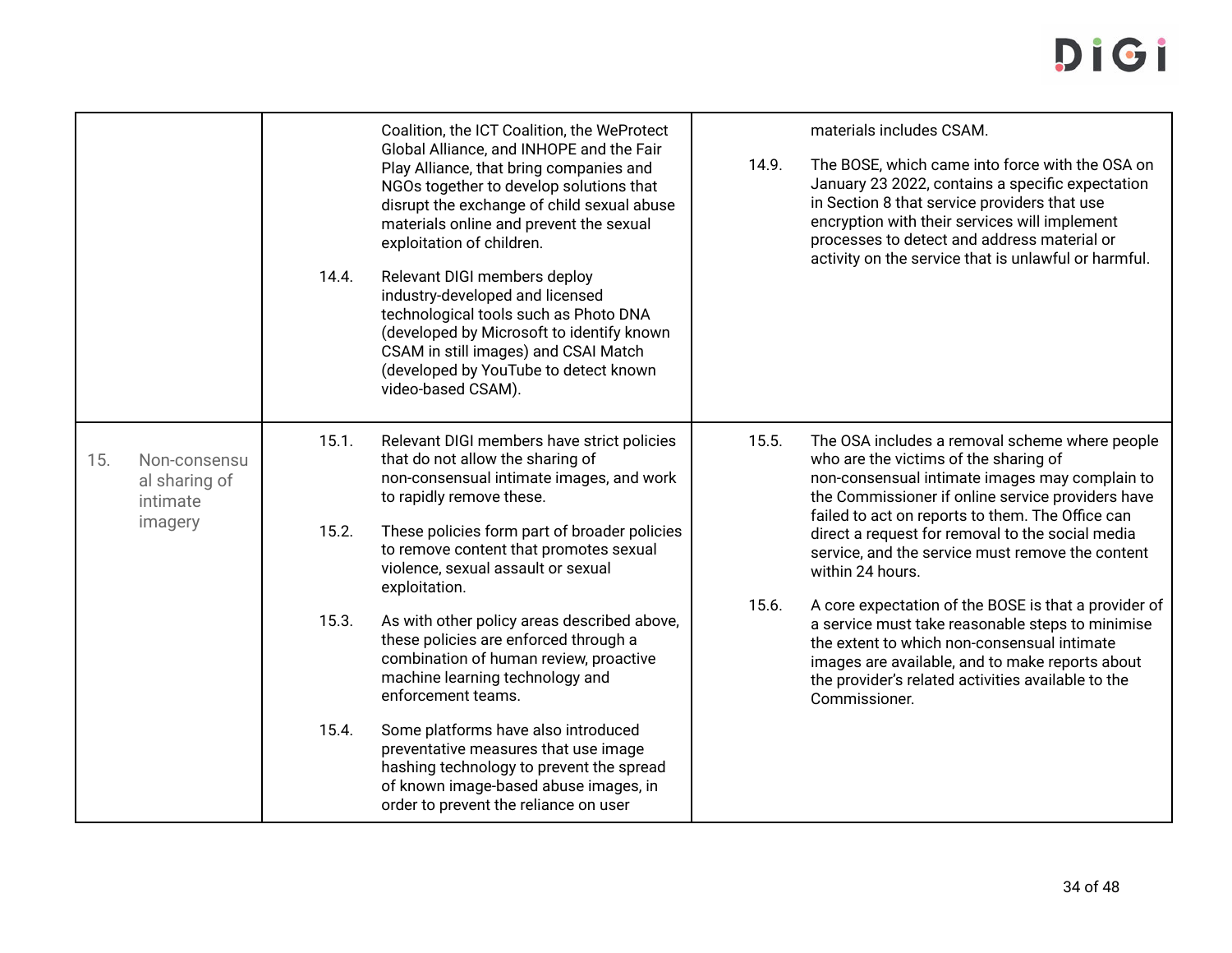| | | |
|---|---|---|
| | Coalition, the ICT Coalition, the WeProtect Global Alliance, and INHOPE and the Fair Play Alliance, that bring companies and NGOs together to develop solutions that disrupt the exchange of child sexual abuse materials online and prevent the sexual exploitation of children.<br><br>14.4. Relevant DIGI members deploy industry-developed and licensed technological tools such as Photo DNA (developed by Microsoft to identify known CSAM in still images) and CSAI Match (developed by YouTube to detect known video-based CSAM). | materials includes CSAM.<br><br>14.9. The BOSE, which came into force with the OSA on January 23 2022, contains a specific expectation in Section 8 that service providers that use encryption with their services will implement processes to detect and address material or activity on the service that is unlawful or harmful. |
| 15. Non-consensual sharing of intimate imagery | 15.1. Relevant DIGI members have strict policies that do not allow the sharing of non-consensual intimate images, and work to rapidly remove these.<br><br>15.2. These policies form part of broader policies to remove content that promotes sexual violence, sexual assault or sexual exploitation.<br><br>15.3. As with other policy areas described above, these policies are enforced through a combination of human review, proactive machine learning technology and enforcement teams.<br><br>15.4. Some platforms have also introduced preventative measures that use image hashing technology to prevent the spread of known image-based abuse images, in order to prevent the reliance on user | 15.5. The OSA includes a removal scheme where people who are the victims of the sharing of non-consensual intimate images may complain to the Commissioner if online service providers have failed to act on reports to them. The Office can direct a request for removal to the social media service, and the service must remove the content within 24 hours.<br><br>15.6. A core expectation of the BOSE is that a provider of a service must take reasonable steps to minimise the extent to which non-consensual intimate images are available, and to make reports about the provider's related activities available to the Commissioner. |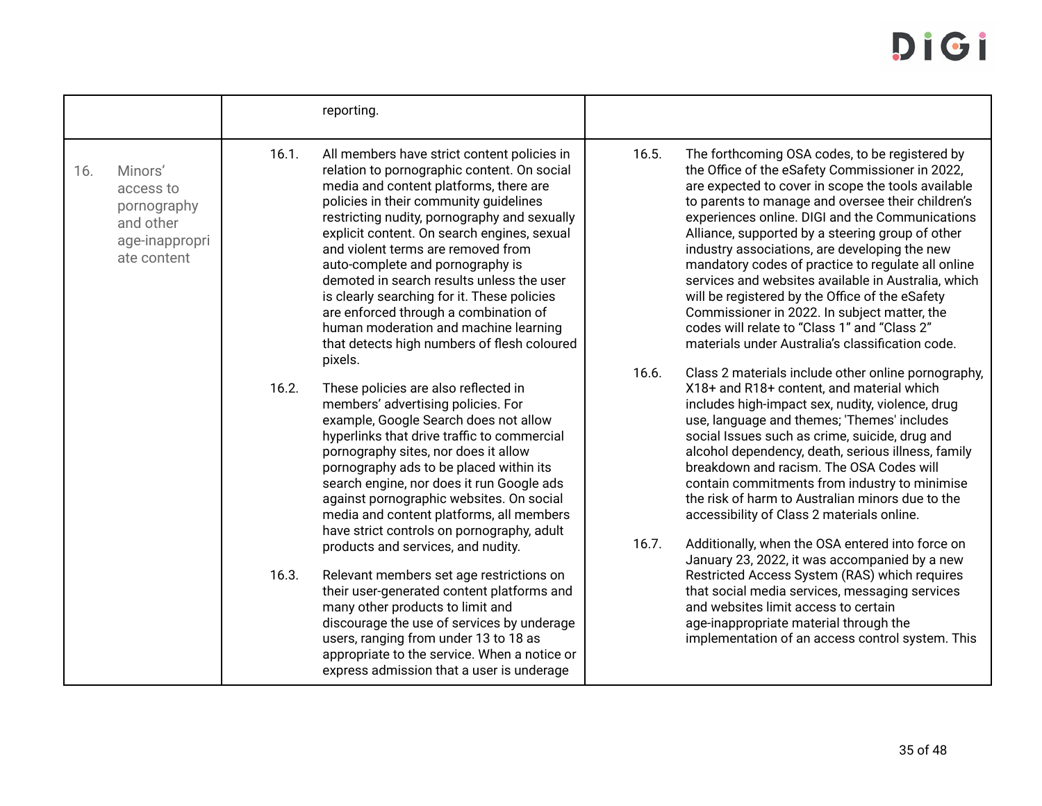| | | |
|---|---|---|
| | reporting. | |
| 16. Minors' access to pornography and other age-inappropriate content | 16.1. All members have strict content policies in relation to pornographic content. On social media and content platforms, there are policies in their community guidelines restricting nudity, pornography and sexually explicit content. On search engines, sexual and violent terms are removed from auto-complete and pornography is demoted in search results unless the user is clearly searching for it. These policies are enforced through a combination of human moderation and machine learning that detects high numbers of flesh coloured pixels.<br><br>16.2. These policies are also reflected in members' advertising policies. For example, Google Search does not allow hyperlinks that drive traffic to commercial pornography sites, nor does it allow pornography ads to be placed within its search engine, nor does it run Google ads against pornographic websites. On social media and content platforms, all members have strict controls on pornography, adult products and services, and nudity.<br><br>16.3. Relevant members set age restrictions on their user-generated content platforms and many other products to limit and discourage the use of services by underage users, ranging from under 13 to 18 as appropriate to the service. When a notice or express admission that a user is underage | 16.5. The forthcoming OSA codes, to be registered by the Office of the eSafety Commissioner in 2022, are expected to cover in scope the tools available to parents to manage and oversee their children's experiences online. DIGI and the Communications Alliance, supported by a steering group of other industry associations, are developing the new mandatory codes of practice to regulate all online services and websites available in Australia, which will be registered by the Office of the eSafety Commissioner in 2022. In subject matter, the codes will relate to "Class 1" and "Class 2" materials under Australia's classification code.<br><br>16.6. Class 2 materials include other online pornography, X18+ and R18+ content, and material which includes high-impact sex, nudity, violence, drug use, language and themes; 'Themes' includes social Issues such as crime, suicide, drug and alcohol dependency, death, serious illness, family breakdown and racism. The OSA Codes will contain commitments from industry to minimise the risk of harm to Australian minors due to the accessibility of Class 2 materials online.<br><br>16.7. Additionally, when the OSA entered into force on January 23, 2022, it was accompanied by a new Restricted Access System (RAS) which requires that social media services, messaging services and websites limit access to certain age-inappropriate material through the implementation of an access control system. This |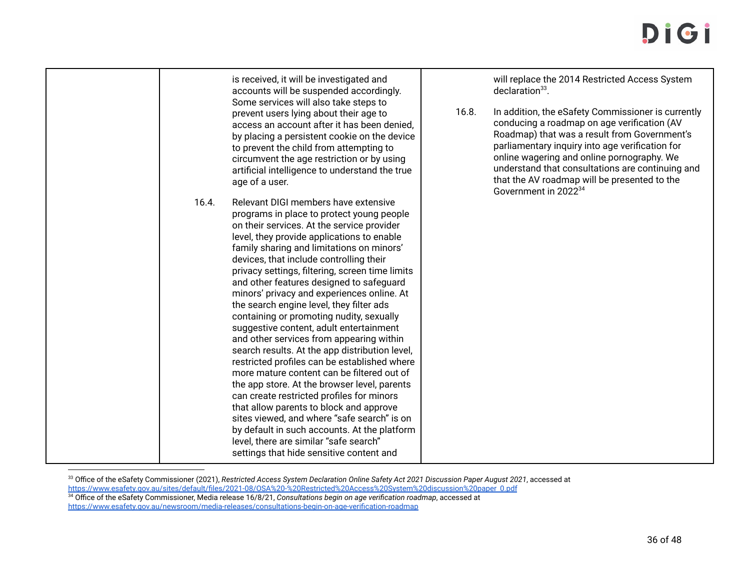| | | |
|---|---|---|
| | is received, it will be investigated and accounts will be suspended accordingly. Some services will also take steps to prevent users lying about their age to access an account after it has been denied, by placing a persistent cookie on the device to prevent the child from attempting to circumvent the age restriction or by using artificial intelligence to understand the true age of a user.<br><br>16.4. Relevant DIGI members have extensive programs in place to protect young people on their services. At the service provider level, they provide applications to enable family sharing and limitations on minors' devices, that include controlling their privacy settings, filtering, screen time limits and other features designed to safeguard minors' privacy and experiences online. At the search engine level, they filter ads containing or promoting nudity, sexually suggestive content, adult entertainment and other services from appearing within search results. At the app distribution level, restricted profiles can be established where more mature content can be filtered out of the app store. At the browser level, parents can create restricted profiles for minors that allow parents to block and approve sites viewed, and where "safe search" is on by default in such accounts. At the platform level, there are similar "safe search" settings that hide sensitive content and | will replace the 2014 Restricted Access System declaration[33].<br><br>16.8. In addition, the eSafety Commissioner is currently conducing a roadmap on age verification (AV Roadmap) that was a result from Government's parliamentary inquiry into age verification for online wagering and online pornography. We understand that consultations are continuing and that the AV roadmap will be presented to the Government in 2022[34] |

[33] Office of the eSafety Commissioner (2021), *Restricted Access System Declaration Online Safety Act 2021 Discussion Paper August 2021*, accessed at https://www.esafety.gov.au/sites/default/files/2021-08/OSA%20-%20Restricted%20Access%20System%20discussion%20paper_0.pdf

[34] Office of the eSafety Commissioner, Media release 16/8/21, *Consultations begin on age verification roadmap*, accessed at https://www.esafety.gov.au/newsroom/media-releases/consultations-begin-on-age-verification-roadmap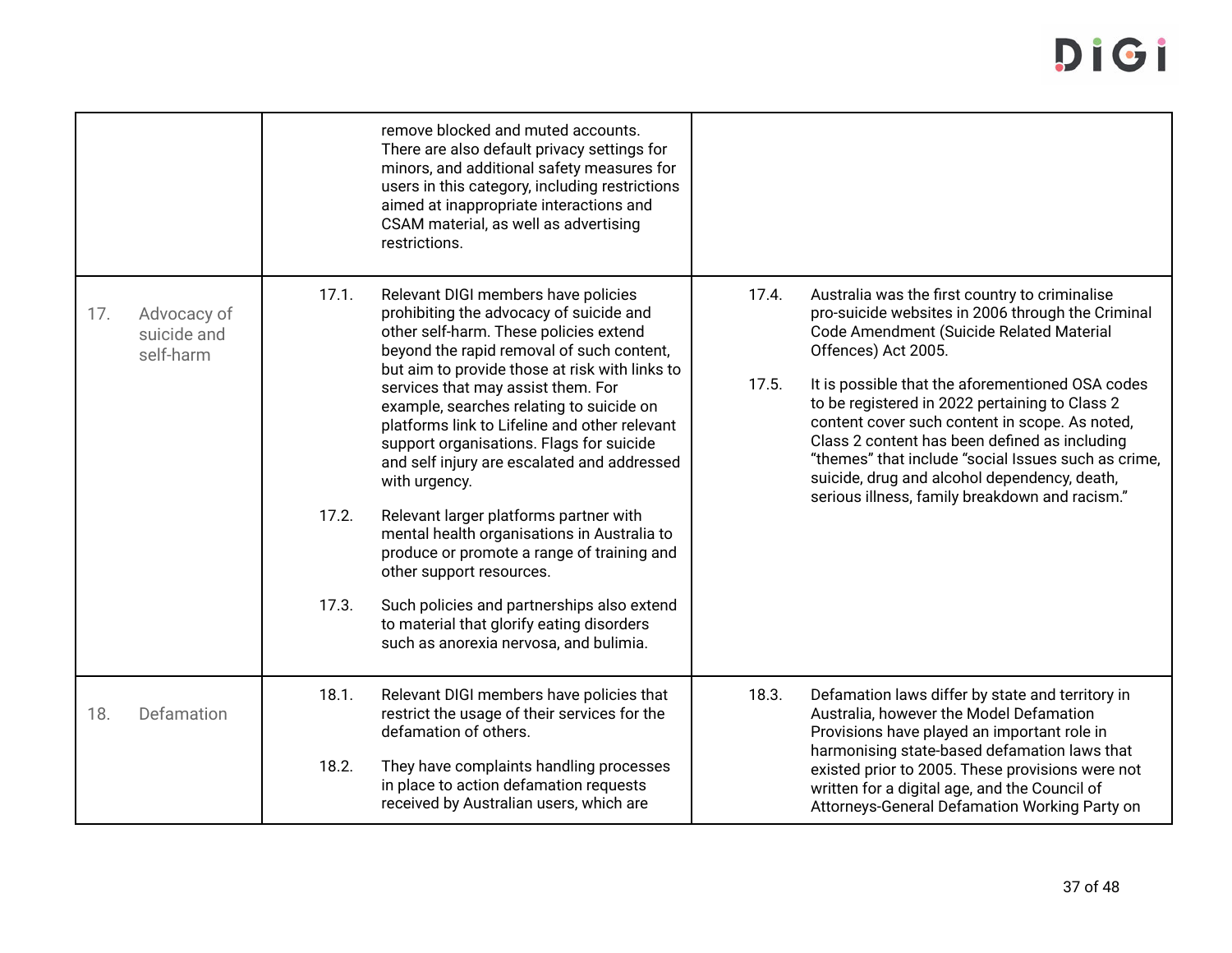| | | |
|---|---|---|
| | remove blocked and muted accounts. There are also default privacy settings for minors, and additional safety measures for users in this category, including restrictions aimed at inappropriate interactions and CSAM material, as well as advertising restrictions. | |
| 17. Advocacy of suicide and self-harm | 17.1. Relevant DIGI members have policies prohibiting the advocacy of suicide and other self-harm. These policies extend beyond the rapid removal of such content, but aim to provide those at risk with links to services that may assist them. For example, searches relating to suicide on platforms link to Lifeline and other relevant support organisations. Flags for suicide and self injury are escalated and addressed with urgency.<br><br>17.2. Relevant larger platforms partner with mental health organisations in Australia to produce or promote a range of training and other support resources.<br><br>17.3. Such policies and partnerships also extend to material that glorify eating disorders such as anorexia nervosa, and bulimia. | 17.4. Australia was the first country to criminalise pro-suicide websites in 2006 through the Criminal Code Amendment (Suicide Related Material Offences) Act 2005.<br><br>17.5. It is possible that the aforementioned OSA codes to be registered in 2022 pertaining to Class 2 content cover such content in scope. As noted, Class 2 content has been defined as including "themes" that include "social Issues such as crime, suicide, drug and alcohol dependency, death, serious illness, family breakdown and racism." |
| 18. Defamation | 18.1. Relevant DIGI members have policies that restrict the usage of their services for the defamation of others.<br><br>18.2. They have complaints handling processes in place to action defamation requests received by Australian users, which are | 18.3. Defamation laws differ by state and territory in Australia, however the Model Defamation Provisions have played an important role in harmonising state-based defamation laws that existed prior to 2005. These provisions were not written for a digital age, and the Council of Attorneys-General Defamation Working Party on |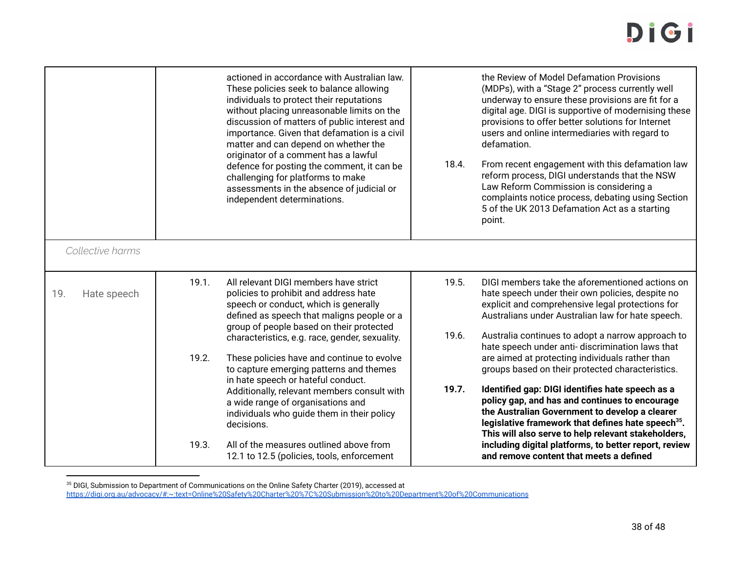| | | |
|---|---|---|
| | actioned in accordance with Australian law. These policies seek to balance allowing individuals to protect their reputations without placing unreasonable limits on the discussion of matters of public interest and importance. Given that defamation is a civil matter and can depend on whether the originator of a comment has a lawful defence for posting the comment, it can be challenging for platforms to make assessments in the absence of judicial or independent determinations. | the Review of Model Defamation Provisions (MDPs), with a "Stage 2" process currently well underway to ensure these provisions are fit for a digital age. DIGI is supportive of modernising these provisions to offer better solutions for Internet users and online intermediaries with regard to defamation.<br><br>18.4. From recent engagement with this defamation law reform process, DIGI understands that the NSW Law Reform Commission is considering a complaints notice process, debating using Section 5 of the UK 2013 Defamation Act as a starting point. |
| *Collective harms* | | |
| 19. Hate speech | 19.1. All relevant DIGI members have strict policies to prohibit and address hate speech or conduct, which is generally defined as speech that maligns people or a group of people based on their protected characteristics, e.g. race, gender, sexuality.<br><br>19.2. These policies have and continue to evolve to capture emerging patterns and themes in hate speech or hateful conduct. Additionally, relevant members consult with a wide range of organisations and individuals who guide them in their policy decisions.<br><br>19.3. All of the measures outlined above from 12.1 to 12.5 (policies, tools, enforcement | 19.5. DIGI members take the aforementioned actions on hate speech under their own policies, despite no explicit and comprehensive legal protections for Australians under Australian law for hate speech.<br><br>19.6. Australia continues to adopt a narrow approach to hate speech under anti- discrimination laws that are aimed at protecting individuals rather than groups based on their protected characteristics.<br><br>**19.7. Identified gap: DIGI identifies hate speech as a policy gap, and has and continues to encourage the Australian Government to develop a clearer legislative framework that defines hate speech[35]. This will also serve to help relevant stakeholders, including digital platforms, to better report, review and remove content that meets a defined** |

[35] DIGI, Submission to Department of Communications on the Online Safety Charter (2019), accessed at https://digi.org.au/advocacy/#:~:text=Online%20Safety%20Charter%20%7C%20Submission%20to%20Department%20of%20Communications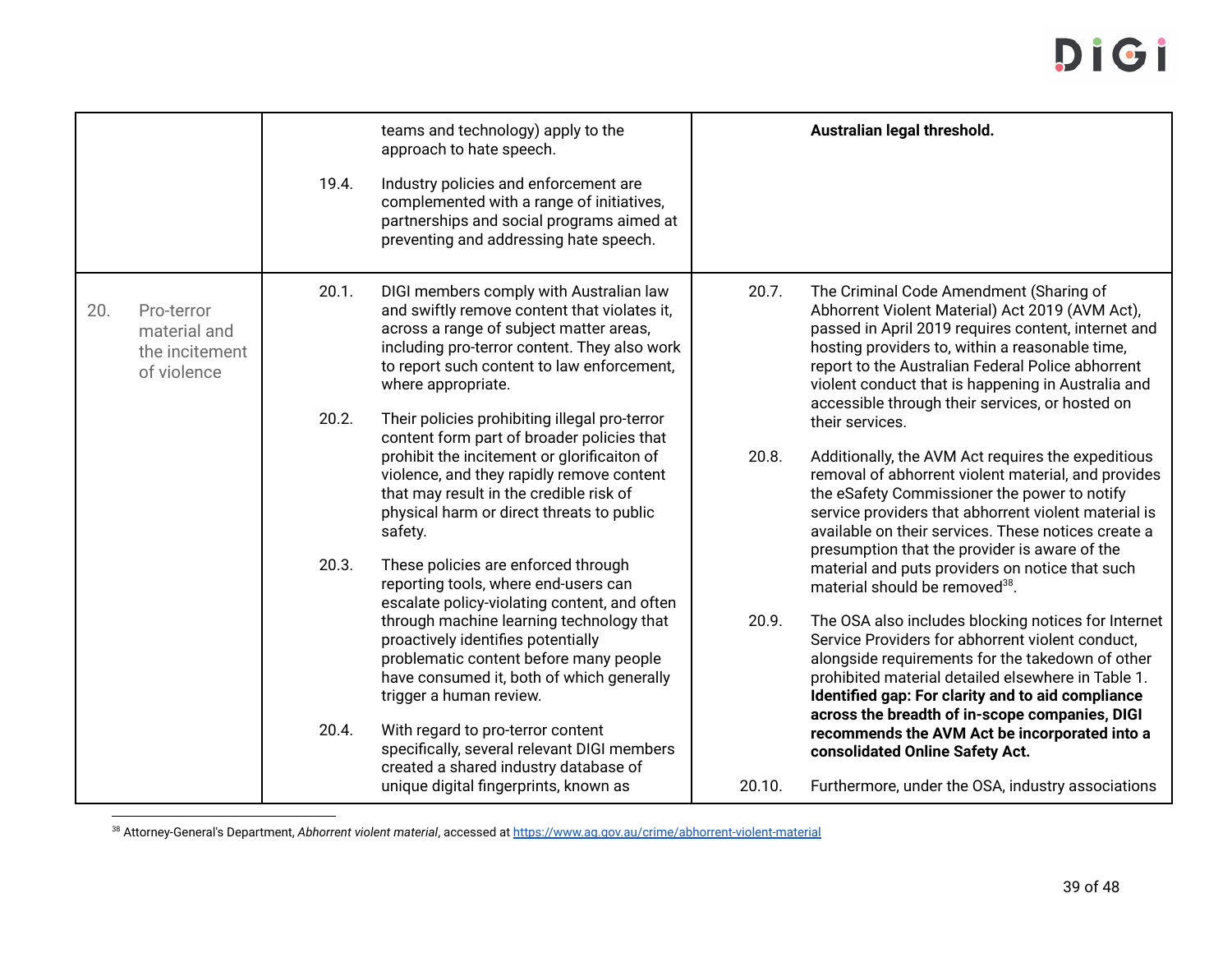| | | |
|---|---|---|
| | teams and technology) apply to the approach to hate speech.<br><br>19.4. Industry policies and enforcement are complemented with a range of initiatives, partnerships and social programs aimed at preventing and addressing hate speech. | **Australian legal threshold.** |
| 20. Pro-terror material and the incitement of violence | 20.1. DIGI members comply with Australian law and swiftly remove content that violates it, across a range of subject matter areas, including pro-terror content. They also work to report such content to law enforcement, where appropriate.<br><br>20.2. Their policies prohibiting illegal pro-terror content form part of broader policies that prohibit the incitement or glorificaiton of violence, and they rapidly remove content that may result in the credible risk of physical harm or direct threats to public safety.<br><br>20.3. These policies are enforced through reporting tools, where end-users can escalate policy-violating content, and often through machine learning technology that proactively identifies potentially problematic content before many people have consumed it, both of which generally trigger a human review.<br><br>20.4. With regard to pro-terror content specifically, several relevant DIGI members created a shared industry database of unique digital fingerprints, known as | 20.7. The Criminal Code Amendment (Sharing of Abhorrent Violent Material) Act 2019 (AVM Act), passed in April 2019 requires content, internet and hosting providers to, within a reasonable time, report to the Australian Federal Police abhorrent violent conduct that is happening in Australia and accessible through their services, or hosted on their services.<br><br>20.8. Additionally, the AVM Act requires the expeditious removal of abhorrent violent material, and provides the eSafety Commissioner the power to notify service providers that abhorrent violent material is available on their services. These notices create a presumption that the provider is aware of the material and puts providers on notice that such material should be removed[38].<br><br>20.9. The OSA also includes blocking notices for Internet Service Providers for abhorrent violent conduct, alongside requirements for the takedown of other prohibited material detailed elsewhere in Table 1. **Identified gap: For clarity and to aid compliance across the breadth of in-scope companies, DIGI recommends the AVM Act be incorporated into a consolidated Online Safety Act.**<br><br>20.10. Furthermore, under the OSA, industry associations |

[38] Attorney-General's Department, *Abhorrent violent material*, accessed at https://www.ag.gov.au/crime/abhorrent-violent-material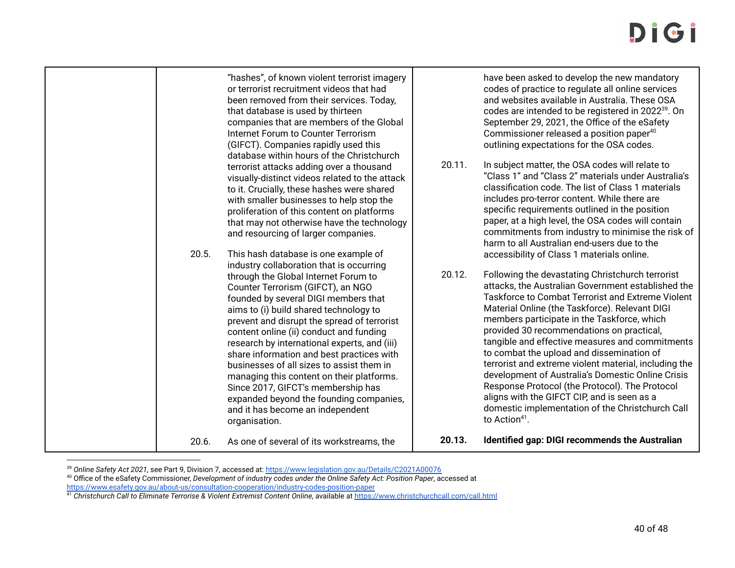"hashes", of known violent terrorist imagery or terrorist recruitment videos that had been removed from their services. Today, that database is used by thirteen companies that are members of the Global Internet Forum to Counter Terrorism (GIFCT). Companies rapidly used this database within hours of the Christchurch terrorist attacks adding over a thousand visually-distinct videos related to the attack to it. Crucially, these hashes were shared with smaller businesses to help stop the proliferation of this content on platforms that may not otherwise have the technology and resourcing of larger companies.

20.5. This hash database is one example of industry collaboration that is occurring through the Global Internet Forum to Counter Terrorism (GIFCT), an NGO founded by several DIGI members that aims to (i) build shared technology to prevent and disrupt the spread of terrorist content online (ii) conduct and funding research by international experts, and (iii) share information and best practices with businesses of all sizes to assist them in managing this content on their platforms. Since 2017, GIFCT's membership has expanded beyond the founding companies, and it has become an independent organisation.

20.6. As one of several of its workstreams, the

have been asked to develop the new mandatory codes of practice to regulate all online services and websites available in Australia. These OSA codes are intended to be registered in 2022[39]. On September 29, 2021, the Office of the eSafety Commissioner released a position paper[40] outlining expectations for the OSA codes.

20.11. In subject matter, the OSA codes will relate to "Class 1" and "Class 2" materials under Australia's classification code. The list of Class 1 materials includes pro-terror content. While there are specific requirements outlined in the position paper, at a high level, the OSA codes will contain commitments from industry to minimise the risk of harm to all Australian end-users due to the accessibility of Class 1 materials online.

20.12. Following the devastating Christchurch terrorist attacks, the Australian Government established the Taskforce to Combat Terrorist and Extreme Violent Material Online (the Taskforce). Relevant DIGI members participate in the Taskforce, which provided 30 recommendations on practical, tangible and effective measures and commitments to combat the upload and dissemination of terrorist and extreme violent material, including the development of Australia's Domestic Online Crisis Response Protocol (the Protocol). The Protocol aligns with the GIFCT CIP, and is seen as a domestic implementation of the Christchurch Call to Action[41].

**20.13. Identified gap: DIGI recommends the Australian**

---

[39] *Online Safety Act 2021*, see Part 9, Division 7, accessed at: https://www.legislation.gov.au/Details/C2021A00076

[40] Office of the eSafety Commissioner, *Development of industry codes under the Online Safety Act: Position Paper*, accessed at https://www.esafety.gov.au/about-us/consultation-cooperation/industry-codes-position-paper

[41] *Christchurch Call to Eliminate Terrorise & Violent Extremist Content Online*, available at https://www.christchurchcall.com/call.html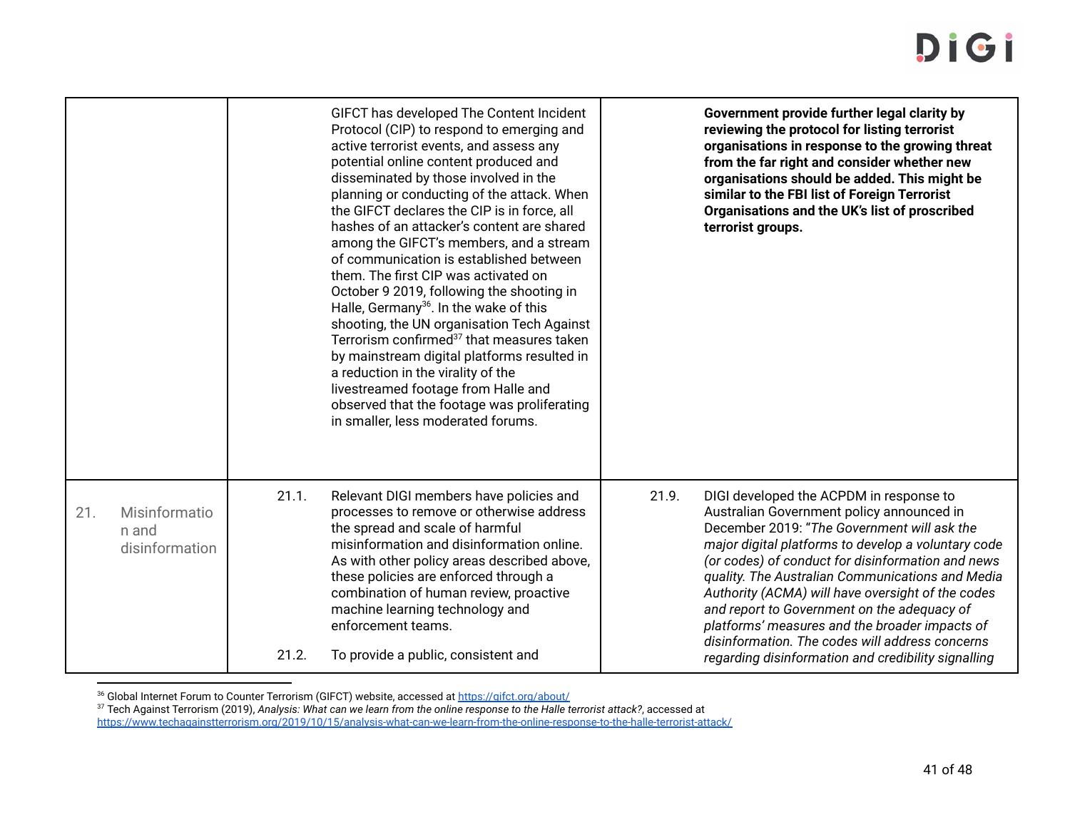| | | | | |
|---|---|---|---|---|
| | | GIFCT has developed The Content Incident Protocol (CIP) to respond to emerging and active terrorist events, and assess any potential online content produced and disseminated by those involved in the planning or conducting of the attack. When the GIFCT declares the CIP is in force, all hashes of an attacker's content are shared among the GIFCT's members, and a stream of communication is established between them. The first CIP was activated on October 9 2019, following the shooting in Halle, Germany[36]. In the wake of this shooting, the UN organisation Tech Against Terrorism confirmed[37] that measures taken by mainstream digital platforms resulted in a reduction in the virality of the livestreamed footage from Halle and observed that the footage was proliferating in smaller, less moderated forums. | | **Government provide further legal clarity by reviewing the protocol for listing terrorist organisations in response to the growing threat from the far right and consider whether new organisations should be added. This might be similar to the FBI list of Foreign Terrorist Organisations and the UK's list of proscribed terrorist groups.** |
| 21. Misinformation and disinformation | 21.1.<br><br>21.2. | Relevant DIGI members have policies and processes to remove or otherwise address the spread and scale of harmful misinformation and disinformation online. As with other policy areas described above, these policies are enforced through a combination of human review, proactive machine learning technology and enforcement teams.<br><br>To provide a public, consistent and | 21.9. | DIGI developed the ACPDM in response to Australian Government policy announced in December 2019: "*The Government will ask the major digital platforms to develop a voluntary code (or codes) of conduct for disinformation and news quality. The Australian Communications and Media Authority (ACMA) will have oversight of the codes and report to Government on the adequacy of platforms' measures and the broader impacts of disinformation. The codes will address concerns regarding disinformation and credibility signalling* |

[36] Global Internet Forum to Counter Terrorism (GIFCT) website, accessed at https://gifct.org/about/

[37] Tech Against Terrorism (2019), *Analysis: What can we learn from the online response to the Halle terrorist attack?*, accessed at https://www.techagainstterrorism.org/2019/10/15/analysis-what-can-we-learn-from-the-online-response-to-the-halle-terrorist-attack/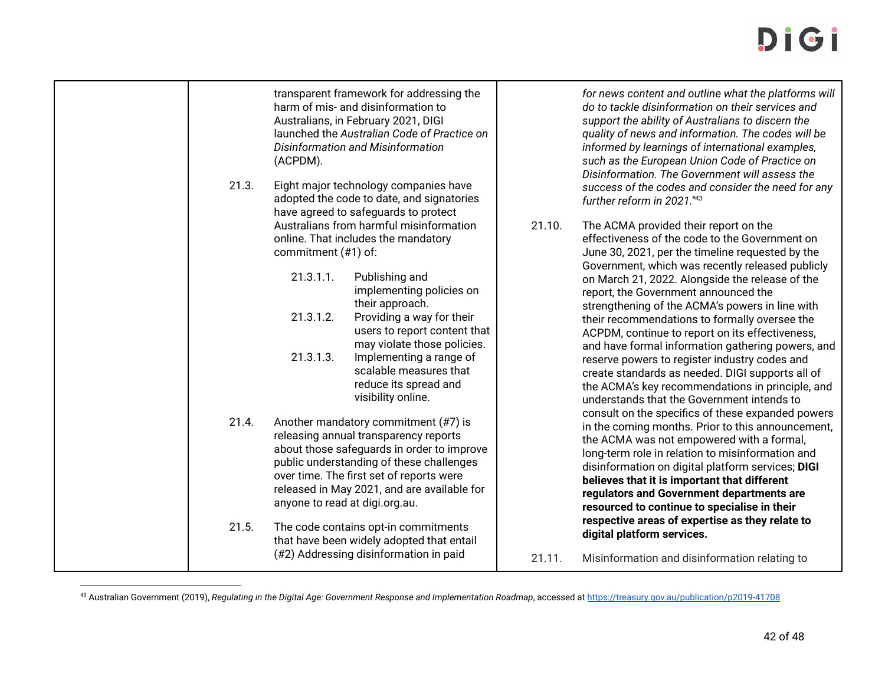transparent framework for addressing the harm of mis- and disinformation to Australians, in February 2021, DIGI launched the *Australian Code of Practice on Disinformation and Misinformation* (ACPDM).

21.3. Eight major technology companies have adopted the code to date, and signatories have agreed to safeguards to protect Australians from harmful misinformation online. That includes the mandatory commitment (#1) of:

- 21.3.1.1. Publishing and implementing policies on their approach.
- 21.3.1.2. Providing a way for their users to report content that may violate those policies.
- 21.3.1.3. Implementing a range of scalable measures that reduce its spread and visibility online.

21.4. Another mandatory commitment (#7) is releasing annual transparency reports about those safeguards in order to improve public understanding of these challenges over time. The first set of reports were released in May 2021, and are available for anyone to read at digi.org.au.

21.5. The code contains opt-in commitments that have been widely adopted that entail (#2) Addressing disinformation in paid

*for news content and outline what the platforms will do to tackle disinformation on their services and support the ability of Australians to discern the quality of news and information. The codes will be informed by learnings of international examples, such as the European Union Code of Practice on Disinformation. The Government will assess the success of the codes and consider the need for any further reform in 2021."*[43]

21.10. The ACMA provided their report on the effectiveness of the code to the Government on June 30, 2021, per the timeline requested by the Government, which was recently released publicly on March 21, 2022. Alongside the release of the report, the Government announced the strengthening of the ACMA's powers in line with their recommendations to formally oversee the ACPDM, continue to report on its effectiveness, and have formal information gathering powers, and reserve powers to register industry codes and create standards as needed. DIGI supports all of the ACMA's key recommendations in principle, and understands that the Government intends to consult on the specifics of these expanded powers in the coming months. Prior to this announcement, the ACMA was not empowered with a formal, long-term role in relation to misinformation and disinformation on digital platform services; **DIGI believes that it is important that different regulators and Government departments are resourced to continue to specialise in their respective areas of expertise as they relate to digital platform services.**

21.11. Misinformation and disinformation relating to

---

[43] Australian Government (2019), *Regulating in the Digital Age: Government Response and Implementation Roadmap*, accessed at https://treasury.gov.au/publication/p2019-41708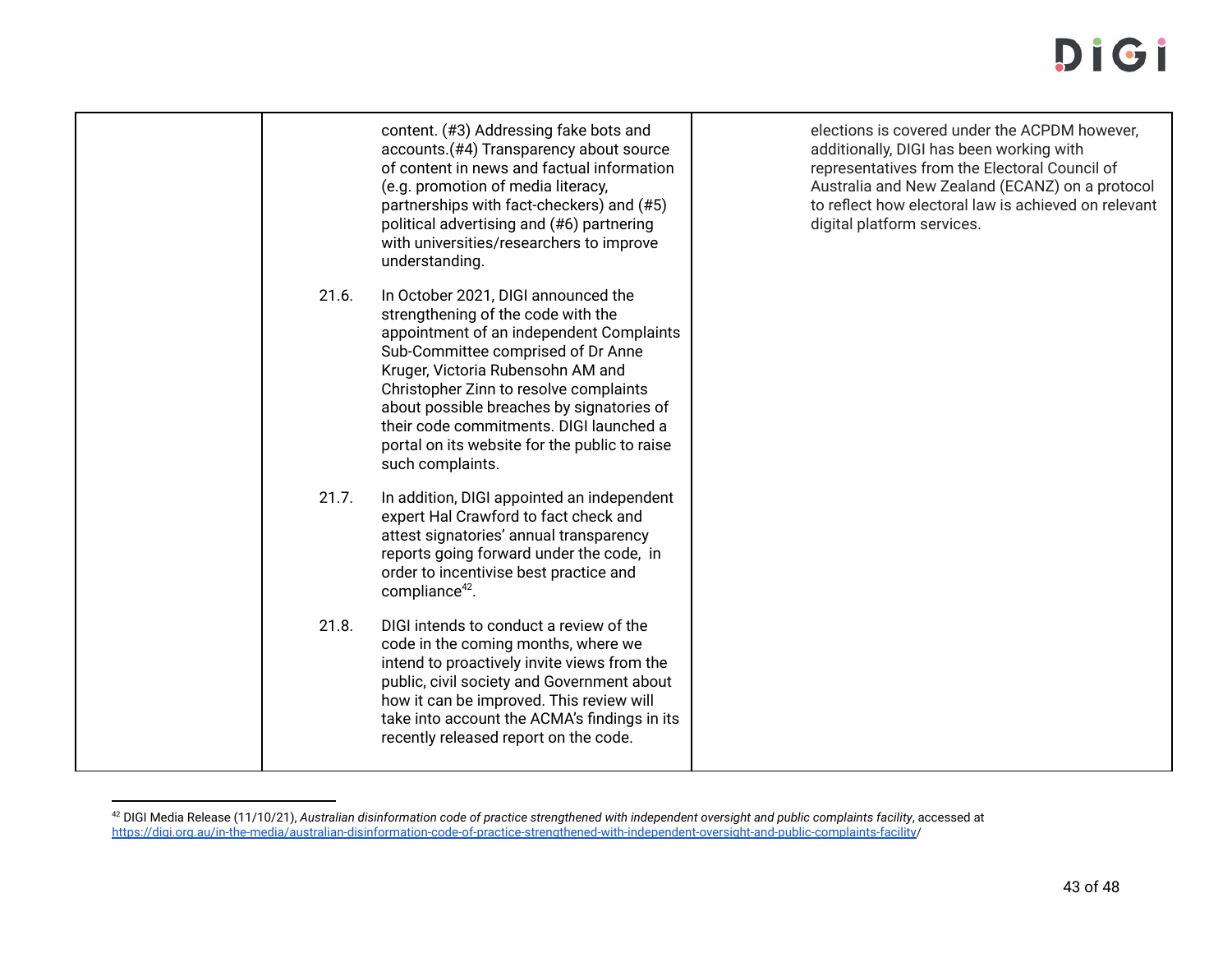| | | |
|---|---|---|
| | content. (#3) Addressing fake bots and accounts.(#4) Transparency about source of content in news and factual information (e.g. promotion of media literacy, partnerships with fact-checkers) and (#5) political advertising and (#6) partnering with universities/researchers to improve understanding.<br><br>21.6. In October 2021, DIGI announced the strengthening of the code with the appointment of an independent Complaints Sub-Committee comprised of Dr Anne Kruger, Victoria Rubensohn AM and Christopher Zinn to resolve complaints about possible breaches by signatories of their code commitments. DIGI launched a portal on its website for the public to raise such complaints.<br><br>21.7. In addition, DIGI appointed an independent expert Hal Crawford to fact check and attest signatories' annual transparency reports going forward under the code, in order to incentivise best practice and compliance[42].<br><br>21.8. DIGI intends to conduct a review of the code in the coming months, where we intend to proactively invite views from the public, civil society and Government about how it can be improved. This review will take into account the ACMA's findings in its recently released report on the code. | elections is covered under the ACPDM however, additionally, DIGI has been working with representatives from the Electoral Council of Australia and New Zealand (ECANZ) on a protocol to reflect how electoral law is achieved on relevant digital platform services. |

[42] DIGI Media Release (11/10/21), *Australian disinformation code of practice strengthened with independent oversight and public complaints facility*, accessed at https://digi.org.au/in-the-media/australian-disinformation-code-of-practice-strengthened-with-independent-oversight-and-public-complaints-facility/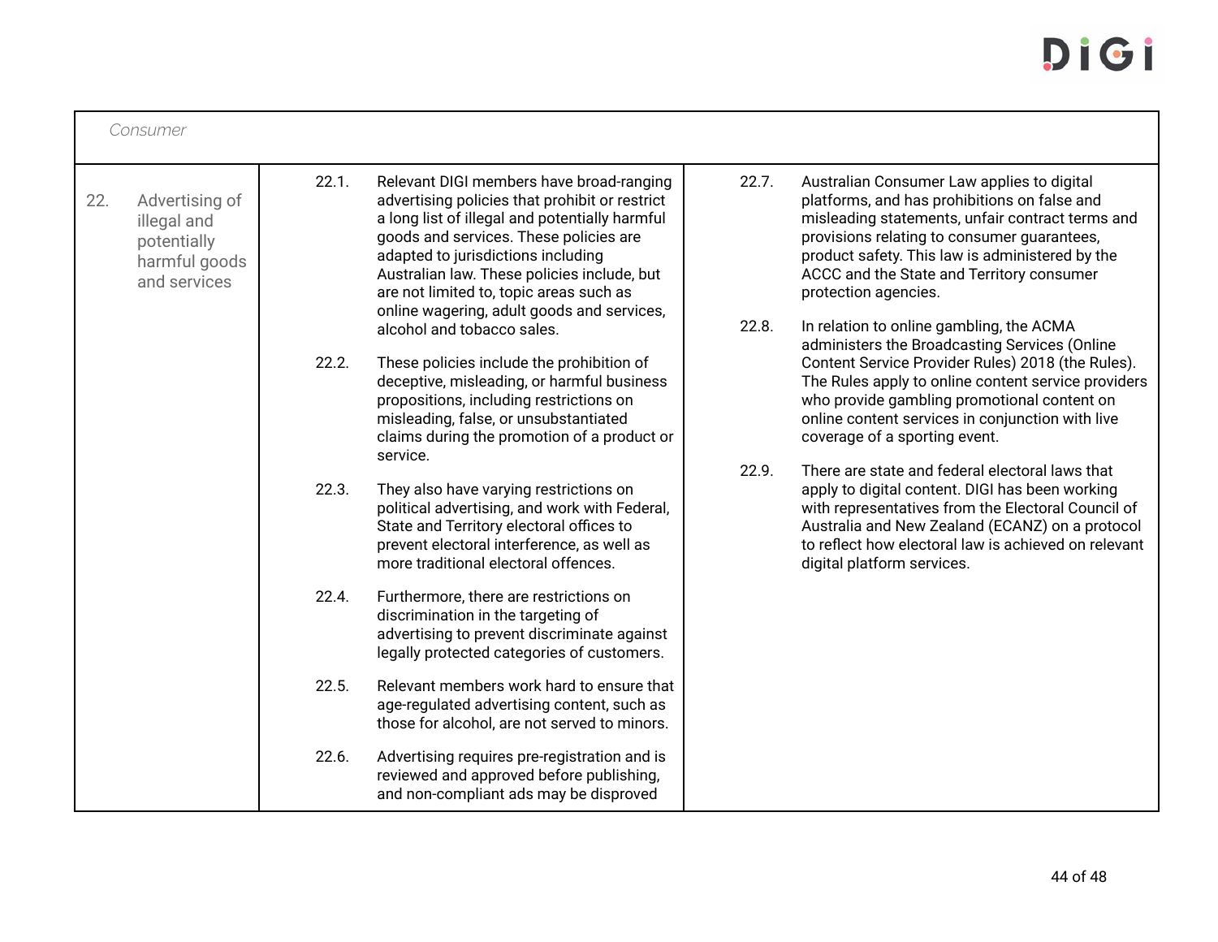| *Consumer* | | |
|---|---|---|
| 22. Advertising of illegal and potentially harmful goods and services | 22.1. Relevant DIGI members have broad-ranging advertising policies that prohibit or restrict a long list of illegal and potentially harmful goods and services. These policies are adapted to jurisdictions including Australian law. These policies include, but are not limited to, topic areas such as online wagering, adult goods and services, alcohol and tobacco sales.<br><br>22.2. These policies include the prohibition of deceptive, misleading, or harmful business propositions, including restrictions on misleading, false, or unsubstantiated claims during the promotion of a product or service.<br><br>22.3. They also have varying restrictions on political advertising, and work with Federal, State and Territory electoral offices to prevent electoral interference, as well as more traditional electoral offences.<br><br>22.4. Furthermore, there are restrictions on discrimination in the targeting of advertising to prevent discriminate against legally protected categories of customers.<br><br>22.5. Relevant members work hard to ensure that age-regulated advertising content, such as those for alcohol, are not served to minors.<br><br>22.6. Advertising requires pre-registration and is reviewed and approved before publishing, and non-compliant ads may be disproved | 22.7. Australian Consumer Law applies to digital platforms, and has prohibitions on false and misleading statements, unfair contract terms and provisions relating to consumer guarantees, product safety. This law is administered by the ACCC and the State and Territory consumer protection agencies.<br><br>22.8. In relation to online gambling, the ACMA administers the Broadcasting Services (Online Content Service Provider Rules) 2018 (the Rules). The Rules apply to online content service providers who provide gambling promotional content on online content services in conjunction with live coverage of a sporting event.<br><br>22.9. There are state and federal electoral laws that apply to digital content. DIGI has been working with representatives from the Electoral Council of Australia and New Zealand (ECANZ) on a protocol to reflect how electoral law is achieved on relevant digital platform services. |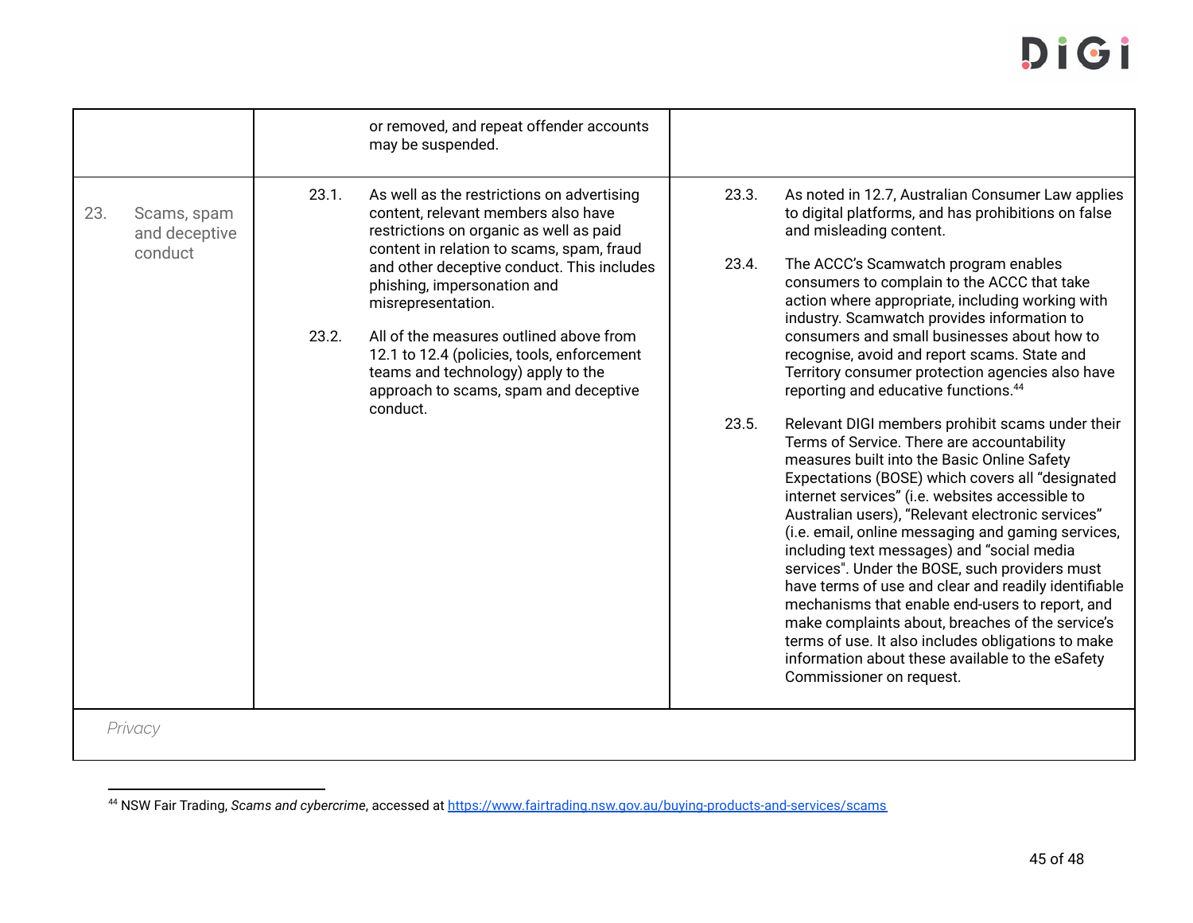| | | |
|---|---|---|
| | or removed, and repeat offender accounts may be suspended. | |
| 23. Scams, spam and deceptive conduct | 23.1. As well as the restrictions on advertising content, relevant members also have restrictions on organic as well as paid content in relation to scams, spam, fraud and other deceptive conduct. This includes phishing, impersonation and misrepresentation.<br><br>23.2. All of the measures outlined above from 12.1 to 12.4 (policies, tools, enforcement teams and technology) apply to the approach to scams, spam and deceptive conduct. | 23.3. As noted in 12.7, Australian Consumer Law applies to digital platforms, and has prohibitions on false and misleading content.<br><br>23.4. The ACCC's Scamwatch program enables consumers to complain to the ACCC that take action where appropriate, including working with industry. Scamwatch provides information to consumers and small businesses about how to recognise, avoid and report scams. State and Territory consumer protection agencies also have reporting and educative functions.[44]<br><br>23.5. Relevant DIGI members prohibit scams under their Terms of Service. There are accountability measures built into the Basic Online Safety Expectations (BOSE) which covers all "designated internet services" (i.e. websites accessible to Australian users), "Relevant electronic services" (i.e. email, online messaging and gaming services, including text messages) and "social media services". Under the BOSE, such providers must have terms of use and clear and readily identifiable mechanisms that enable end-users to report, and make complaints about, breaches of the service's terms of use. It also includes obligations to make information about these available to the eSafety Commissioner on request. |
| *Privacy* | | |

[44] NSW Fair Trading, *Scams and cybercrime*, accessed at https://www.fairtrading.nsw.gov.au/buying-products-and-services/scams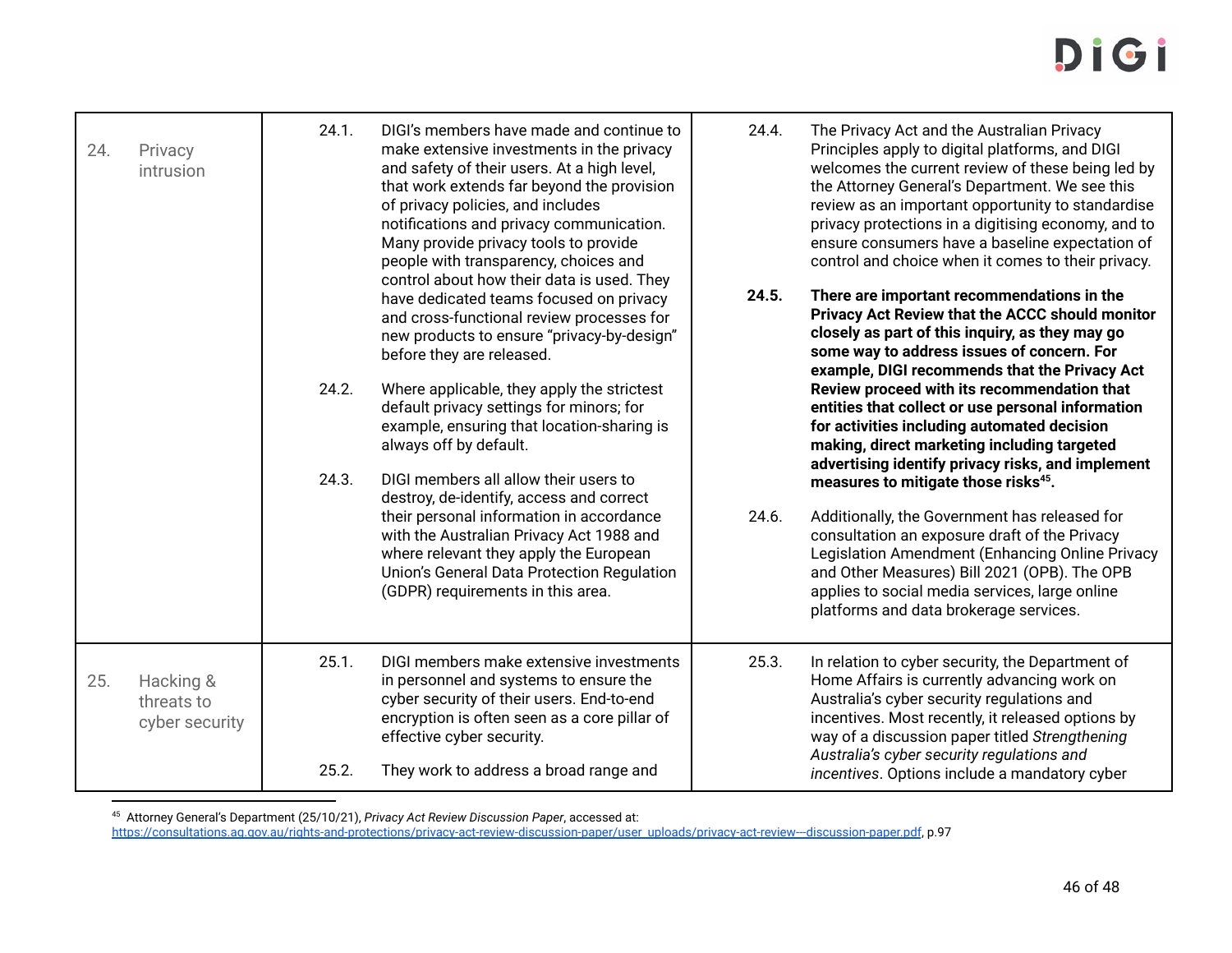| | | |
|---|---|---|
| 24. Privacy intrusion | 24.1. DIGI's members have made and continue to make extensive investments in the privacy and safety of their users. At a high level, that work extends far beyond the provision of privacy policies, and includes notifications and privacy communication. Many provide privacy tools to provide people with transparency, choices and control about how their data is used. They have dedicated teams focused on privacy and cross-functional review processes for new products to ensure "privacy-by-design" before they are released.<br><br>24.2. Where applicable, they apply the strictest default privacy settings for minors; for example, ensuring that location-sharing is always off by default.<br><br>24.3. DIGI members all allow their users to destroy, de-identify, access and correct their personal information in accordance with the Australian Privacy Act 1988 and where relevant they apply the European Union's General Data Protection Regulation (GDPR) requirements in this area. | 24.4. The Privacy Act and the Australian Privacy Principles apply to digital platforms, and DIGI welcomes the current review of these being led by the Attorney General's Department. We see this review as an important opportunity to standardise privacy protections in a digitising economy, and to ensure consumers have a baseline expectation of control and choice when it comes to their privacy.<br><br>**24.5. There are important recommendations in the Privacy Act Review that the ACCC should monitor closely as part of this inquiry, as they may go some way to address issues of concern. For example, DIGI recommends that the Privacy Act Review proceed with its recommendation that entities that collect or use personal information for activities including automated decision making, direct marketing including targeted advertising identify privacy risks, and implement measures to mitigate those risks[45].**<br><br>24.6. Additionally, the Government has released for consultation an exposure draft of the Privacy Legislation Amendment (Enhancing Online Privacy and Other Measures) Bill 2021 (OPB). The OPB applies to social media services, large online platforms and data brokerage services. |
| 25. Hacking & threats to cyber security | 25.1. DIGI members make extensive investments in personnel and systems to ensure the cyber security of their users. End-to-end encryption is often seen as a core pillar of effective cyber security.<br><br>25.2. They work to address a broad range and | 25.3. In relation to cyber security, the Department of Home Affairs is currently advancing work on Australia's cyber security regulations and incentives. Most recently, it released options by way of a discussion paper titled *Strengthening Australia's cyber security regulations and incentives*. Options include a mandatory cyber |

[45] Attorney General's Department (25/10/21), *Privacy Act Review Discussion Paper*, accessed at: https://consultations.ag.gov.au/rights-and-protections/privacy-act-review-discussion-paper/user_uploads/privacy-act-review---discussion-paper.pdf, p.97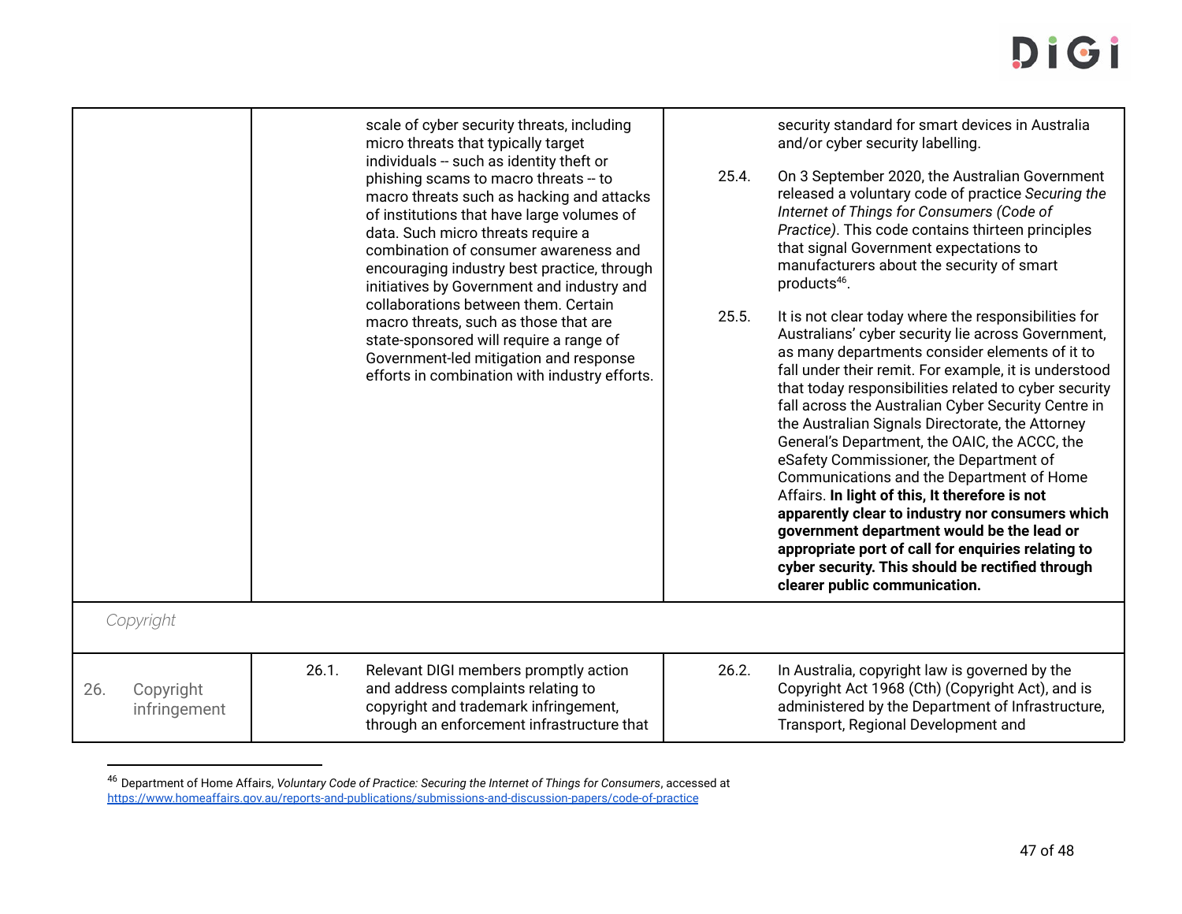| | | |
|---|---|---|
| | scale of cyber security threats, including micro threats that typically target individuals -- such as identity theft or phishing scams to macro threats -- to macro threats such as hacking and attacks of institutions that have large volumes of data. Such micro threats require a combination of consumer awareness and encouraging industry best practice, through initiatives by Government and industry and collaborations between them. Certain macro threats, such as those that are state-sponsored will require a range of Government-led mitigation and response efforts in combination with industry efforts. | security standard for smart devices in Australia and/or cyber security labelling.<br><br>25.4. On 3 September 2020, the Australian Government released a voluntary code of practice *Securing the Internet of Things for Consumers (Code of Practice)*. This code contains thirteen principles that signal Government expectations to manufacturers about the security of smart products[46].<br><br>25.5. It is not clear today where the responsibilities for Australians' cyber security lie across Government, as many departments consider elements of it to fall under their remit. For example, it is understood that today responsibilities related to cyber security fall across the Australian Cyber Security Centre in the Australian Signals Directorate, the Attorney General's Department, the OAIC, the ACCC, the eSafety Commissioner, the Department of Communications and the Department of Home Affairs. **In light of this, It therefore is not apparently clear to industry nor consumers which government department would be the lead or appropriate port of call for enquiries relating to cyber security. This should be rectified through clearer public communication.** |
| *Copyright* | | |
| 26. Copyright infringement | 26.1. Relevant DIGI members promptly action and address complaints relating to copyright and trademark infringement, through an enforcement infrastructure that | 26.2. In Australia, copyright law is governed by the Copyright Act 1968 (Cth) (Copyright Act), and is administered by the Department of Infrastructure, Transport, Regional Development and |

[46] Department of Home Affairs, *Voluntary Code of Practice: Securing the Internet of Things for Consumers*, accessed at https://www.homeaffairs.gov.au/reports-and-publications/submissions-and-discussion-papers/code-of-practice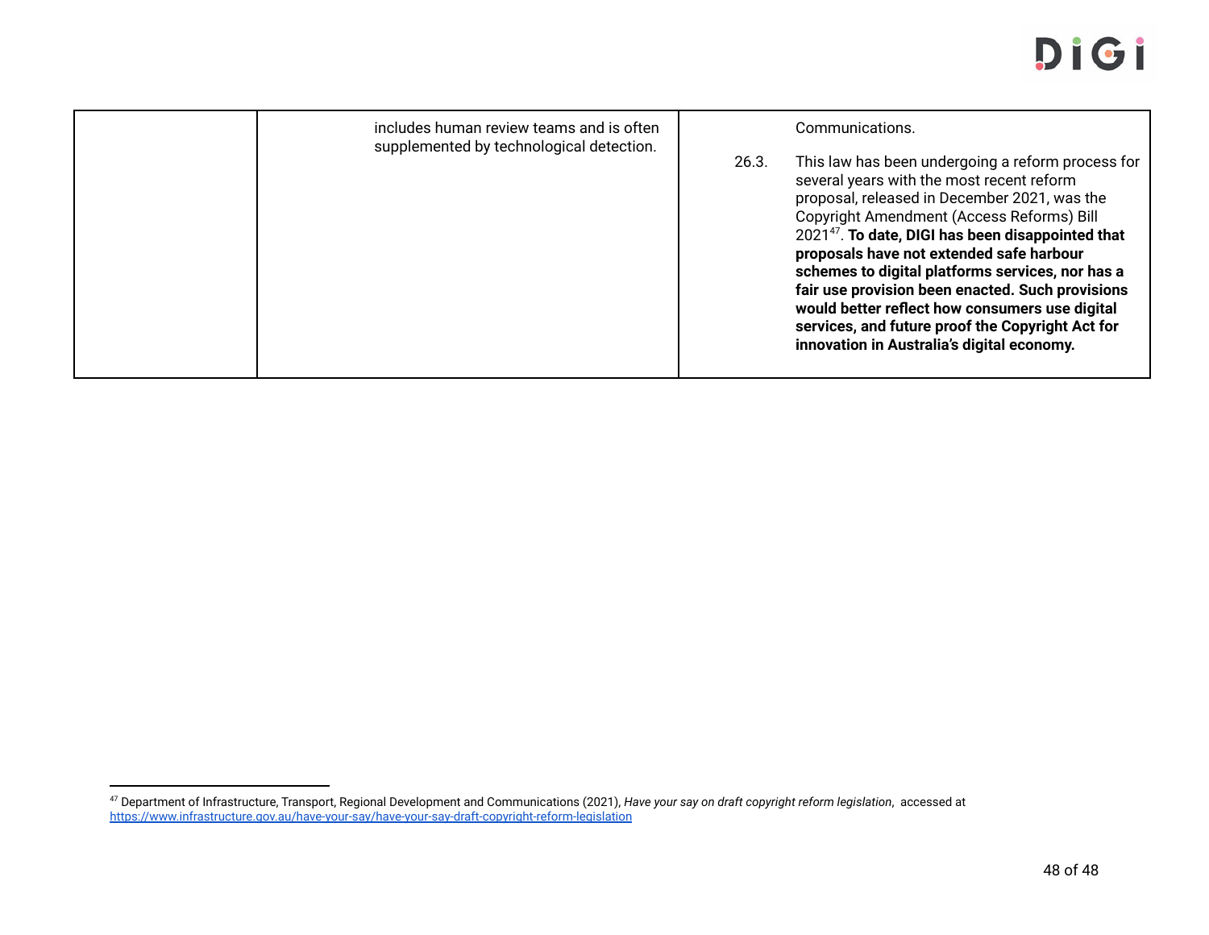| | | |
|---|---|---|
| | includes human review teams and is often supplemented by technological detection. | Communications.<br><br>26.3. This law has been undergoing a reform process for several years with the most recent reform proposal, released in December 2021, was the Copyright Amendment (Access Reforms) Bill 2021[47]. **To date, DIGI has been disappointed that proposals have not extended safe harbour schemes to digital platforms services, nor has a fair use provision been enacted. Such provisions would better reflect how consumers use digital services, and future proof the Copyright Act for innovation in Australia's digital economy.** |

[47] Department of Infrastructure, Transport, Regional Development and Communications (2021), *Have your say on draft copyright reform legislation*, accessed at https://www.infrastructure.gov.au/have-your-say/have-your-say-draft-copyright-reform-legislation